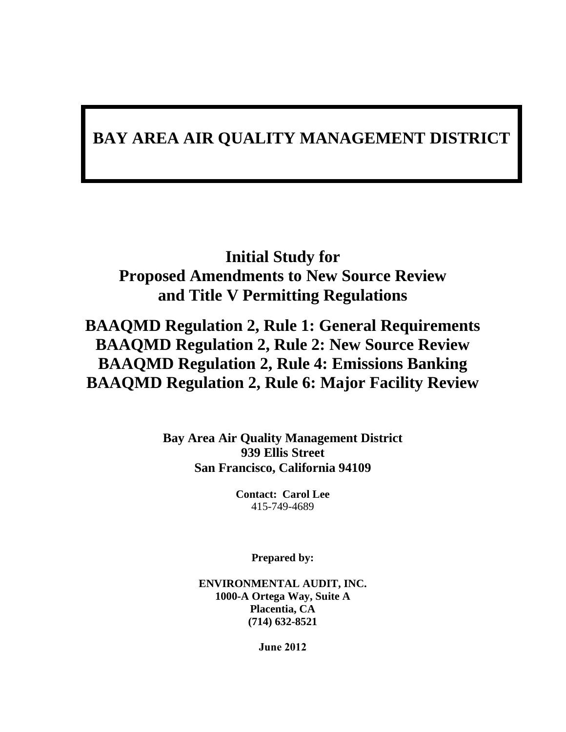# BAY AREA AIR QUALITY MANAGEMENT DISTRICT

## Initial Study for Proposed Amendments to New Source Review and Title V Permitting Regulations

## BAAQMD Regulation 2, Rule 1: General Requirements
## BAAQMD Regulation 2, Rule 2: New Source Review
## BAAQMD Regulation 2, Rule 4: Emissions Banking
## BAAQMD Regulation 2, Rule 6: Major Facility Review

**Bay Area Air Quality Management District**
**939 Ellis Street**
**San Francisco, California 94109**

**Contact: Carol Lee**
415-749-4689

**Prepared by:**

**ENVIRONMENTAL AUDIT, INC.**
**1000-A Ortega Way, Suite A**
**Placentia, CA**
**(714) 632-8521**

**June 2012**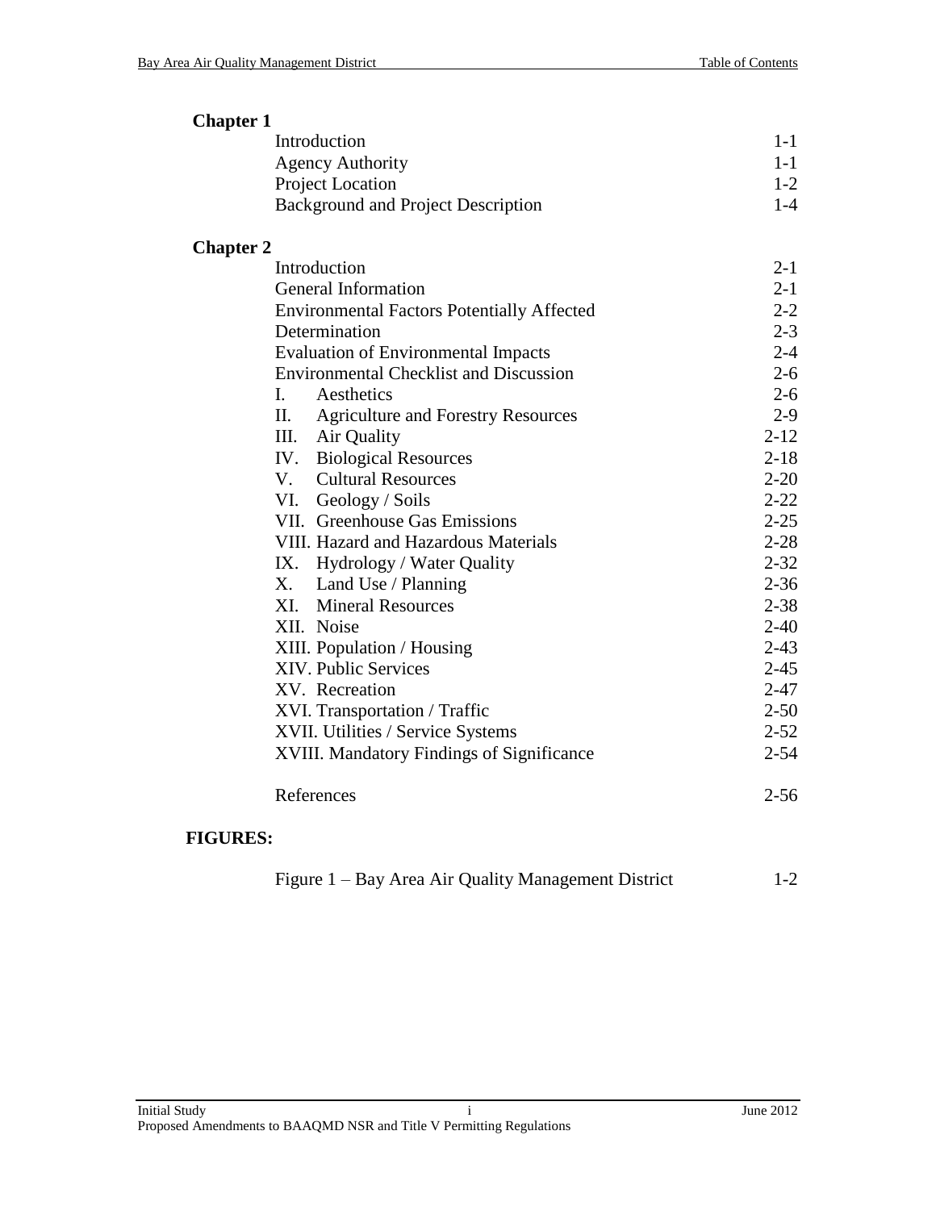**Chapter 1**

| | |
|---|---|
| Introduction | 1-1 |
| Agency Authority | 1-1 |
| Project Location | 1-2 |
| Background and Project Description | 1-4 |

**Chapter 2**

| | |
|---|---|
| Introduction | 2-1 |
| General Information | 2-1 |
| Environmental Factors Potentially Affected | 2-2 |
| Determination | 2-3 |
| Evaluation of Environmental Impacts | 2-4 |
| Environmental Checklist and Discussion | 2-6 |
| I. Aesthetics | 2-6 |
| II. Agriculture and Forestry Resources | 2-9 |
| III. Air Quality | 2-12 |
| IV. Biological Resources | 2-18 |
| V. Cultural Resources | 2-20 |
| VI. Geology / Soils | 2-22 |
| VII. Greenhouse Gas Emissions | 2-25 |
| VIII. Hazard and Hazardous Materials | 2-28 |
| IX. Hydrology / Water Quality | 2-32 |
| X. Land Use / Planning | 2-36 |
| XI. Mineral Resources | 2-38 |
| XII. Noise | 2-40 |
| XIII. Population / Housing | 2-43 |
| XIV. Public Services | 2-45 |
| XV. Recreation | 2-47 |
| XVI. Transportation / Traffic | 2-50 |
| XVII. Utilities / Service Systems | 2-52 |
| XVIII. Mandatory Findings of Significance | 2-54 |
| References | 2-56 |

**FIGURES:**

| | |
|---|---|
| Figure 1 – Bay Area Air Quality Management District | 1-2 |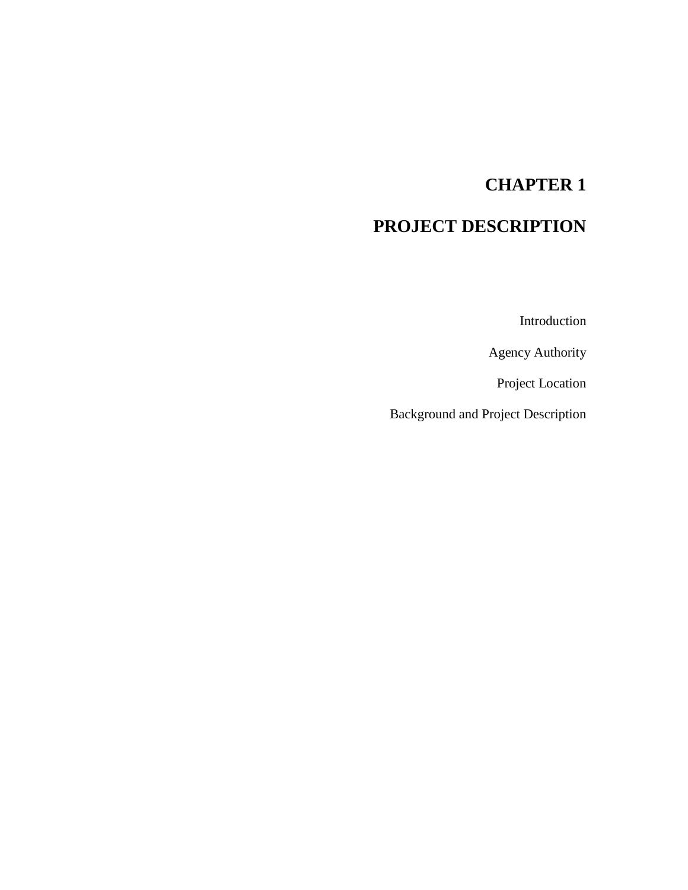# CHAPTER 1

# PROJECT DESCRIPTION

Introduction

Agency Authority

Project Location

Background and Project Description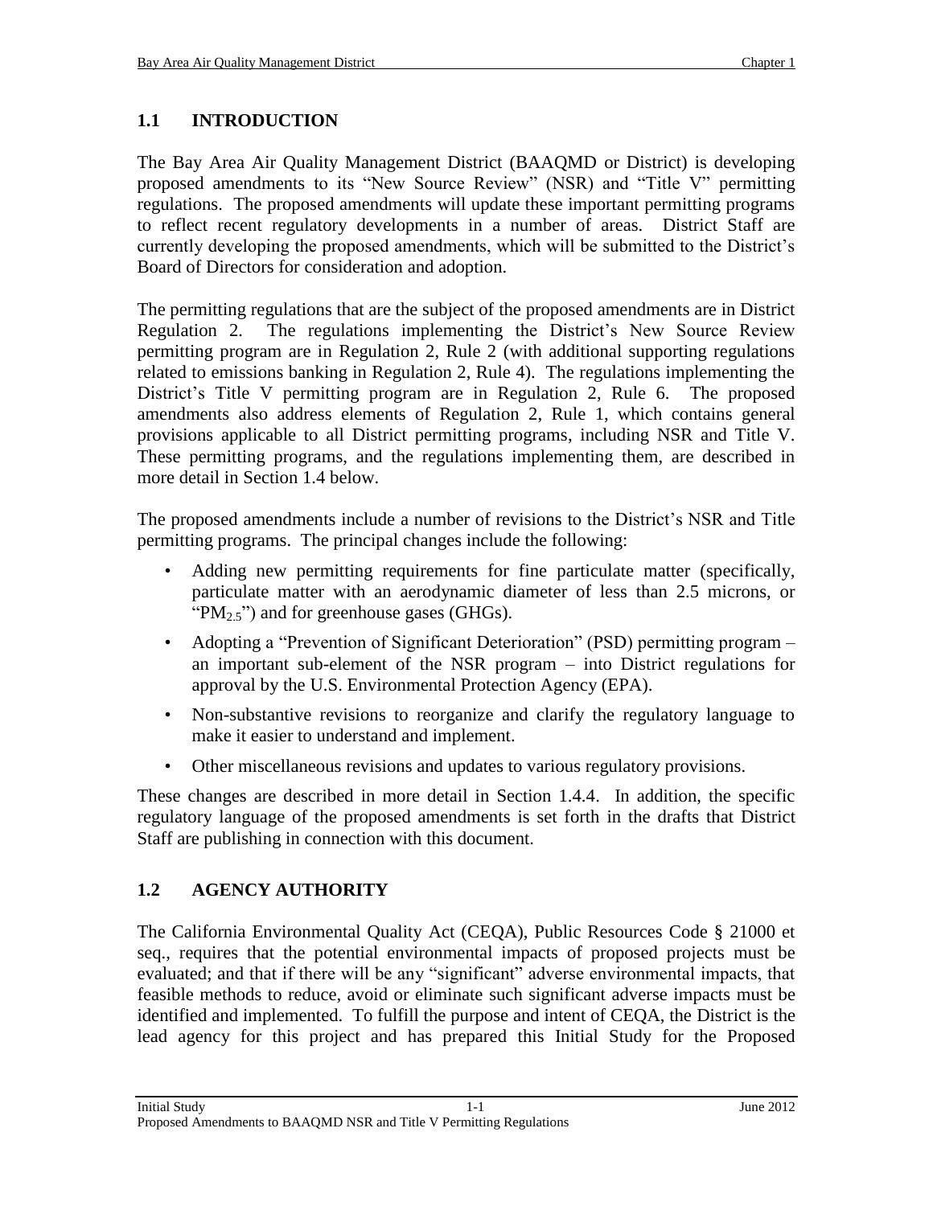## 1.1 INTRODUCTION

The Bay Area Air Quality Management District (BAAQMD or District) is developing proposed amendments to its "New Source Review" (NSR) and "Title V" permitting regulations. The proposed amendments will update these important permitting programs to reflect recent regulatory developments in a number of areas. District Staff are currently developing the proposed amendments, which will be submitted to the District's Board of Directors for consideration and adoption.

The permitting regulations that are the subject of the proposed amendments are in District Regulation 2. The regulations implementing the District's New Source Review permitting program are in Regulation 2, Rule 2 (with additional supporting regulations related to emissions banking in Regulation 2, Rule 4). The regulations implementing the District's Title V permitting program are in Regulation 2, Rule 6. The proposed amendments also address elements of Regulation 2, Rule 1, which contains general provisions applicable to all District permitting programs, including NSR and Title V. These permitting programs, and the regulations implementing them, are described in more detail in Section 1.4 below.

The proposed amendments include a number of revisions to the District's NSR and Title permitting programs. The principal changes include the following:

- Adding new permitting requirements for fine particulate matter (specifically, particulate matter with an aerodynamic diameter of less than 2.5 microns, or "$PM_{2.5}$") and for greenhouse gases (GHGs).
- Adopting a "Prevention of Significant Deterioration" (PSD) permitting program – an important sub-element of the NSR program – into District regulations for approval by the U.S. Environmental Protection Agency (EPA).
- Non-substantive revisions to reorganize and clarify the regulatory language to make it easier to understand and implement.
- Other miscellaneous revisions and updates to various regulatory provisions.

These changes are described in more detail in Section 1.4.4. In addition, the specific regulatory language of the proposed amendments is set forth in the drafts that District Staff are publishing in connection with this document.

## 1.2 AGENCY AUTHORITY

The California Environmental Quality Act (CEQA), Public Resources Code § 21000 et seq., requires that the potential environmental impacts of proposed projects must be evaluated; and that if there will be any "significant" adverse environmental impacts, that feasible methods to reduce, avoid or eliminate such significant adverse impacts must be identified and implemented. To fulfill the purpose and intent of CEQA, the District is the lead agency for this project and has prepared this Initial Study for the Proposed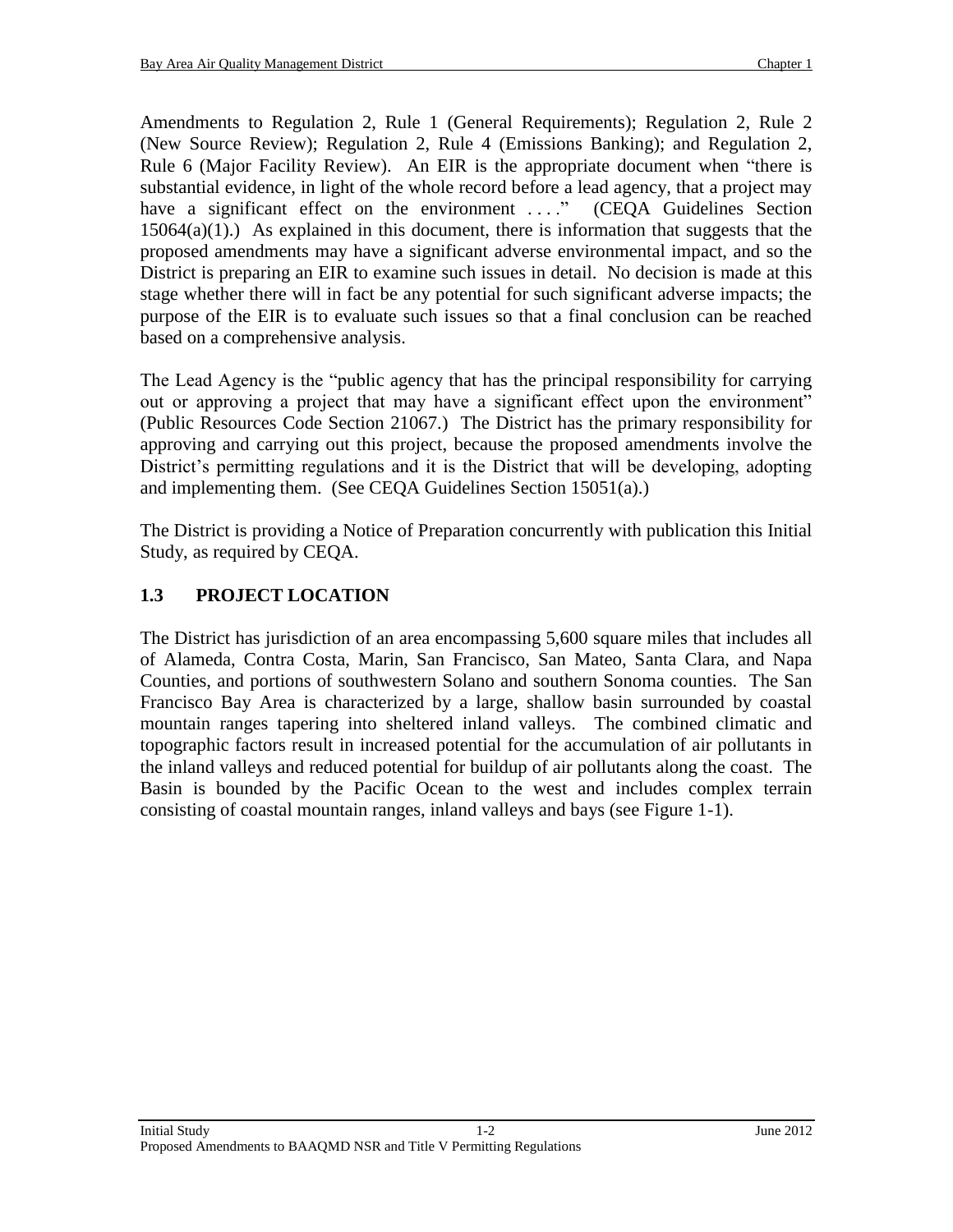Amendments to Regulation 2, Rule 1 (General Requirements); Regulation 2, Rule 2 (New Source Review); Regulation 2, Rule 4 (Emissions Banking); and Regulation 2, Rule 6 (Major Facility Review). An EIR is the appropriate document when "there is substantial evidence, in light of the whole record before a lead agency, that a project may have a significant effect on the environment . . . ." (CEQA Guidelines Section 15064(a)(1).) As explained in this document, there is information that suggests that the proposed amendments may have a significant adverse environmental impact, and so the District is preparing an EIR to examine such issues in detail. No decision is made at this stage whether there will in fact be any potential for such significant adverse impacts; the purpose of the EIR is to evaluate such issues so that a final conclusion can be reached based on a comprehensive analysis.

The Lead Agency is the "public agency that has the principal responsibility for carrying out or approving a project that may have a significant effect upon the environment" (Public Resources Code Section 21067.) The District has the primary responsibility for approving and carrying out this project, because the proposed amendments involve the District's permitting regulations and it is the District that will be developing, adopting and implementing them. (See CEQA Guidelines Section 15051(a).)

The District is providing a Notice of Preparation concurrently with publication this Initial Study, as required by CEQA.

## 1.3 PROJECT LOCATION

The District has jurisdiction of an area encompassing 5,600 square miles that includes all of Alameda, Contra Costa, Marin, San Francisco, San Mateo, Santa Clara, and Napa Counties, and portions of southwestern Solano and southern Sonoma counties. The San Francisco Bay Area is characterized by a large, shallow basin surrounded by coastal mountain ranges tapering into sheltered inland valleys. The combined climatic and topographic factors result in increased potential for the accumulation of air pollutants in the inland valleys and reduced potential for buildup of air pollutants along the coast. The Basin is bounded by the Pacific Ocean to the west and includes complex terrain consisting of coastal mountain ranges, inland valleys and bays (see Figure 1-1).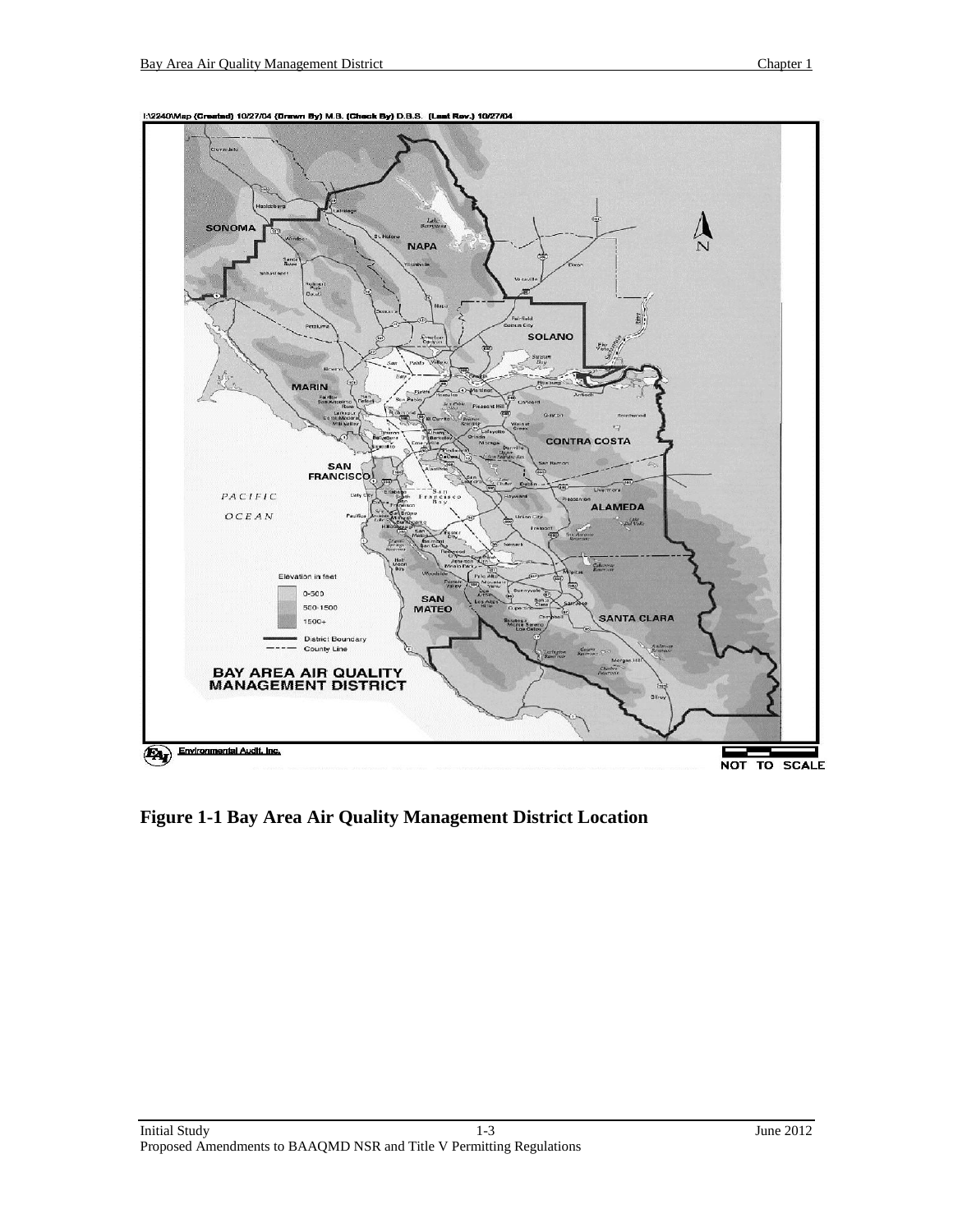**Figure 1-1 Bay Area Air Quality Management District Location**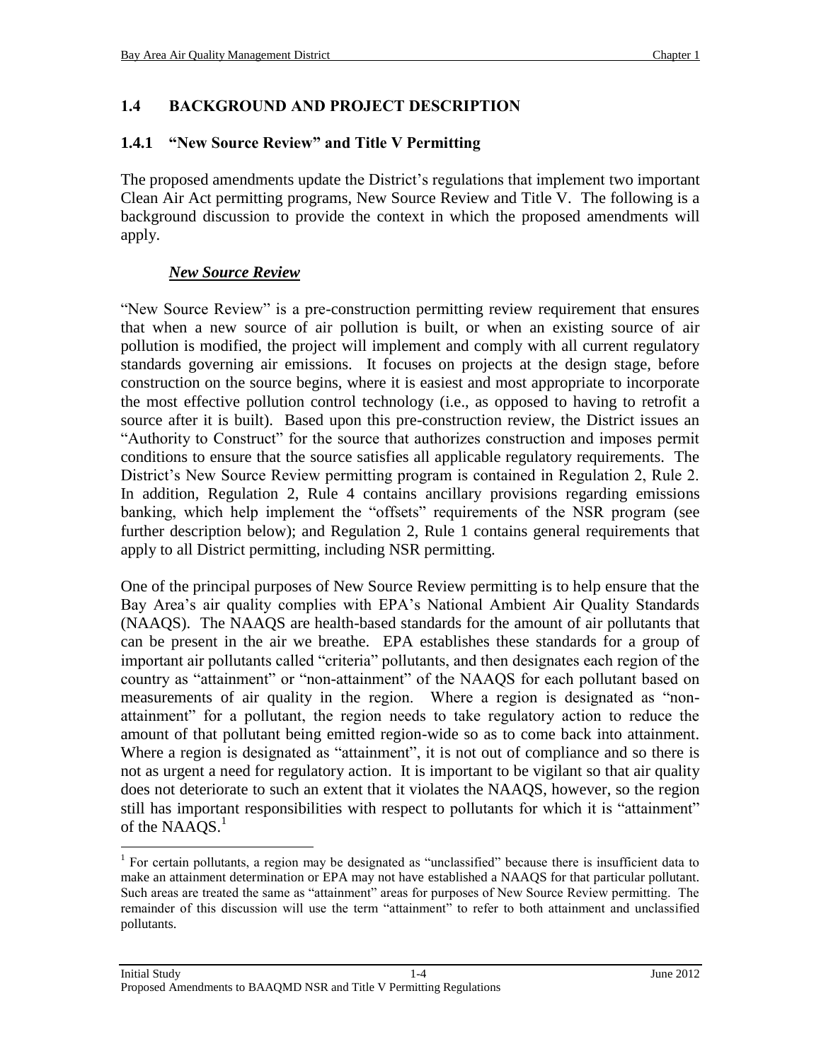## 1.4 BACKGROUND AND PROJECT DESCRIPTION

### 1.4.1 "New Source Review" and Title V Permitting

The proposed amendments update the District's regulations that implement two important Clean Air Act permitting programs, New Source Review and Title V. The following is a background discussion to provide the context in which the proposed amendments will apply.

***New Source Review***

"New Source Review" is a pre-construction permitting review requirement that ensures that when a new source of air pollution is built, or when an existing source of air pollution is modified, the project will implement and comply with all current regulatory standards governing air emissions. It focuses on projects at the design stage, before construction on the source begins, where it is easiest and most appropriate to incorporate the most effective pollution control technology (i.e., as opposed to having to retrofit a source after it is built). Based upon this pre-construction review, the District issues an "Authority to Construct" for the source that authorizes construction and imposes permit conditions to ensure that the source satisfies all applicable regulatory requirements. The District's New Source Review permitting program is contained in Regulation 2, Rule 2. In addition, Regulation 2, Rule 4 contains ancillary provisions regarding emissions banking, which help implement the "offsets" requirements of the NSR program (see further description below); and Regulation 2, Rule 1 contains general requirements that apply to all District permitting, including NSR permitting.

One of the principal purposes of New Source Review permitting is to help ensure that the Bay Area's air quality complies with EPA's National Ambient Air Quality Standards (NAAQS). The NAAQS are health-based standards for the amount of air pollutants that can be present in the air we breathe. EPA establishes these standards for a group of important air pollutants called "criteria" pollutants, and then designates each region of the country as "attainment" or "non-attainment" of the NAAQS for each pollutant based on measurements of air quality in the region. Where a region is designated as "non-attainment" for a pollutant, the region needs to take regulatory action to reduce the amount of that pollutant being emitted region-wide so as to come back into attainment. Where a region is designated as "attainment", it is not out of compliance and so there is not as urgent a need for regulatory action. It is important to be vigilant so that air quality does not deteriorate to such an extent that it violates the NAAQS, however, so the region still has important responsibilities with respect to pollutants for which it is "attainment" of the NAAQS.[1]

[1] For certain pollutants, a region may be designated as "unclassified" because there is insufficient data to make an attainment determination or EPA may not have established a NAAQS for that particular pollutant. Such areas are treated the same as "attainment" areas for purposes of New Source Review permitting. The remainder of this discussion will use the term "attainment" to refer to both attainment and unclassified pollutants.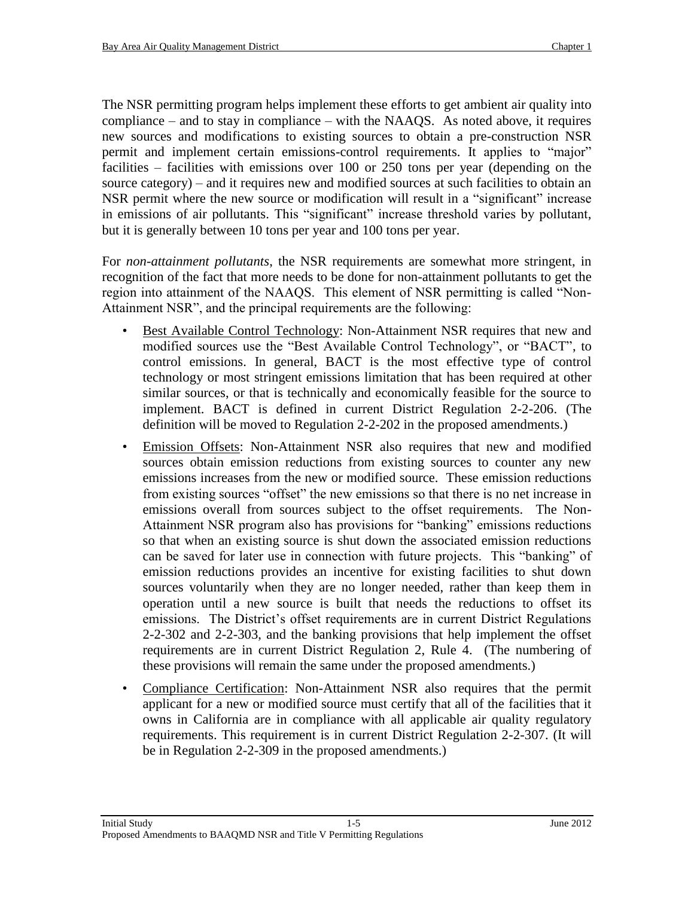The NSR permitting program helps implement these efforts to get ambient air quality into compliance – and to stay in compliance – with the NAAQS. As noted above, it requires new sources and modifications to existing sources to obtain a pre-construction NSR permit and implement certain emissions-control requirements. It applies to "major" facilities – facilities with emissions over 100 or 250 tons per year (depending on the source category) – and it requires new and modified sources at such facilities to obtain an NSR permit where the new source or modification will result in a "significant" increase in emissions of air pollutants. This "significant" increase threshold varies by pollutant, but it is generally between 10 tons per year and 100 tons per year.

For *non-attainment pollutants*, the NSR requirements are somewhat more stringent, in recognition of the fact that more needs to be done for non-attainment pollutants to get the region into attainment of the NAAQS. This element of NSR permitting is called "Non-Attainment NSR", and the principal requirements are the following:

- Best Available Control Technology: Non-Attainment NSR requires that new and modified sources use the "Best Available Control Technology", or "BACT", to control emissions. In general, BACT is the most effective type of control technology or most stringent emissions limitation that has been required at other similar sources, or that is technically and economically feasible for the source to implement. BACT is defined in current District Regulation 2-2-206. (The definition will be moved to Regulation 2-2-202 in the proposed amendments.)
- Emission Offsets: Non-Attainment NSR also requires that new and modified sources obtain emission reductions from existing sources to counter any new emissions increases from the new or modified source. These emission reductions from existing sources "offset" the new emissions so that there is no net increase in emissions overall from sources subject to the offset requirements. The Non-Attainment NSR program also has provisions for "banking" emissions reductions so that when an existing source is shut down the associated emission reductions can be saved for later use in connection with future projects. This "banking" of emission reductions provides an incentive for existing facilities to shut down sources voluntarily when they are no longer needed, rather than keep them in operation until a new source is built that needs the reductions to offset its emissions. The District's offset requirements are in current District Regulations 2-2-302 and 2-2-303, and the banking provisions that help implement the offset requirements are in current District Regulation 2, Rule 4. (The numbering of these provisions will remain the same under the proposed amendments.)
- Compliance Certification: Non-Attainment NSR also requires that the permit applicant for a new or modified source must certify that all of the facilities that it owns in California are in compliance with all applicable air quality regulatory requirements. This requirement is in current District Regulation 2-2-307. (It will be in Regulation 2-2-309 in the proposed amendments.)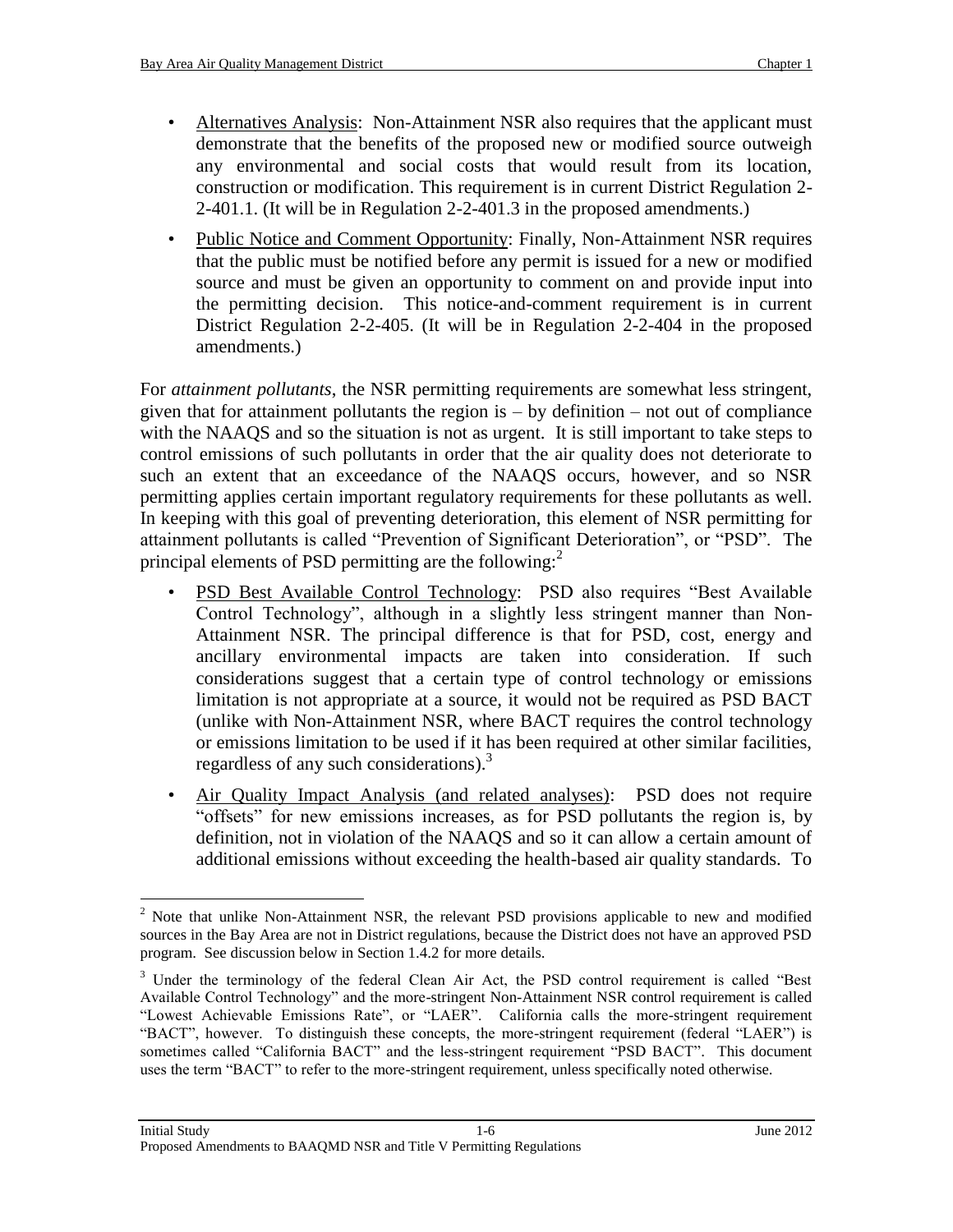- Alternatives Analysis: Non-Attainment NSR also requires that the applicant must demonstrate that the benefits of the proposed new or modified source outweigh any environmental and social costs that would result from its location, construction or modification. This requirement is in current District Regulation 2-2-401.1. (It will be in Regulation 2-2-401.3 in the proposed amendments.)
- Public Notice and Comment Opportunity: Finally, Non-Attainment NSR requires that the public must be notified before any permit is issued for a new or modified source and must be given an opportunity to comment on and provide input into the permitting decision. This notice-and-comment requirement is in current District Regulation 2-2-405. (It will be in Regulation 2-2-404 in the proposed amendments.)

For *attainment pollutants*, the NSR permitting requirements are somewhat less stringent, given that for attainment pollutants the region is – by definition – not out of compliance with the NAAQS and so the situation is not as urgent. It is still important to take steps to control emissions of such pollutants in order that the air quality does not deteriorate to such an extent that an exceedance of the NAAQS occurs, however, and so NSR permitting applies certain important regulatory requirements for these pollutants as well. In keeping with this goal of preventing deterioration, this element of NSR permitting for attainment pollutants is called "Prevention of Significant Deterioration", or "PSD". The principal elements of PSD permitting are the following:[2]

- PSD Best Available Control Technology: PSD also requires "Best Available Control Technology", although in a slightly less stringent manner than Non-Attainment NSR. The principal difference is that for PSD, cost, energy and ancillary environmental impacts are taken into consideration. If such considerations suggest that a certain type of control technology or emissions limitation is not appropriate at a source, it would not be required as PSD BACT (unlike with Non-Attainment NSR, where BACT requires the control technology or emissions limitation to be used if it has been required at other similar facilities, regardless of any such considerations).[3]
- Air Quality Impact Analysis (and related analyses): PSD does not require "offsets" for new emissions increases, as for PSD pollutants the region is, by definition, not in violation of the NAAQS and so it can allow a certain amount of additional emissions without exceeding the health-based air quality standards. To

[2] Note that unlike Non-Attainment NSR, the relevant PSD provisions applicable to new and modified sources in the Bay Area are not in District regulations, because the District does not have an approved PSD program. See discussion below in Section 1.4.2 for more details.

[3] Under the terminology of the federal Clean Air Act, the PSD control requirement is called "Best Available Control Technology" and the more-stringent Non-Attainment NSR control requirement is called "Lowest Achievable Emissions Rate", or "LAER". California calls the more-stringent requirement "BACT", however. To distinguish these concepts, the more-stringent requirement (federal "LAER") is sometimes called "California BACT" and the less-stringent requirement "PSD BACT". This document uses the term "BACT" to refer to the more-stringent requirement, unless specifically noted otherwise.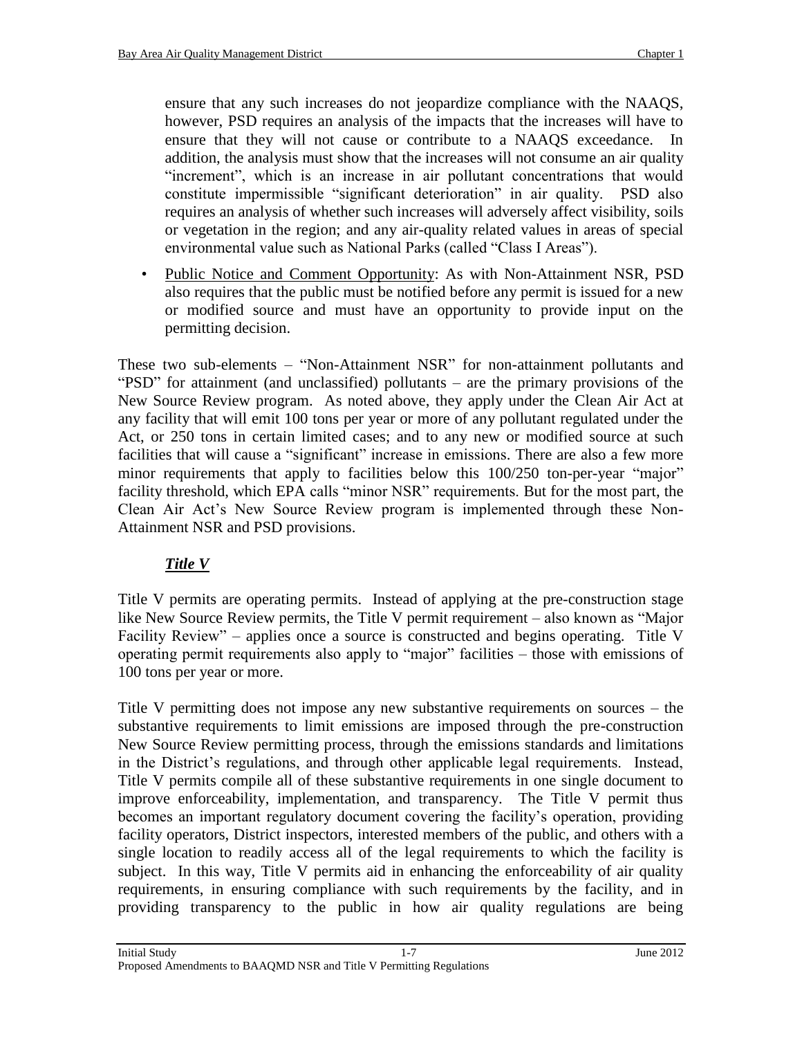ensure that any such increases do not jeopardize compliance with the NAAQS, however, PSD requires an analysis of the impacts that the increases will have to ensure that they will not cause or contribute to a NAAQS exceedance. In addition, the analysis must show that the increases will not consume an air quality "increment", which is an increase in air pollutant concentrations that would constitute impermissible "significant deterioration" in air quality. PSD also requires an analysis of whether such increases will adversely affect visibility, soils or vegetation in the region; and any air-quality related values in areas of special environmental value such as National Parks (called "Class I Areas").

- Public Notice and Comment Opportunity: As with Non-Attainment NSR, PSD also requires that the public must be notified before any permit is issued for a new or modified source and must have an opportunity to provide input on the permitting decision.

These two sub-elements – "Non-Attainment NSR" for non-attainment pollutants and "PSD" for attainment (and unclassified) pollutants – are the primary provisions of the New Source Review program. As noted above, they apply under the Clean Air Act at any facility that will emit 100 tons per year or more of any pollutant regulated under the Act, or 250 tons in certain limited cases; and to any new or modified source at such facilities that will cause a "significant" increase in emissions. There are also a few more minor requirements that apply to facilities below this 100/250 ton-per-year "major" facility threshold, which EPA calls "minor NSR" requirements. But for the most part, the Clean Air Act's New Source Review program is implemented through these Non-Attainment NSR and PSD provisions.

***Title V***

Title V permits are operating permits. Instead of applying at the pre-construction stage like New Source Review permits, the Title V permit requirement – also known as "Major Facility Review" – applies once a source is constructed and begins operating. Title V operating permit requirements also apply to "major" facilities – those with emissions of 100 tons per year or more.

Title V permitting does not impose any new substantive requirements on sources – the substantive requirements to limit emissions are imposed through the pre-construction New Source Review permitting process, through the emissions standards and limitations in the District's regulations, and through other applicable legal requirements. Instead, Title V permits compile all of these substantive requirements in one single document to improve enforceability, implementation, and transparency. The Title V permit thus becomes an important regulatory document covering the facility's operation, providing facility operators, District inspectors, interested members of the public, and others with a single location to readily access all of the legal requirements to which the facility is subject. In this way, Title V permits aid in enhancing the enforceability of air quality requirements, in ensuring compliance with such requirements by the facility, and in providing transparency to the public in how air quality regulations are being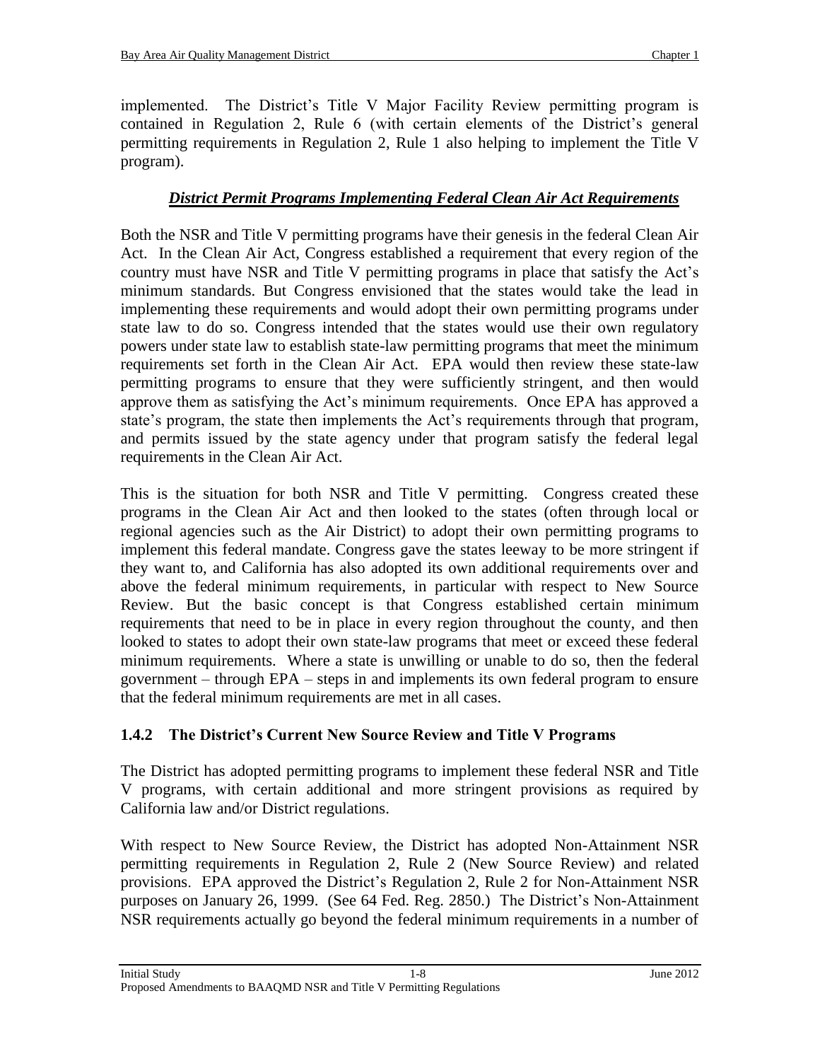implemented. The District's Title V Major Facility Review permitting program is contained in Regulation 2, Rule 6 (with certain elements of the District's general permitting requirements in Regulation 2, Rule 1 also helping to implement the Title V program).

***District Permit Programs Implementing Federal Clean Air Act Requirements***

Both the NSR and Title V permitting programs have their genesis in the federal Clean Air Act. In the Clean Air Act, Congress established a requirement that every region of the country must have NSR and Title V permitting programs in place that satisfy the Act's minimum standards. But Congress envisioned that the states would take the lead in implementing these requirements and would adopt their own permitting programs under state law to do so. Congress intended that the states would use their own regulatory powers under state law to establish state-law permitting programs that meet the minimum requirements set forth in the Clean Air Act. EPA would then review these state-law permitting programs to ensure that they were sufficiently stringent, and then would approve them as satisfying the Act's minimum requirements. Once EPA has approved a state's program, the state then implements the Act's requirements through that program, and permits issued by the state agency under that program satisfy the federal legal requirements in the Clean Air Act.

This is the situation for both NSR and Title V permitting. Congress created these programs in the Clean Air Act and then looked to the states (often through local or regional agencies such as the Air District) to adopt their own permitting programs to implement this federal mandate. Congress gave the states leeway to be more stringent if they want to, and California has also adopted its own additional requirements over and above the federal minimum requirements, in particular with respect to New Source Review. But the basic concept is that Congress established certain minimum requirements that need to be in place in every region throughout the county, and then looked to states to adopt their own state-law programs that meet or exceed these federal minimum requirements. Where a state is unwilling or unable to do so, then the federal government – through EPA – steps in and implements its own federal program to ensure that the federal minimum requirements are met in all cases.

### 1.4.2 The District's Current New Source Review and Title V Programs

The District has adopted permitting programs to implement these federal NSR and Title V programs, with certain additional and more stringent provisions as required by California law and/or District regulations.

With respect to New Source Review, the District has adopted Non-Attainment NSR permitting requirements in Regulation 2, Rule 2 (New Source Review) and related provisions. EPA approved the District's Regulation 2, Rule 2 for Non-Attainment NSR purposes on January 26, 1999. (See 64 Fed. Reg. 2850.) The District's Non-Attainment NSR requirements actually go beyond the federal minimum requirements in a number of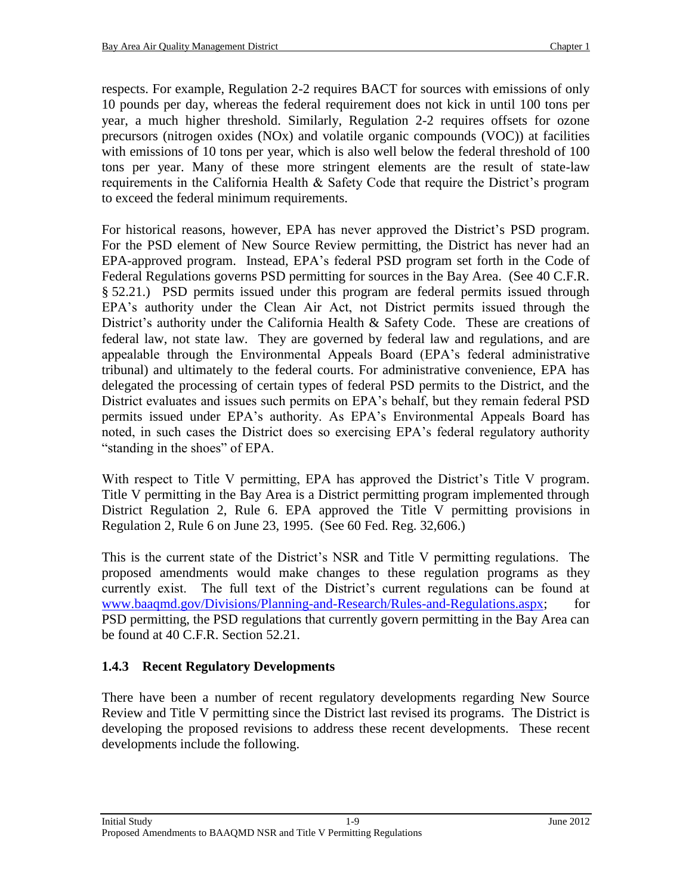respects. For example, Regulation 2-2 requires BACT for sources with emissions of only 10 pounds per day, whereas the federal requirement does not kick in until 100 tons per year, a much higher threshold. Similarly, Regulation 2-2 requires offsets for ozone precursors (nitrogen oxides (NOx) and volatile organic compounds (VOC)) at facilities with emissions of 10 tons per year, which is also well below the federal threshold of 100 tons per year. Many of these more stringent elements are the result of state-law requirements in the California Health & Safety Code that require the District's program to exceed the federal minimum requirements.

For historical reasons, however, EPA has never approved the District's PSD program. For the PSD element of New Source Review permitting, the District has never had an EPA-approved program. Instead, EPA's federal PSD program set forth in the Code of Federal Regulations governs PSD permitting for sources in the Bay Area. (See 40 C.F.R. § 52.21.) PSD permits issued under this program are federal permits issued through EPA's authority under the Clean Air Act, not District permits issued through the District's authority under the California Health & Safety Code. These are creations of federal law, not state law. They are governed by federal law and regulations, and are appealable through the Environmental Appeals Board (EPA's federal administrative tribunal) and ultimately to the federal courts. For administrative convenience, EPA has delegated the processing of certain types of federal PSD permits to the District, and the District evaluates and issues such permits on EPA's behalf, but they remain federal PSD permits issued under EPA's authority. As EPA's Environmental Appeals Board has noted, in such cases the District does so exercising EPA's federal regulatory authority "standing in the shoes" of EPA.

With respect to Title V permitting, EPA has approved the District's Title V program. Title V permitting in the Bay Area is a District permitting program implemented through District Regulation 2, Rule 6. EPA approved the Title V permitting provisions in Regulation 2, Rule 6 on June 23, 1995. (See 60 Fed. Reg. 32,606.)

This is the current state of the District's NSR and Title V permitting regulations. The proposed amendments would make changes to these regulation programs as they currently exist. The full text of the District's current regulations can be found at www.baaqmd.gov/Divisions/Planning-and-Research/Rules-and-Regulations.aspx; for PSD permitting, the PSD regulations that currently govern permitting in the Bay Area can be found at 40 C.F.R. Section 52.21.

### 1.4.3 Recent Regulatory Developments

There have been a number of recent regulatory developments regarding New Source Review and Title V permitting since the District last revised its programs. The District is developing the proposed revisions to address these recent developments. These recent developments include the following.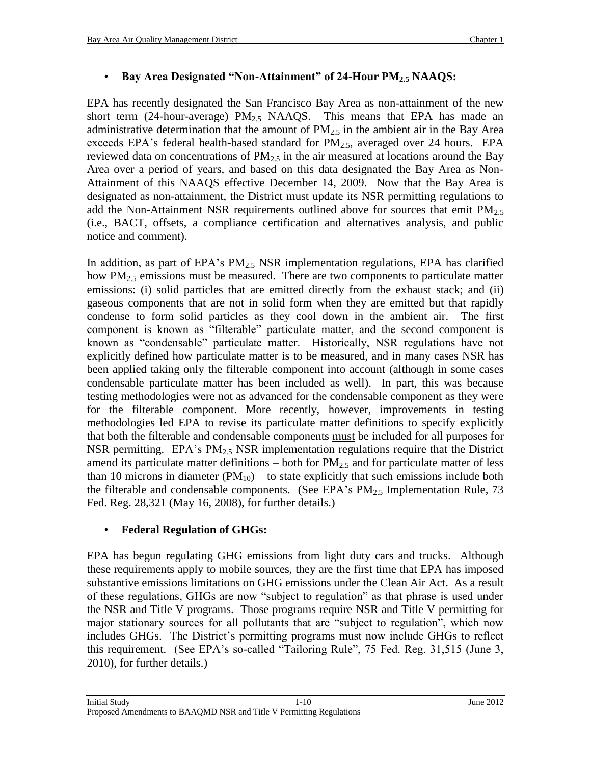- **Bay Area Designated "Non-Attainment" of 24-Hour $PM_{2.5}$ NAAQS:**

EPA has recently designated the San Francisco Bay Area as non-attainment of the new short term (24-hour-average) $PM_{2.5}$ NAAQS. This means that EPA has made an administrative determination that the amount of $PM_{2.5}$ in the ambient air in the Bay Area exceeds EPA's federal health-based standard for $PM_{2.5}$, averaged over 24 hours. EPA reviewed data on concentrations of $PM_{2.5}$ in the air measured at locations around the Bay Area over a period of years, and based on this data designated the Bay Area as Non-Attainment of this NAAQS effective December 14, 2009. Now that the Bay Area is designated as non-attainment, the District must update its NSR permitting regulations to add the Non-Attainment NSR requirements outlined above for sources that emit $PM_{2.5}$ (i.e., BACT, offsets, a compliance certification and alternatives analysis, and public notice and comment).

In addition, as part of EPA's $PM_{2.5}$ NSR implementation regulations, EPA has clarified how $PM_{2.5}$ emissions must be measured. There are two components to particulate matter emissions: (i) solid particles that are emitted directly from the exhaust stack; and (ii) gaseous components that are not in solid form when they are emitted but that rapidly condense to form solid particles as they cool down in the ambient air. The first component is known as "filterable" particulate matter, and the second component is known as "condensable" particulate matter. Historically, NSR regulations have not explicitly defined how particulate matter is to be measured, and in many cases NSR has been applied taking only the filterable component into account (although in some cases condensable particulate matter has been included as well). In part, this was because testing methodologies were not as advanced for the condensable component as they were for the filterable component. More recently, however, improvements in testing methodologies led EPA to revise its particulate matter definitions to specify explicitly that both the filterable and condensable components must be included for all purposes for NSR permitting. EPA's $PM_{2.5}$ NSR implementation regulations require that the District amend its particulate matter definitions – both for $PM_{2.5}$ and for particulate matter of less than 10 microns in diameter ($PM_{10}$) – to state explicitly that such emissions include both the filterable and condensable components. (See EPA's $PM_{2.5}$ Implementation Rule, 73 Fed. Reg. 28,321 (May 16, 2008), for further details.)

- **Federal Regulation of GHGs:**

EPA has begun regulating GHG emissions from light duty cars and trucks. Although these requirements apply to mobile sources, they are the first time that EPA has imposed substantive emissions limitations on GHG emissions under the Clean Air Act. As a result of these regulations, GHGs are now "subject to regulation" as that phrase is used under the NSR and Title V programs. Those programs require NSR and Title V permitting for major stationary sources for all pollutants that are "subject to regulation", which now includes GHGs. The District's permitting programs must now include GHGs to reflect this requirement. (See EPA's so-called "Tailoring Rule", 75 Fed. Reg. 31,515 (June 3, 2010), for further details.)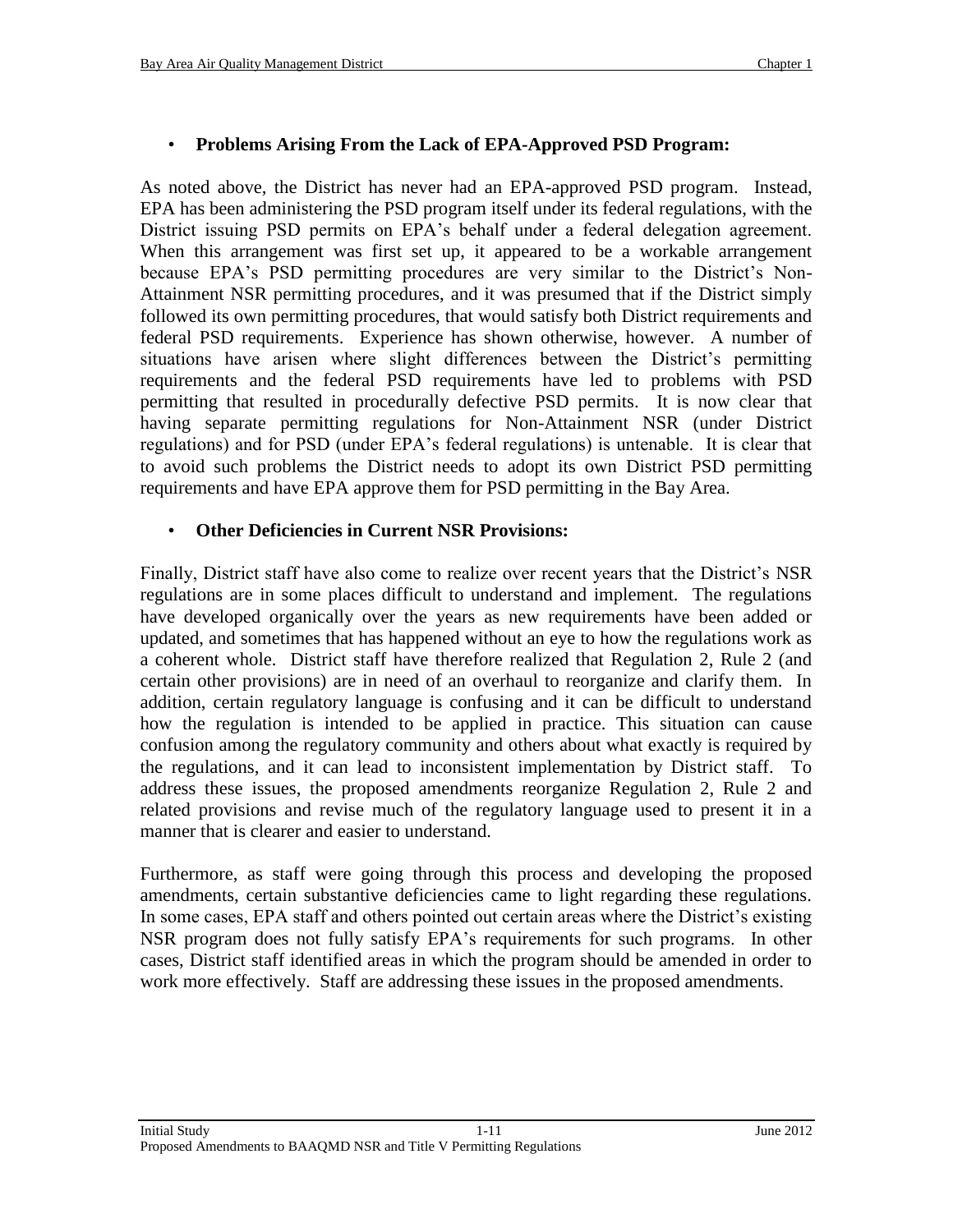- **Problems Arising From the Lack of EPA-Approved PSD Program:**

As noted above, the District has never had an EPA-approved PSD program. Instead, EPA has been administering the PSD program itself under its federal regulations, with the District issuing PSD permits on EPA's behalf under a federal delegation agreement. When this arrangement was first set up, it appeared to be a workable arrangement because EPA's PSD permitting procedures are very similar to the District's Non-Attainment NSR permitting procedures, and it was presumed that if the District simply followed its own permitting procedures, that would satisfy both District requirements and federal PSD requirements. Experience has shown otherwise, however. A number of situations have arisen where slight differences between the District's permitting requirements and the federal PSD requirements have led to problems with PSD permitting that resulted in procedurally defective PSD permits. It is now clear that having separate permitting regulations for Non-Attainment NSR (under District regulations) and for PSD (under EPA's federal regulations) is untenable. It is clear that to avoid such problems the District needs to adopt its own District PSD permitting requirements and have EPA approve them for PSD permitting in the Bay Area.

- **Other Deficiencies in Current NSR Provisions:**

Finally, District staff have also come to realize over recent years that the District's NSR regulations are in some places difficult to understand and implement. The regulations have developed organically over the years as new requirements have been added or updated, and sometimes that has happened without an eye to how the regulations work as a coherent whole. District staff have therefore realized that Regulation 2, Rule 2 (and certain other provisions) are in need of an overhaul to reorganize and clarify them. In addition, certain regulatory language is confusing and it can be difficult to understand how the regulation is intended to be applied in practice. This situation can cause confusion among the regulatory community and others about what exactly is required by the regulations, and it can lead to inconsistent implementation by District staff. To address these issues, the proposed amendments reorganize Regulation 2, Rule 2 and related provisions and revise much of the regulatory language used to present it in a manner that is clearer and easier to understand.

Furthermore, as staff were going through this process and developing the proposed amendments, certain substantive deficiencies came to light regarding these regulations. In some cases, EPA staff and others pointed out certain areas where the District's existing NSR program does not fully satisfy EPA's requirements for such programs. In other cases, District staff identified areas in which the program should be amended in order to work more effectively. Staff are addressing these issues in the proposed amendments.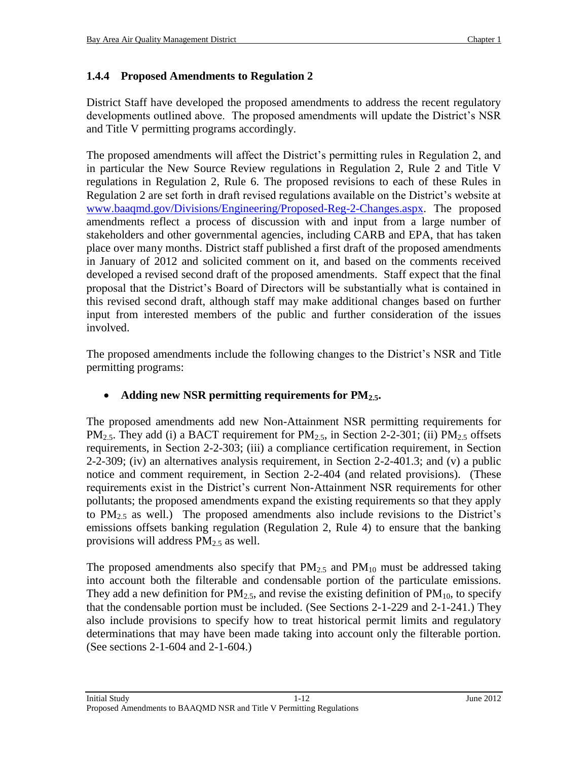### 1.4.4 Proposed Amendments to Regulation 2

District Staff have developed the proposed amendments to address the recent regulatory developments outlined above. The proposed amendments will update the District's NSR and Title V permitting programs accordingly.

The proposed amendments will affect the District's permitting rules in Regulation 2, and in particular the New Source Review regulations in Regulation 2, Rule 2 and Title V regulations in Regulation 2, Rule 6. The proposed revisions to each of these Rules in Regulation 2 are set forth in draft revised regulations available on the District's website at www.baaqmd.gov/Divisions/Engineering/Proposed-Reg-2-Changes.aspx. The proposed amendments reflect a process of discussion with and input from a large number of stakeholders and other governmental agencies, including CARB and EPA, that has taken place over many months. District staff published a first draft of the proposed amendments in January of 2012 and solicited comment on it, and based on the comments received developed a revised second draft of the proposed amendments. Staff expect that the final proposal that the District's Board of Directors will be substantially what is contained in this revised second draft, although staff may make additional changes based on further input from interested members of the public and further consideration of the issues involved.

The proposed amendments include the following changes to the District's NSR and Title permitting programs:

- **Adding new NSR permitting requirements for $PM_{2.5}$.**

The proposed amendments add new Non-Attainment NSR permitting requirements for $PM_{2.5}$. They add (i) a BACT requirement for $PM_{2.5}$, in Section 2-2-301; (ii) $PM_{2.5}$ offsets requirements, in Section 2-2-303; (iii) a compliance certification requirement, in Section 2-2-309; (iv) an alternatives analysis requirement, in Section 2-2-401.3; and (v) a public notice and comment requirement, in Section 2-2-404 (and related provisions). (These requirements exist in the District's current Non-Attainment NSR requirements for other pollutants; the proposed amendments expand the existing requirements so that they apply to $PM_{2.5}$ as well.) The proposed amendments also include revisions to the District's emissions offsets banking regulation (Regulation 2, Rule 4) to ensure that the banking provisions will address $PM_{2.5}$ as well.

The proposed amendments also specify that $PM_{2.5}$ and $PM_{10}$ must be addressed taking into account both the filterable and condensable portion of the particulate emissions. They add a new definition for $PM_{2.5}$, and revise the existing definition of $PM_{10}$, to specify that the condensable portion must be included. (See Sections 2-1-229 and 2-1-241.) They also include provisions to specify how to treat historical permit limits and regulatory determinations that may have been made taking into account only the filterable portion. (See sections 2-1-604 and 2-1-604.)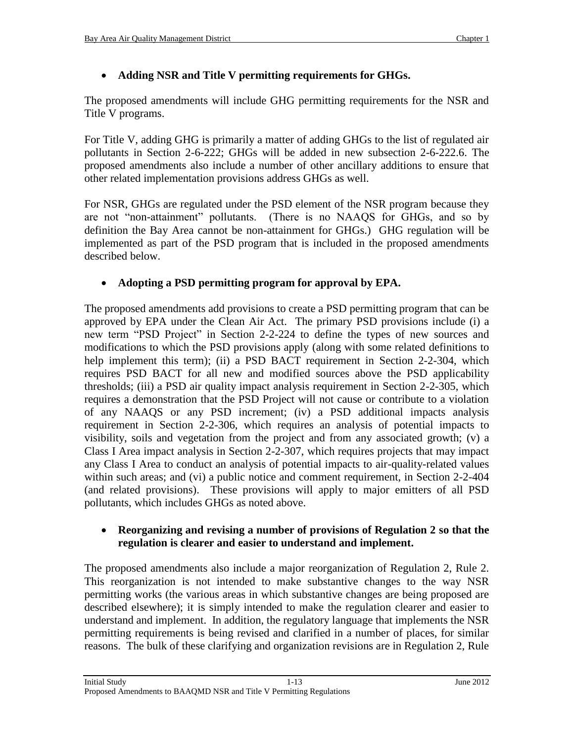- **Adding NSR and Title V permitting requirements for GHGs.**

The proposed amendments will include GHG permitting requirements for the NSR and Title V programs.

For Title V, adding GHG is primarily a matter of adding GHGs to the list of regulated air pollutants in Section 2-6-222; GHGs will be added in new subsection 2-6-222.6. The proposed amendments also include a number of other ancillary additions to ensure that other related implementation provisions address GHGs as well.

For NSR, GHGs are regulated under the PSD element of the NSR program because they are not "non-attainment" pollutants. (There is no NAAQS for GHGs, and so by definition the Bay Area cannot be non-attainment for GHGs.) GHG regulation will be implemented as part of the PSD program that is included in the proposed amendments described below.

- **Adopting a PSD permitting program for approval by EPA.**

The proposed amendments add provisions to create a PSD permitting program that can be approved by EPA under the Clean Air Act. The primary PSD provisions include (i) a new term "PSD Project" in Section 2-2-224 to define the types of new sources and modifications to which the PSD provisions apply (along with some related definitions to help implement this term); (ii) a PSD BACT requirement in Section 2-2-304, which requires PSD BACT for all new and modified sources above the PSD applicability thresholds; (iii) a PSD air quality impact analysis requirement in Section 2-2-305, which requires a demonstration that the PSD Project will not cause or contribute to a violation of any NAAQS or any PSD increment; (iv) a PSD additional impacts analysis requirement in Section 2-2-306, which requires an analysis of potential impacts to visibility, soils and vegetation from the project and from any associated growth; (v) a Class I Area impact analysis in Section 2-2-307, which requires projects that may impact any Class I Area to conduct an analysis of potential impacts to air-quality-related values within such areas; and (vi) a public notice and comment requirement, in Section 2-2-404 (and related provisions). These provisions will apply to major emitters of all PSD pollutants, which includes GHGs as noted above.

- **Reorganizing and revising a number of provisions of Regulation 2 so that the regulation is clearer and easier to understand and implement.**

The proposed amendments also include a major reorganization of Regulation 2, Rule 2. This reorganization is not intended to make substantive changes to the way NSR permitting works (the various areas in which substantive changes are being proposed are described elsewhere); it is simply intended to make the regulation clearer and easier to understand and implement. In addition, the regulatory language that implements the NSR permitting requirements is being revised and clarified in a number of places, for similar reasons. The bulk of these clarifying and organization revisions are in Regulation 2, Rule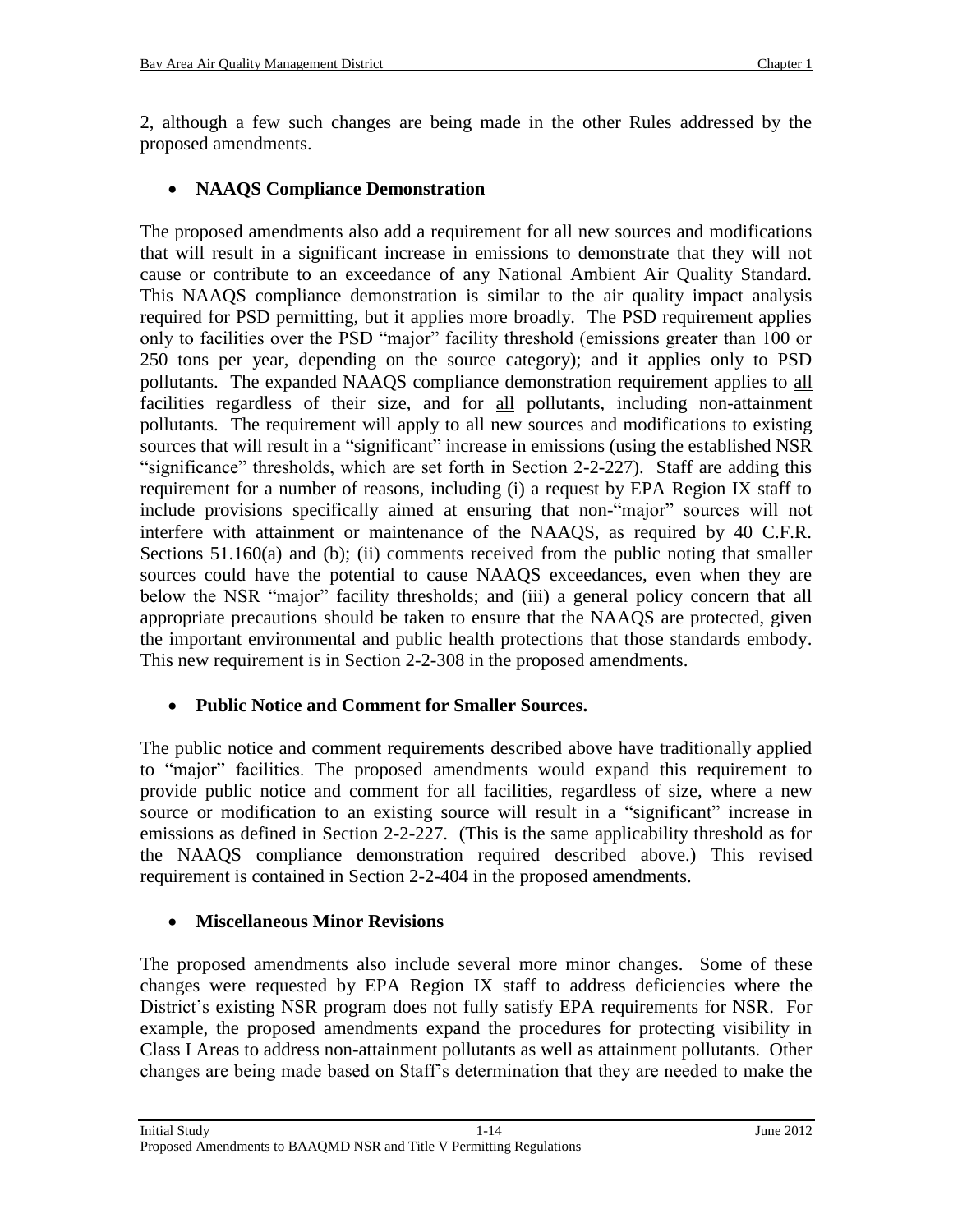2, although a few such changes are being made in the other Rules addressed by the proposed amendments.

- **NAAQS Compliance Demonstration**

The proposed amendments also add a requirement for all new sources and modifications that will result in a significant increase in emissions to demonstrate that they will not cause or contribute to an exceedance of any National Ambient Air Quality Standard. This NAAQS compliance demonstration is similar to the air quality impact analysis required for PSD permitting, but it applies more broadly. The PSD requirement applies only to facilities over the PSD "major" facility threshold (emissions greater than 100 or 250 tons per year, depending on the source category); and it applies only to PSD pollutants. The expanded NAAQS compliance demonstration requirement applies to all facilities regardless of their size, and for all pollutants, including non-attainment pollutants. The requirement will apply to all new sources and modifications to existing sources that will result in a "significant" increase in emissions (using the established NSR "significance" thresholds, which are set forth in Section 2-2-227). Staff are adding this requirement for a number of reasons, including (i) a request by EPA Region IX staff to include provisions specifically aimed at ensuring that non-"major" sources will not interfere with attainment or maintenance of the NAAQS, as required by 40 C.F.R. Sections 51.160(a) and (b); (ii) comments received from the public noting that smaller sources could have the potential to cause NAAQS exceedances, even when they are below the NSR "major" facility thresholds; and (iii) a general policy concern that all appropriate precautions should be taken to ensure that the NAAQS are protected, given the important environmental and public health protections that those standards embody. This new requirement is in Section 2-2-308 in the proposed amendments.

- **Public Notice and Comment for Smaller Sources.**

The public notice and comment requirements described above have traditionally applied to "major" facilities. The proposed amendments would expand this requirement to provide public notice and comment for all facilities, regardless of size, where a new source or modification to an existing source will result in a "significant" increase in emissions as defined in Section 2-2-227. (This is the same applicability threshold as for the NAAQS compliance demonstration required described above.) This revised requirement is contained in Section 2-2-404 in the proposed amendments.

- **Miscellaneous Minor Revisions**

The proposed amendments also include several more minor changes. Some of these changes were requested by EPA Region IX staff to address deficiencies where the District's existing NSR program does not fully satisfy EPA requirements for NSR. For example, the proposed amendments expand the procedures for protecting visibility in Class I Areas to address non-attainment pollutants as well as attainment pollutants. Other changes are being made based on Staff's determination that they are needed to make the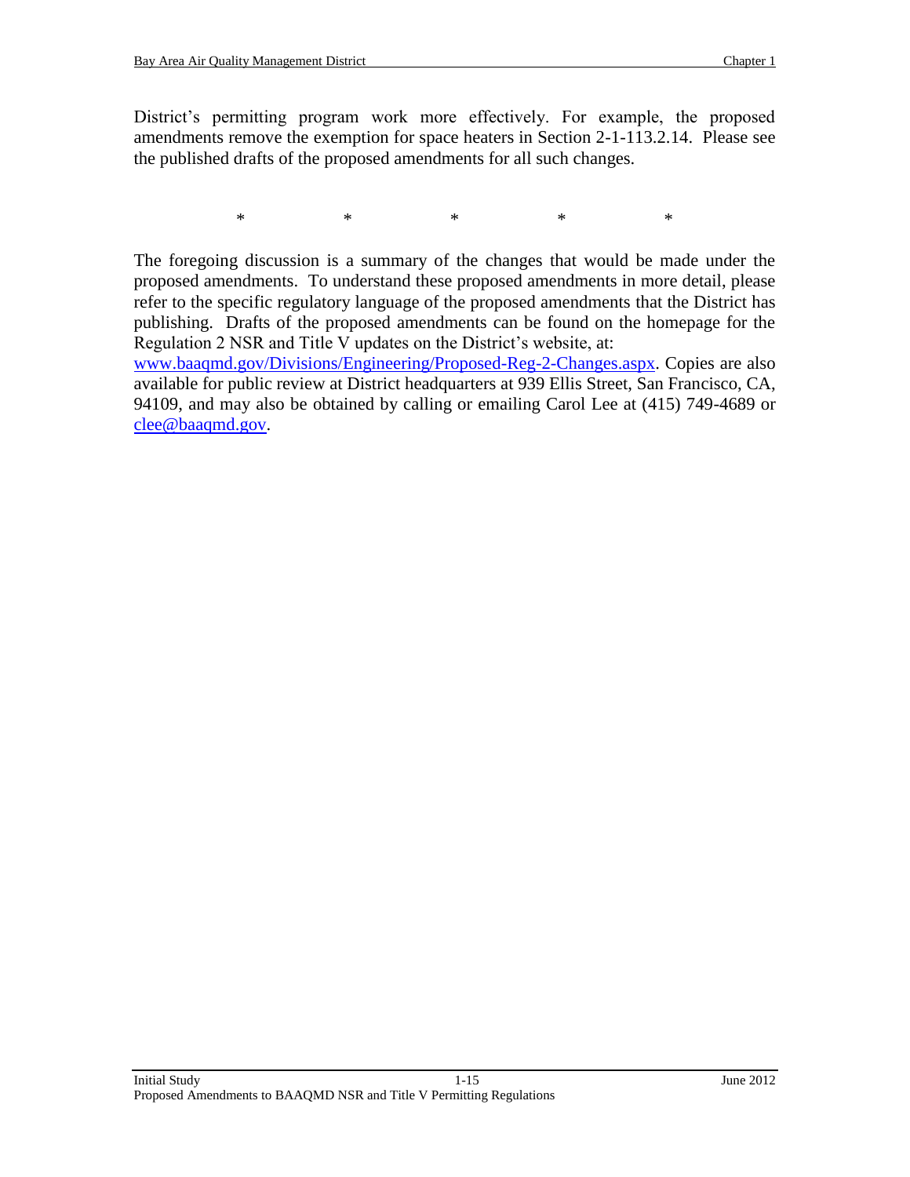District's permitting program work more effectively. For example, the proposed amendments remove the exemption for space heaters in Section 2-1-113.2.14. Please see the published drafts of the proposed amendments for all such changes.

\* \* \* \* \*

The foregoing discussion is a summary of the changes that would be made under the proposed amendments. To understand these proposed amendments in more detail, please refer to the specific regulatory language of the proposed amendments that the District has publishing. Drafts of the proposed amendments can be found on the homepage for the Regulation 2 NSR and Title V updates on the District's website, at: [www.baaqmd.gov/Divisions/Engineering/Proposed-Reg-2-Changes.aspx](http://www.baaqmd.gov/Divisions/Engineering/Proposed-Reg-2-Changes.aspx). Copies are also available for public review at District headquarters at 939 Ellis Street, San Francisco, CA, 94109, and may also be obtained by calling or emailing Carol Lee at (415) 749-4689 or [clee@baaqmd.gov](mailto:clee@baaqmd.gov).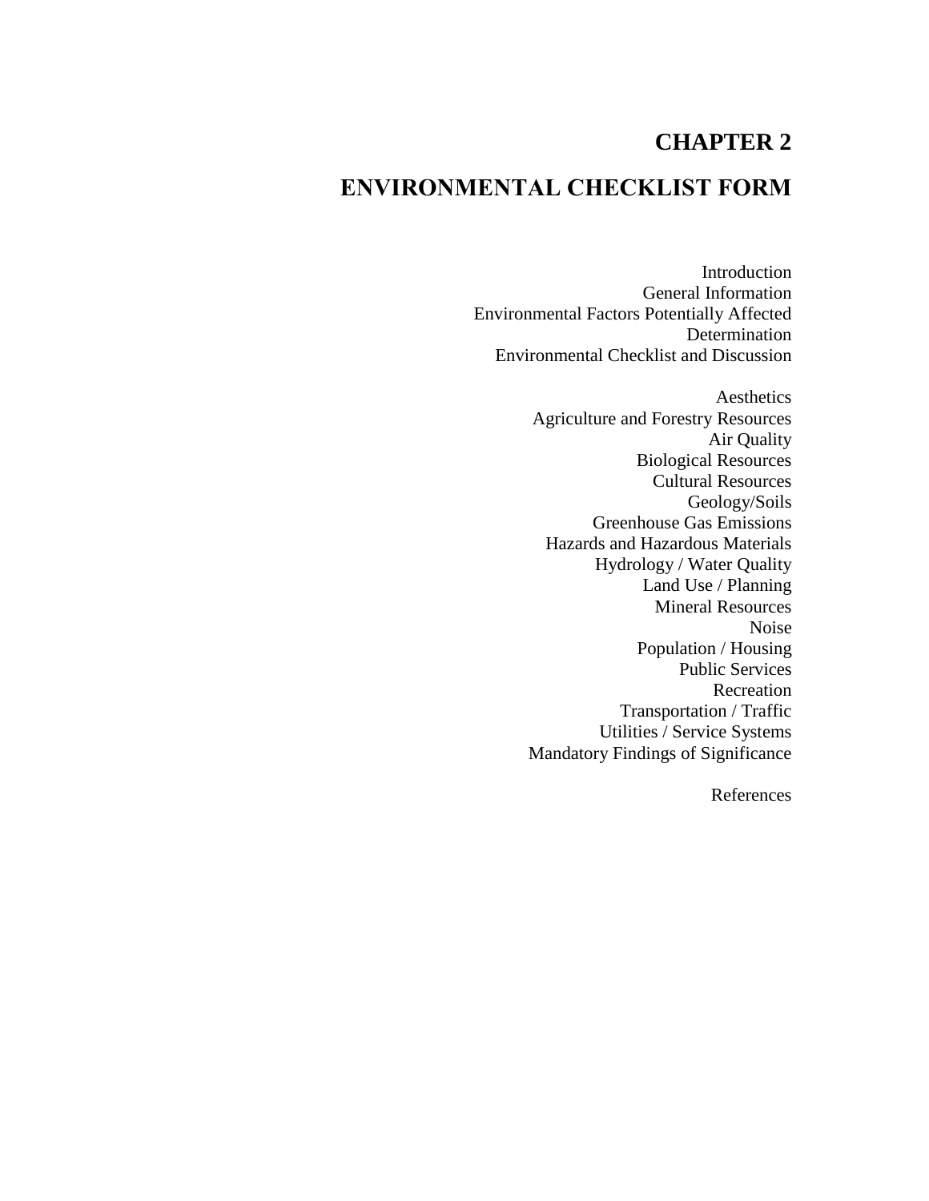# CHAPTER 2

# ENVIRONMENTAL CHECKLIST FORM

Introduction
General Information
Environmental Factors Potentially Affected
Determination
Environmental Checklist and Discussion

Aesthetics
Agriculture and Forestry Resources
Air Quality
Biological Resources
Cultural Resources
Geology/Soils
Greenhouse Gas Emissions
Hazards and Hazardous Materials
Hydrology / Water Quality
Land Use / Planning
Mineral Resources
Noise
Population / Housing
Public Services
Recreation
Transportation / Traffic
Utilities / Service Systems
Mandatory Findings of Significance

References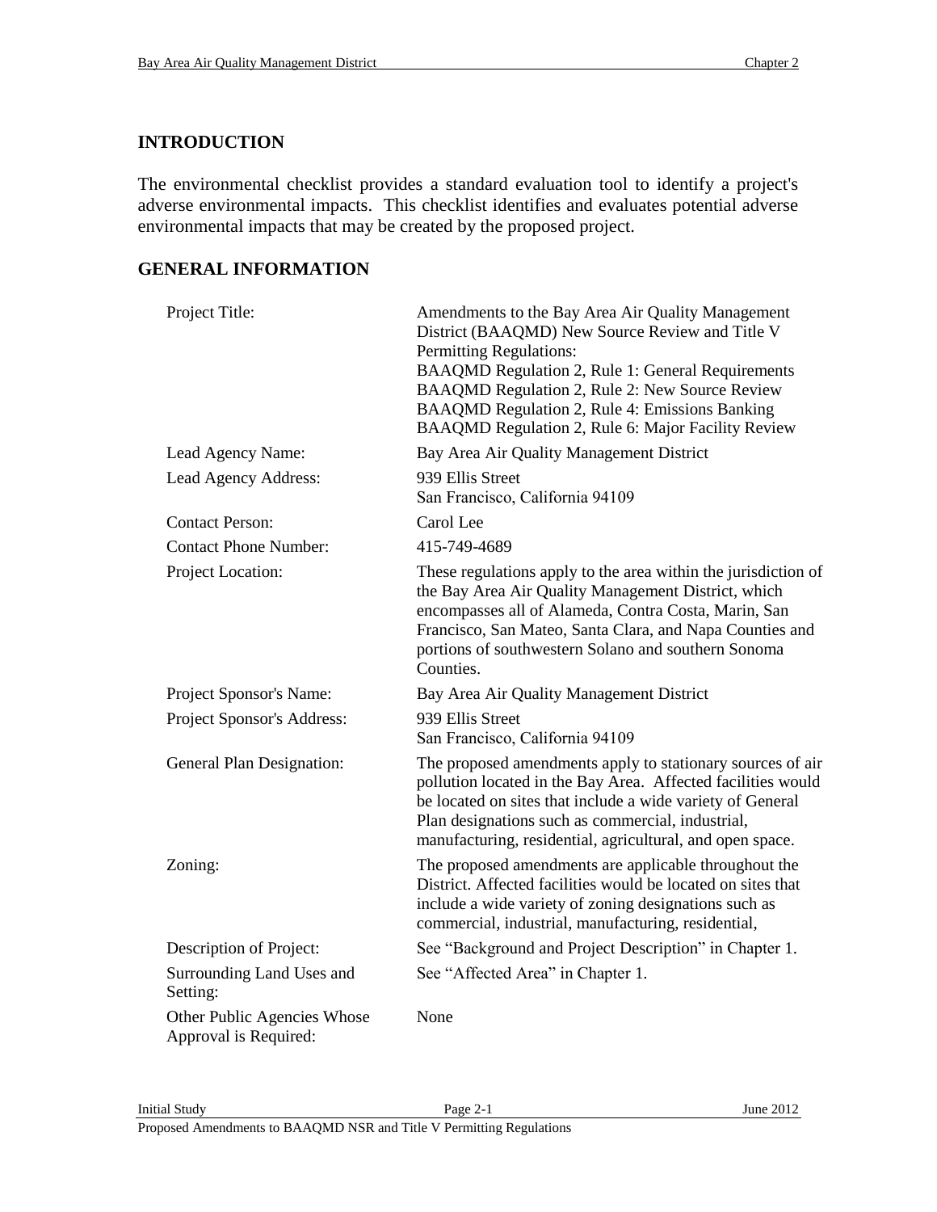## INTRODUCTION

The environmental checklist provides a standard evaluation tool to identify a project's adverse environmental impacts. This checklist identifies and evaluates potential adverse environmental impacts that may be created by the proposed project.

## GENERAL INFORMATION

| | |
|---|---|
| Project Title: | Amendments to the Bay Area Air Quality Management District (BAAQMD) New Source Review and Title V Permitting Regulations:<br>BAAQMD Regulation 2, Rule 1: General Requirements<br>BAAQMD Regulation 2, Rule 2: New Source Review<br>BAAQMD Regulation 2, Rule 4: Emissions Banking<br>BAAQMD Regulation 2, Rule 6: Major Facility Review |
| Lead Agency Name: | Bay Area Air Quality Management District |
| Lead Agency Address: | 939 Ellis Street<br>San Francisco, California 94109 |
| Contact Person: | Carol Lee |
| Contact Phone Number: | 415-749-4689 |
| Project Location: | These regulations apply to the area within the jurisdiction of the Bay Area Air Quality Management District, which encompasses all of Alameda, Contra Costa, Marin, San Francisco, San Mateo, Santa Clara, and Napa Counties and portions of southwestern Solano and southern Sonoma Counties. |
| Project Sponsor's Name: | Bay Area Air Quality Management District |
| Project Sponsor's Address: | 939 Ellis Street<br>San Francisco, California 94109 |
| General Plan Designation: | The proposed amendments apply to stationary sources of air pollution located in the Bay Area. Affected facilities would be located on sites that include a wide variety of General Plan designations such as commercial, industrial, manufacturing, residential, agricultural, and open space. |
| Zoning: | The proposed amendments are applicable throughout the District. Affected facilities would be located on sites that include a wide variety of zoning designations such as commercial, industrial, manufacturing, residential, |
| Description of Project: | See "Background and Project Description" in Chapter 1. |
| Surrounding Land Uses and Setting: | See "Affected Area" in Chapter 1. |
| Other Public Agencies Whose Approval is Required: | None |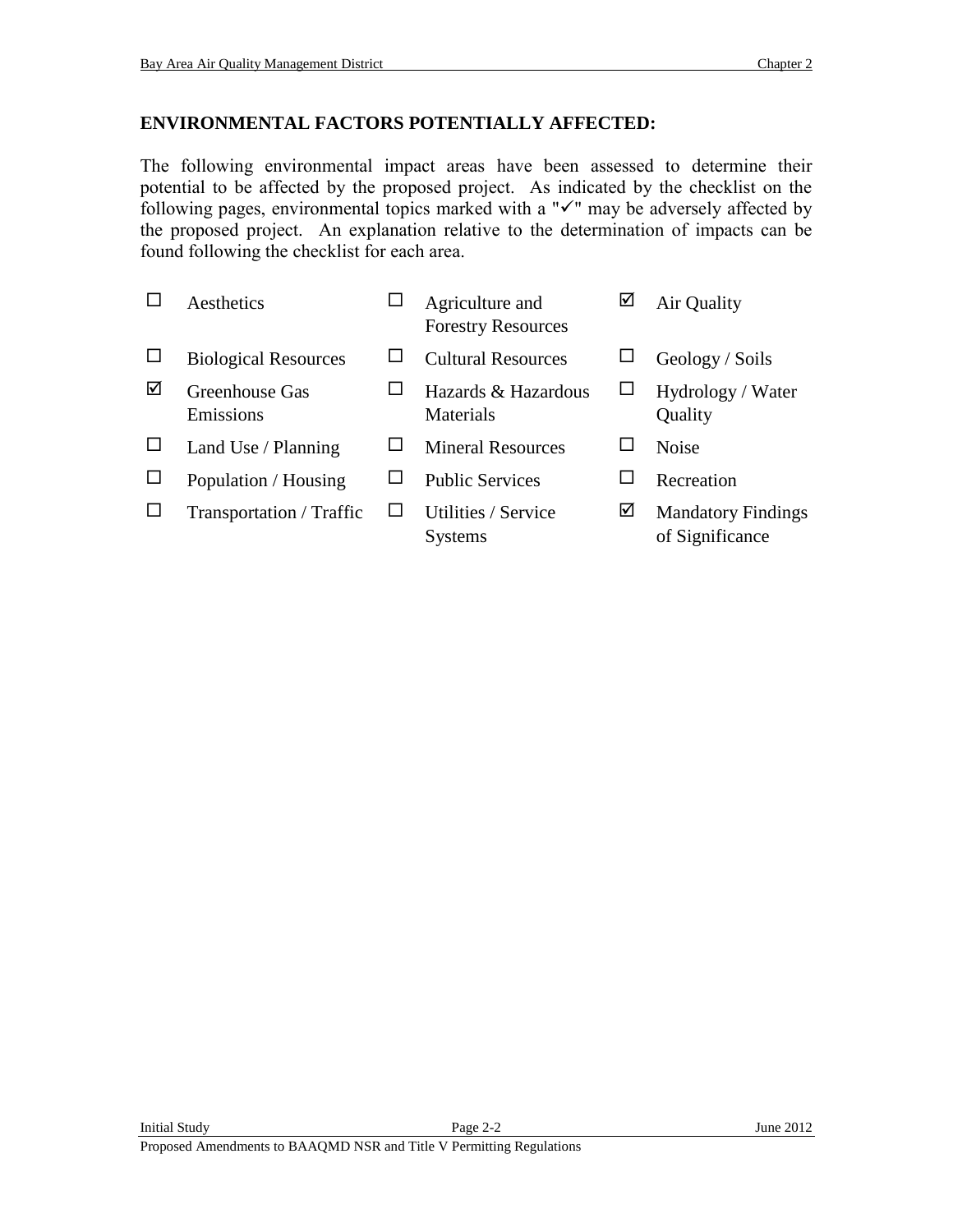**ENVIRONMENTAL FACTORS POTENTIALLY AFFECTED:**

The following environmental impact areas have been assessed to determine their potential to be affected by the proposed project. As indicated by the checklist on the following pages, environmental topics marked with a "✓" may be adversely affected by the proposed project. An explanation relative to the determination of impacts can be found following the checklist for each area.

| | | | | | |
|---|---|---|---|---|---|
| ☐ | Aesthetics | ☐ | Agriculture and Forestry Resources | ☑ | Air Quality |
| ☐ | Biological Resources | ☐ | Cultural Resources | ☐ | Geology / Soils |
| ☑ | Greenhouse Gas Emissions | ☐ | Hazards & Hazardous Materials | ☐ | Hydrology / Water Quality |
| ☐ | Land Use / Planning | ☐ | Mineral Resources | ☐ | Noise |
| ☐ | Population / Housing | ☐ | Public Services | ☐ | Recreation |
| ☐ | Transportation / Traffic | ☐ | Utilities / Service Systems | ☑ | Mandatory Findings of Significance |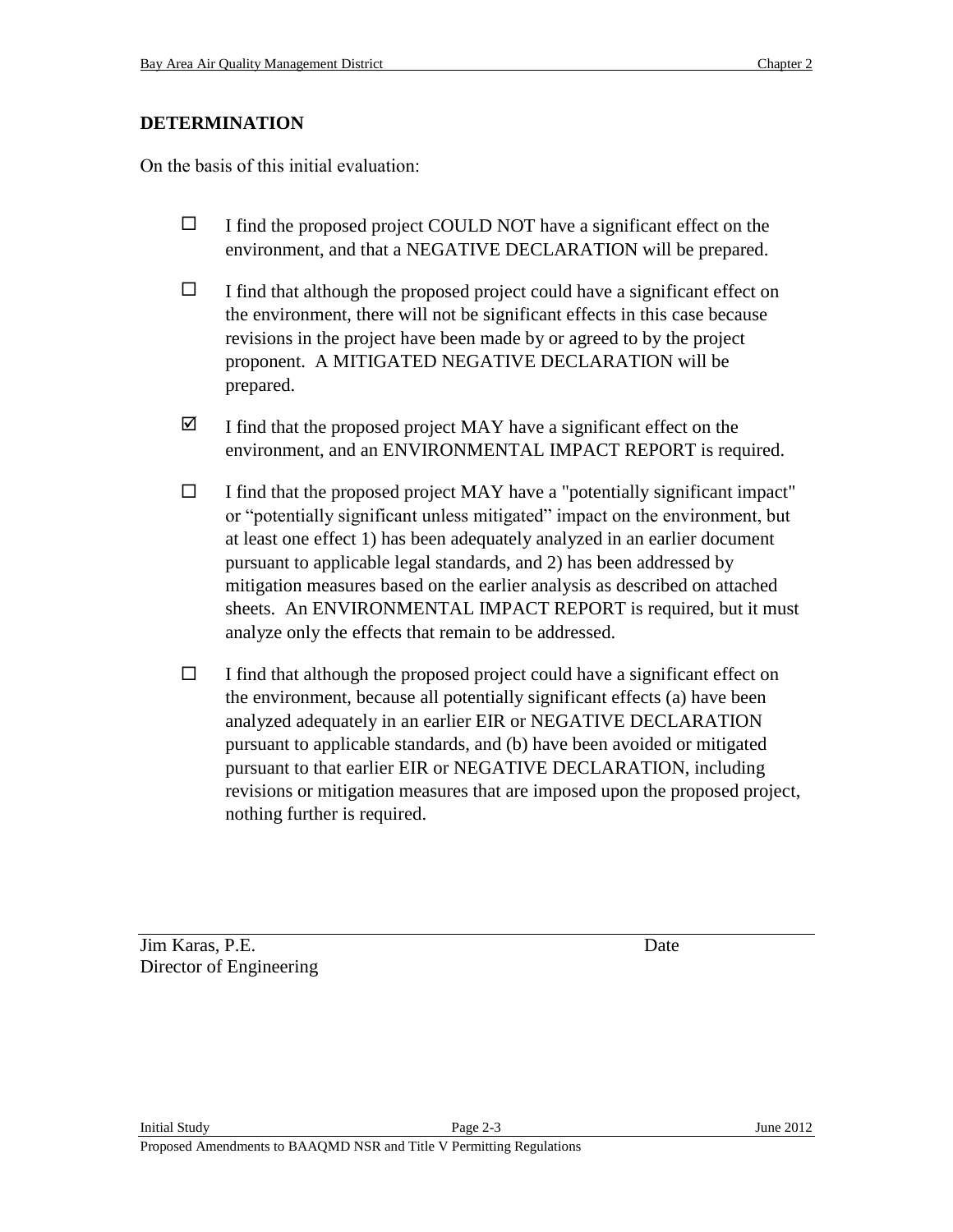**DETERMINATION**

On the basis of this initial evaluation:

☐ I find the proposed project COULD NOT have a significant effect on the environment, and that a NEGATIVE DECLARATION will be prepared.

☐ I find that although the proposed project could have a significant effect on the environment, there will not be significant effects in this case because revisions in the project have been made by or agreed to by the project proponent. A MITIGATED NEGATIVE DECLARATION will be prepared.

☑ I find that the proposed project MAY have a significant effect on the environment, and an ENVIRONMENTAL IMPACT REPORT is required.

☐ I find that the proposed project MAY have a "potentially significant impact" or "potentially significant unless mitigated" impact on the environment, but at least one effect 1) has been adequately analyzed in an earlier document pursuant to applicable legal standards, and 2) has been addressed by mitigation measures based on the earlier analysis as described on attached sheets. An ENVIRONMENTAL IMPACT REPORT is required, but it must analyze only the effects that remain to be addressed.

☐ I find that although the proposed project could have a significant effect on the environment, because all potentially significant effects (a) have been analyzed adequately in an earlier EIR or NEGATIVE DECLARATION pursuant to applicable standards, and (b) have been avoided or mitigated pursuant to that earlier EIR or NEGATIVE DECLARATION, including revisions or mitigation measures that are imposed upon the proposed project, nothing further is required.

Jim Karas, P.E. Date
Director of Engineering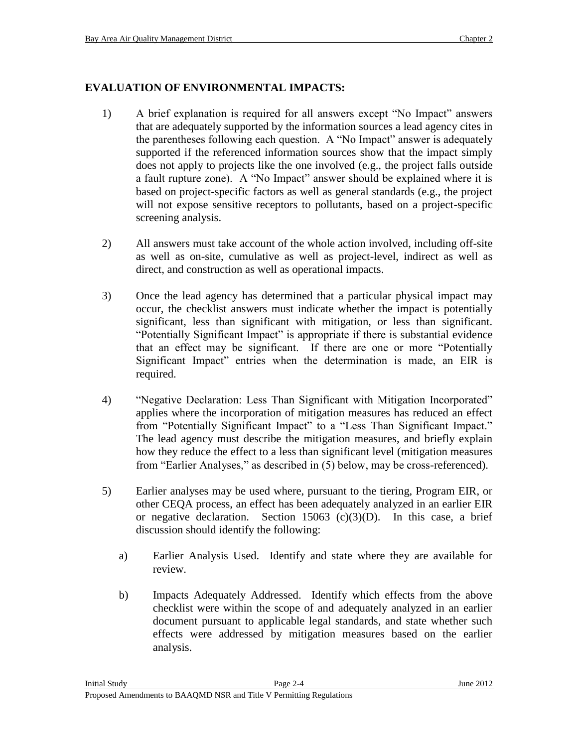**EVALUATION OF ENVIRONMENTAL IMPACTS:**

1) A brief explanation is required for all answers except "No Impact" answers that are adequately supported by the information sources a lead agency cites in the parentheses following each question. A "No Impact" answer is adequately supported if the referenced information sources show that the impact simply does not apply to projects like the one involved (e.g., the project falls outside a fault rupture zone). A "No Impact" answer should be explained where it is based on project-specific factors as well as general standards (e.g., the project will not expose sensitive receptors to pollutants, based on a project-specific screening analysis.

2) All answers must take account of the whole action involved, including off-site as well as on-site, cumulative as well as project-level, indirect as well as direct, and construction as well as operational impacts.

3) Once the lead agency has determined that a particular physical impact may occur, the checklist answers must indicate whether the impact is potentially significant, less than significant with mitigation, or less than significant. "Potentially Significant Impact" is appropriate if there is substantial evidence that an effect may be significant. If there are one or more "Potentially Significant Impact" entries when the determination is made, an EIR is required.

4) "Negative Declaration: Less Than Significant with Mitigation Incorporated" applies where the incorporation of mitigation measures has reduced an effect from "Potentially Significant Impact" to a "Less Than Significant Impact." The lead agency must describe the mitigation measures, and briefly explain how they reduce the effect to a less than significant level (mitigation measures from "Earlier Analyses," as described in (5) below, may be cross-referenced).

5) Earlier analyses may be used where, pursuant to the tiering, Program EIR, or other CEQA process, an effect has been adequately analyzed in an earlier EIR or negative declaration. Section 15063 (c)(3)(D). In this case, a brief discussion should identify the following:

   a) Earlier Analysis Used. Identify and state where they are available for review.

   b) Impacts Adequately Addressed. Identify which effects from the above checklist were within the scope of and adequately analyzed in an earlier document pursuant to applicable legal standards, and state whether such effects were addressed by mitigation measures based on the earlier analysis.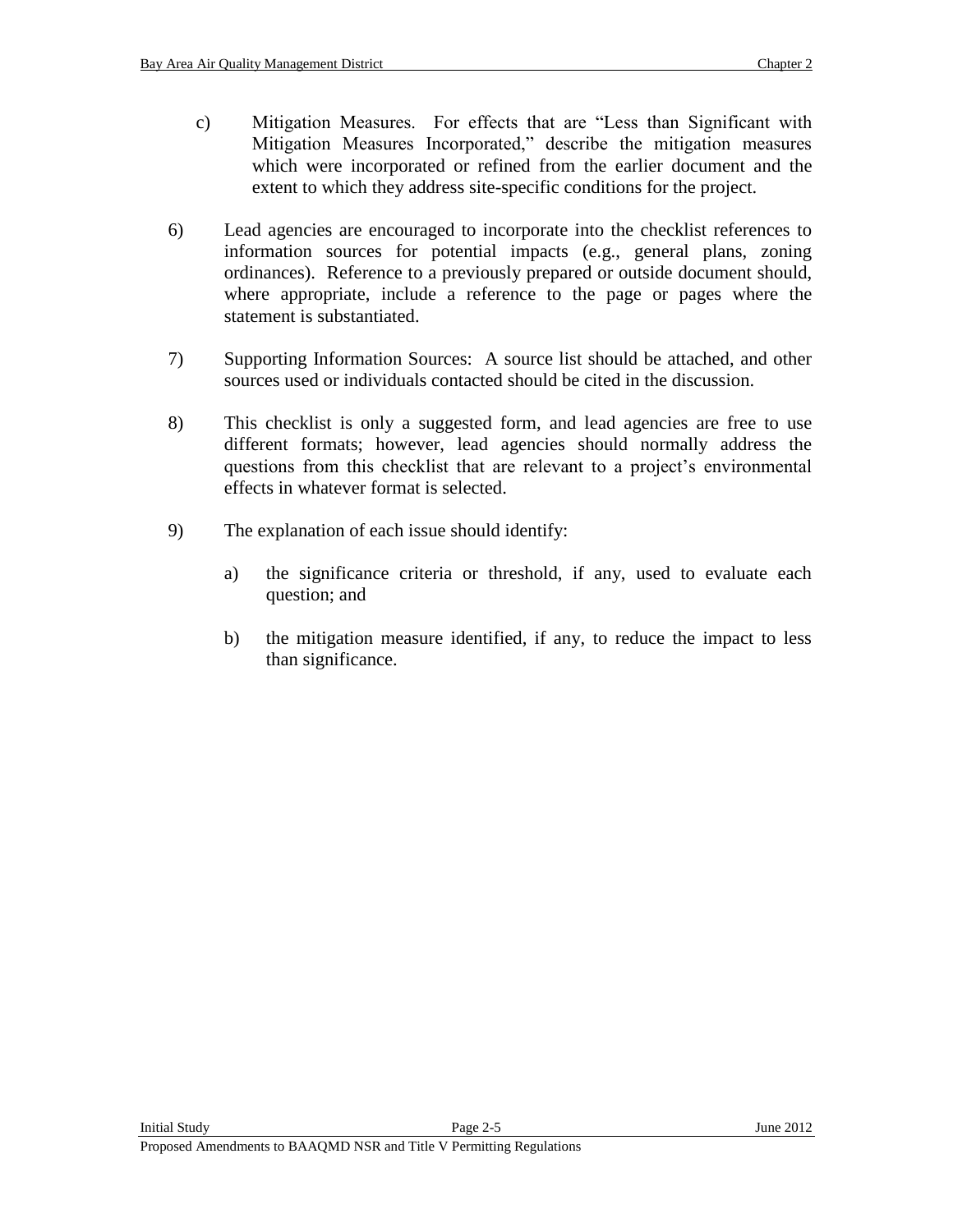c) Mitigation Measures. For effects that are "Less than Significant with Mitigation Measures Incorporated," describe the mitigation measures which were incorporated or refined from the earlier document and the extent to which they address site-specific conditions for the project.

6) Lead agencies are encouraged to incorporate into the checklist references to information sources for potential impacts (e.g., general plans, zoning ordinances). Reference to a previously prepared or outside document should, where appropriate, include a reference to the page or pages where the statement is substantiated.

7) Supporting Information Sources: A source list should be attached, and other sources used or individuals contacted should be cited in the discussion.

8) This checklist is only a suggested form, and lead agencies are free to use different formats; however, lead agencies should normally address the questions from this checklist that are relevant to a project's environmental effects in whatever format is selected.

9) The explanation of each issue should identify:

   a) the significance criteria or threshold, if any, used to evaluate each question; and

   b) the mitigation measure identified, if any, to reduce the impact to less than significance.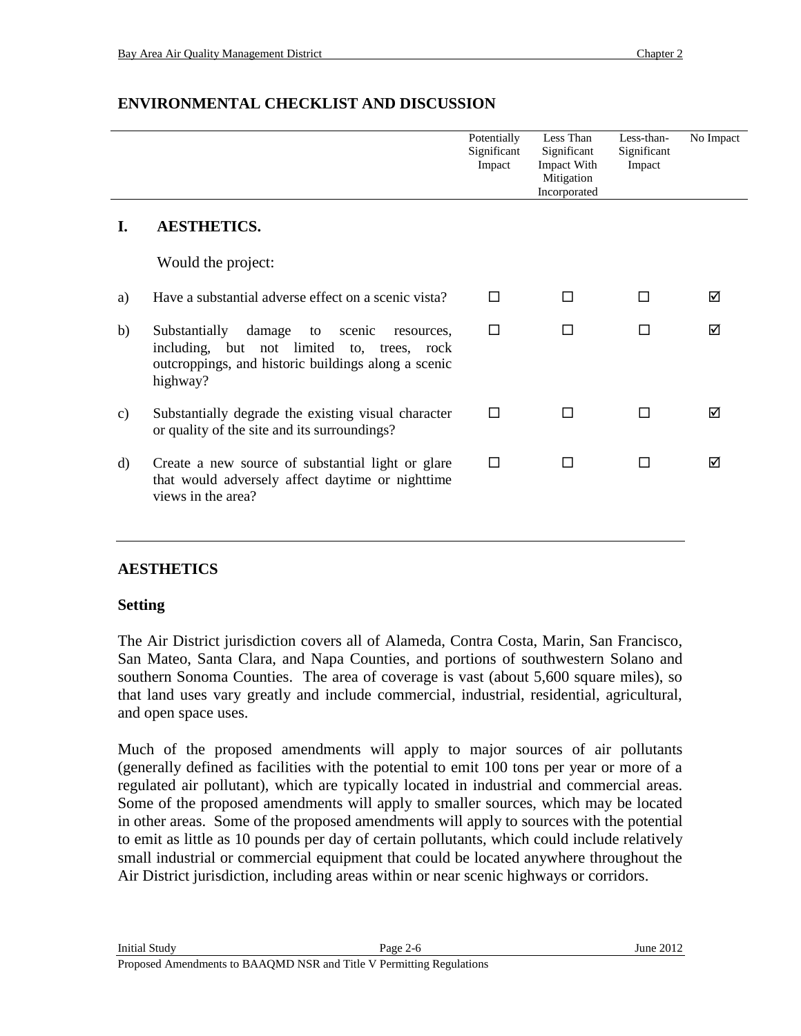## ENVIRONMENTAL CHECKLIST AND DISCUSSION

| | | Potentially Significant Impact | Less Than Significant Impact With Mitigation Incorporated | Less-than-Significant Impact | No Impact |
|---|---|---|---|---|---|
| **I.** | **AESTHETICS.** | | | | |
| | Would the project: | | | | |
| a) | Have a substantial adverse effect on a scenic vista? | ☐ | ☐ | ☐ | ☑ |
| b) | Substantially damage to scenic resources, including, but not limited to, trees, rock outcroppings, and historic buildings along a scenic highway? | ☐ | ☐ | ☐ | ☑ |
| c) | Substantially degrade the existing visual character or quality of the site and its surroundings? | ☐ | ☐ | ☐ | ☑ |
| d) | Create a new source of substantial light or glare that would adversely affect daytime or nighttime views in the area? | ☐ | ☐ | ☐ | ☑ |

### AESTHETICS

#### Setting

The Air District jurisdiction covers all of Alameda, Contra Costa, Marin, San Francisco, San Mateo, Santa Clara, and Napa Counties, and portions of southwestern Solano and southern Sonoma Counties. The area of coverage is vast (about 5,600 square miles), so that land uses vary greatly and include commercial, industrial, residential, agricultural, and open space uses.

Much of the proposed amendments will apply to major sources of air pollutants (generally defined as facilities with the potential to emit 100 tons per year or more of a regulated air pollutant), which are typically located in industrial and commercial areas. Some of the proposed amendments will apply to smaller sources, which may be located in other areas. Some of the proposed amendments will apply to sources with the potential to emit as little as 10 pounds per day of certain pollutants, which could include relatively small industrial or commercial equipment that could be located anywhere throughout the Air District jurisdiction, including areas within or near scenic highways or corridors.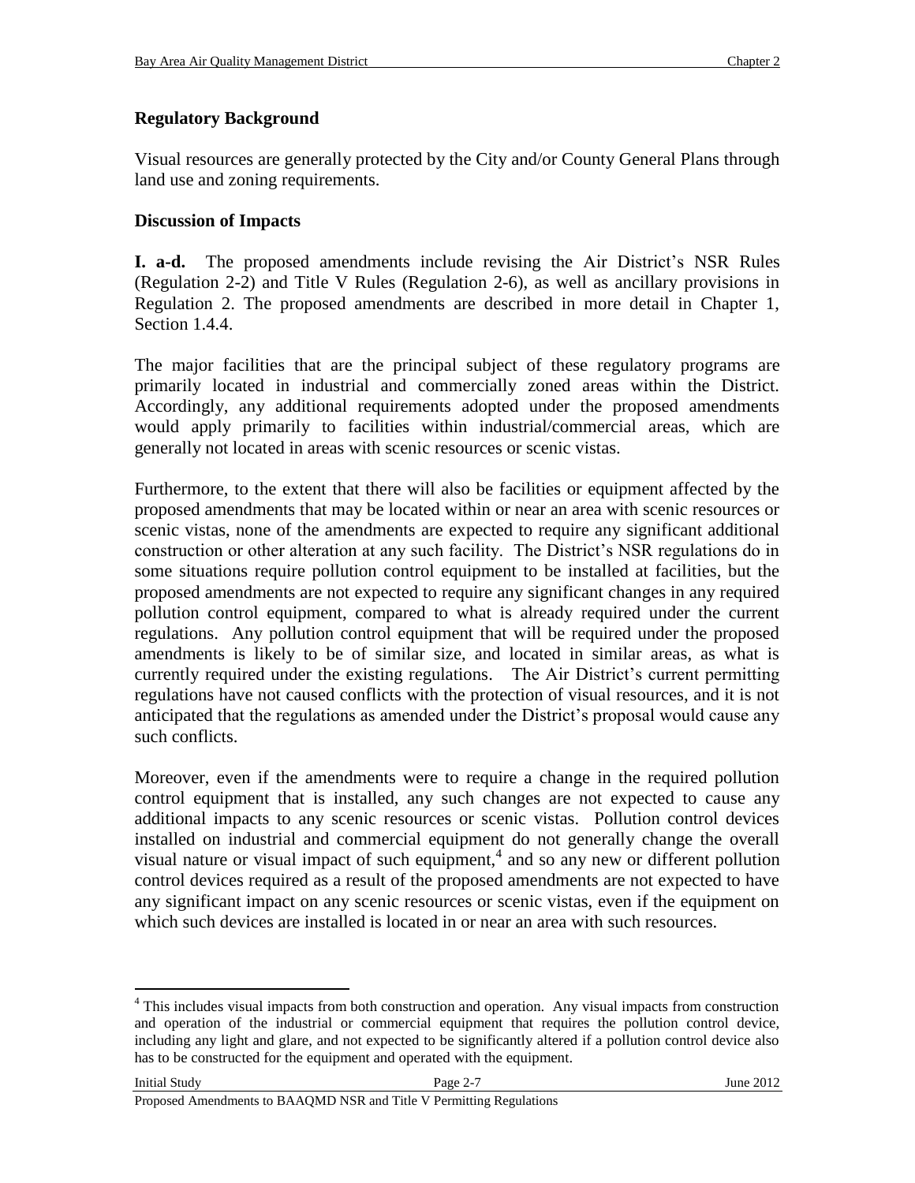**Regulatory Background**

Visual resources are generally protected by the City and/or County General Plans through land use and zoning requirements.

**Discussion of Impacts**

**I. a-d.** The proposed amendments include revising the Air District's NSR Rules (Regulation 2-2) and Title V Rules (Regulation 2-6), as well as ancillary provisions in Regulation 2. The proposed amendments are described in more detail in Chapter 1, Section 1.4.4.

The major facilities that are the principal subject of these regulatory programs are primarily located in industrial and commercially zoned areas within the District. Accordingly, any additional requirements adopted under the proposed amendments would apply primarily to facilities within industrial/commercial areas, which are generally not located in areas with scenic resources or scenic vistas.

Furthermore, to the extent that there will also be facilities or equipment affected by the proposed amendments that may be located within or near an area with scenic resources or scenic vistas, none of the amendments are expected to require any significant additional construction or other alteration at any such facility. The District's NSR regulations do in some situations require pollution control equipment to be installed at facilities, but the proposed amendments are not expected to require any significant changes in any required pollution control equipment, compared to what is already required under the current regulations. Any pollution control equipment that will be required under the proposed amendments is likely to be of similar size, and located in similar areas, as what is currently required under the existing regulations. The Air District's current permitting regulations have not caused conflicts with the protection of visual resources, and it is not anticipated that the regulations as amended under the District's proposal would cause any such conflicts.

Moreover, even if the amendments were to require a change in the required pollution control equipment that is installed, any such changes are not expected to cause any additional impacts to any scenic resources or scenic vistas. Pollution control devices installed on industrial and commercial equipment do not generally change the overall visual nature or visual impact of such equipment,[4] and so any new or different pollution control devices required as a result of the proposed amendments are not expected to have any significant impact on any scenic resources or scenic vistas, even if the equipment on which such devices are installed is located in or near an area with such resources.

[4] This includes visual impacts from both construction and operation. Any visual impacts from construction and operation of the industrial or commercial equipment that requires the pollution control device, including any light and glare, and not expected to be significantly altered if a pollution control device also has to be constructed for the equipment and operated with the equipment.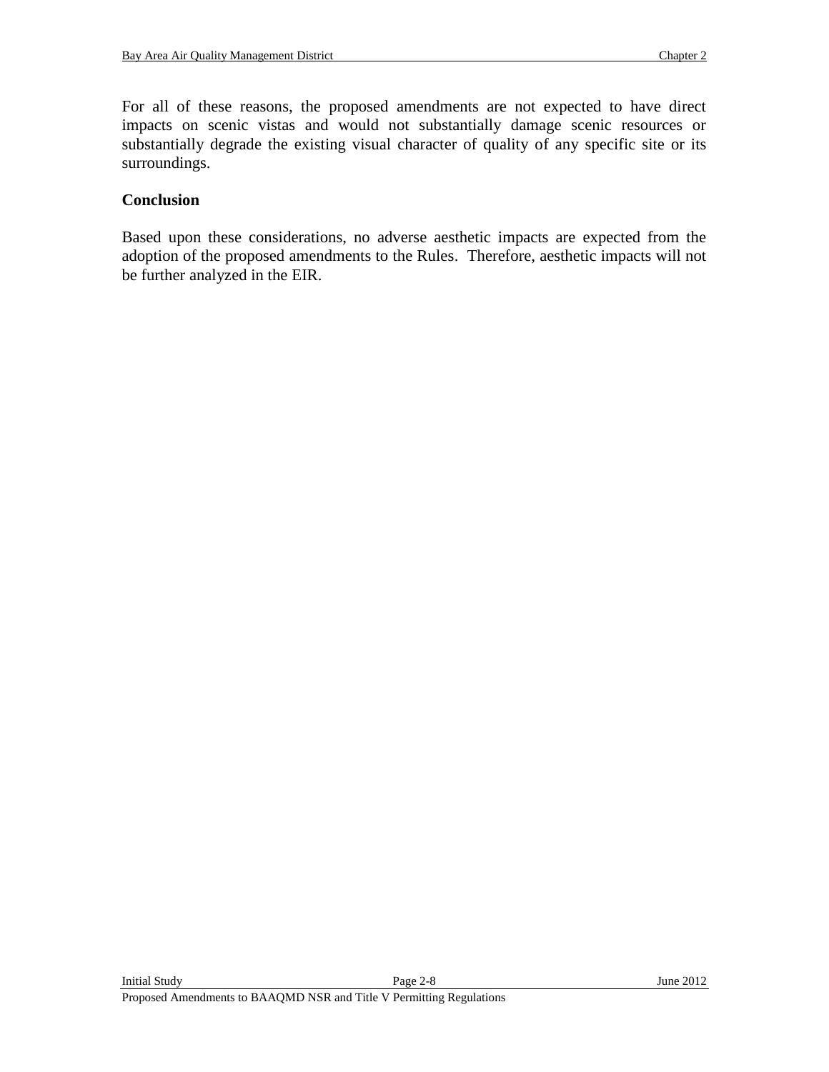For all of these reasons, the proposed amendments are not expected to have direct impacts on scenic vistas and would not substantially damage scenic resources or substantially degrade the existing visual character of quality of any specific site or its surroundings.

**Conclusion**

Based upon these considerations, no adverse aesthetic impacts are expected from the adoption of the proposed amendments to the Rules. Therefore, aesthetic impacts will not be further analyzed in the EIR.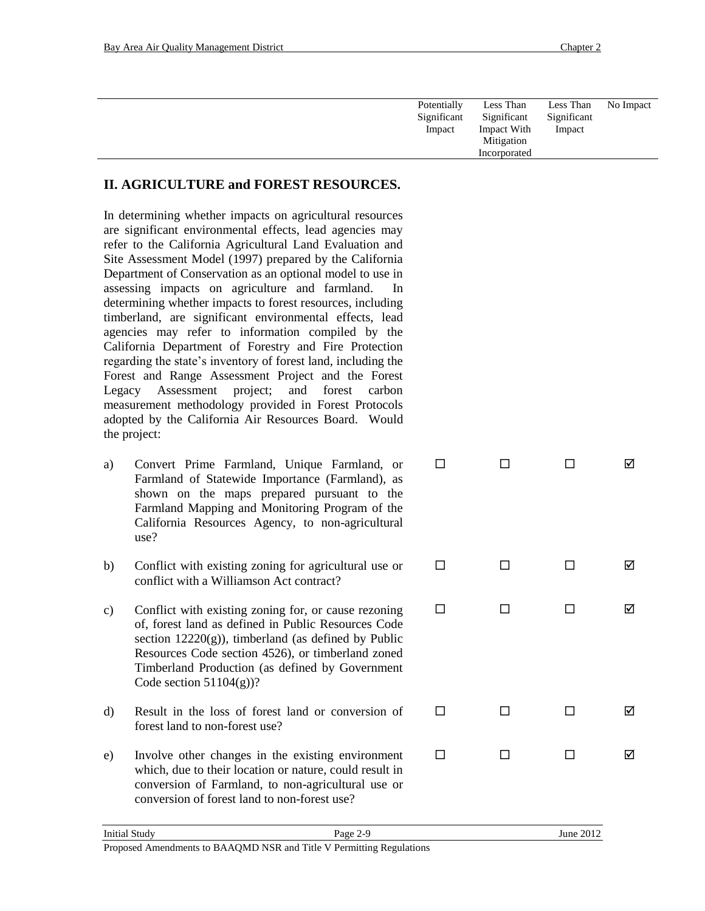| | Potentially Significant Impact | Less Than Significant Impact With Mitigation Incorporated | Less Than Significant Impact | No Impact |
|---|---|---|---|---|

## II. AGRICULTURE and FOREST RESOURCES.

In determining whether impacts on agricultural resources are significant environmental effects, lead agencies may refer to the California Agricultural Land Evaluation and Site Assessment Model (1997) prepared by the California Department of Conservation as an optional model to use in assessing impacts on agriculture and farmland. In determining whether impacts to forest resources, including timberland, are significant environmental effects, lead agencies may refer to information compiled by the California Department of Forestry and Fire Protection regarding the state's inventory of forest land, including the Forest and Range Assessment Project and the Forest Legacy Assessment project; and forest carbon measurement methodology provided in Forest Protocols adopted by the California Air Resources Board. Would the project:

| | Potentially Significant Impact | Less Than Significant Impact With Mitigation Incorporated | Less Than Significant Impact | No Impact |
|---|---|---|---|---|
| a) Convert Prime Farmland, Unique Farmland, or Farmland of Statewide Importance (Farmland), as shown on the maps prepared pursuant to the Farmland Mapping and Monitoring Program of the California Resources Agency, to non-agricultural use? | ☐ | ☐ | ☐ | ☑ |
| b) Conflict with existing zoning for agricultural use or conflict with a Williamson Act contract? | ☐ | ☐ | ☐ | ☑ |
| c) Conflict with existing zoning for, or cause rezoning of, forest land as defined in Public Resources Code section 12220(g)), timberland (as defined by Public Resources Code section 4526), or timberland zoned Timberland Production (as defined by Government Code section 51104(g))? | ☐ | ☐ | ☐ | ☑ |
| d) Result in the loss of forest land or conversion of forest land to non-forest use? | ☐ | ☐ | ☐ | ☑ |
| e) Involve other changes in the existing environment which, due to their location or nature, could result in conversion of Farmland, to non-agricultural use or conversion of forest land to non-forest use? | ☐ | ☐ | ☐ | ☑ |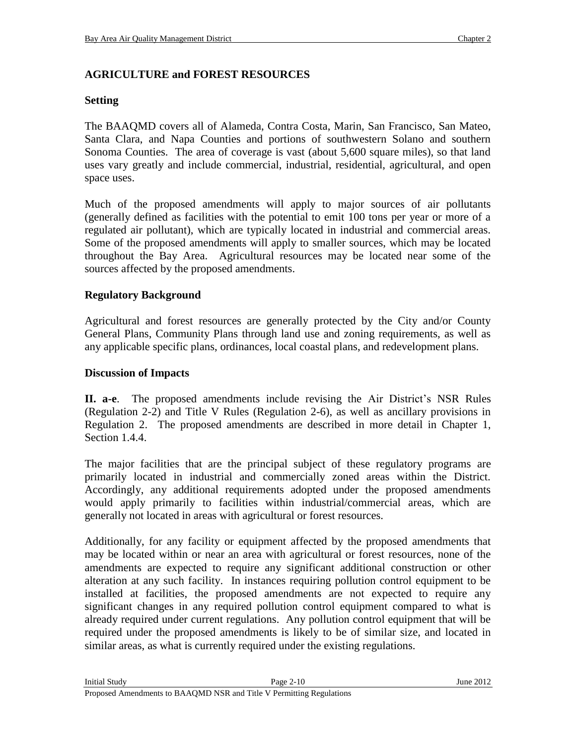## AGRICULTURE and FOREST RESOURCES

### Setting

The BAAQMD covers all of Alameda, Contra Costa, Marin, San Francisco, San Mateo, Santa Clara, and Napa Counties and portions of southwestern Solano and southern Sonoma Counties. The area of coverage is vast (about 5,600 square miles), so that land uses vary greatly and include commercial, industrial, residential, agricultural, and open space uses.

Much of the proposed amendments will apply to major sources of air pollutants (generally defined as facilities with the potential to emit 100 tons per year or more of a regulated air pollutant), which are typically located in industrial and commercial areas. Some of the proposed amendments will apply to smaller sources, which may be located throughout the Bay Area. Agricultural resources may be located near some of the sources affected by the proposed amendments.

### Regulatory Background

Agricultural and forest resources are generally protected by the City and/or County General Plans, Community Plans through land use and zoning requirements, as well as any applicable specific plans, ordinances, local coastal plans, and redevelopment plans.

### Discussion of Impacts

**II. a-e**. The proposed amendments include revising the Air District's NSR Rules (Regulation 2-2) and Title V Rules (Regulation 2-6), as well as ancillary provisions in Regulation 2. The proposed amendments are described in more detail in Chapter 1, Section 1.4.4.

The major facilities that are the principal subject of these regulatory programs are primarily located in industrial and commercially zoned areas within the District. Accordingly, any additional requirements adopted under the proposed amendments would apply primarily to facilities within industrial/commercial areas, which are generally not located in areas with agricultural or forest resources.

Additionally, for any facility or equipment affected by the proposed amendments that may be located within or near an area with agricultural or forest resources, none of the amendments are expected to require any significant additional construction or other alteration at any such facility. In instances requiring pollution control equipment to be installed at facilities, the proposed amendments are not expected to require any significant changes in any required pollution control equipment compared to what is already required under current regulations. Any pollution control equipment that will be required under the proposed amendments is likely to be of similar size, and located in similar areas, as what is currently required under the existing regulations.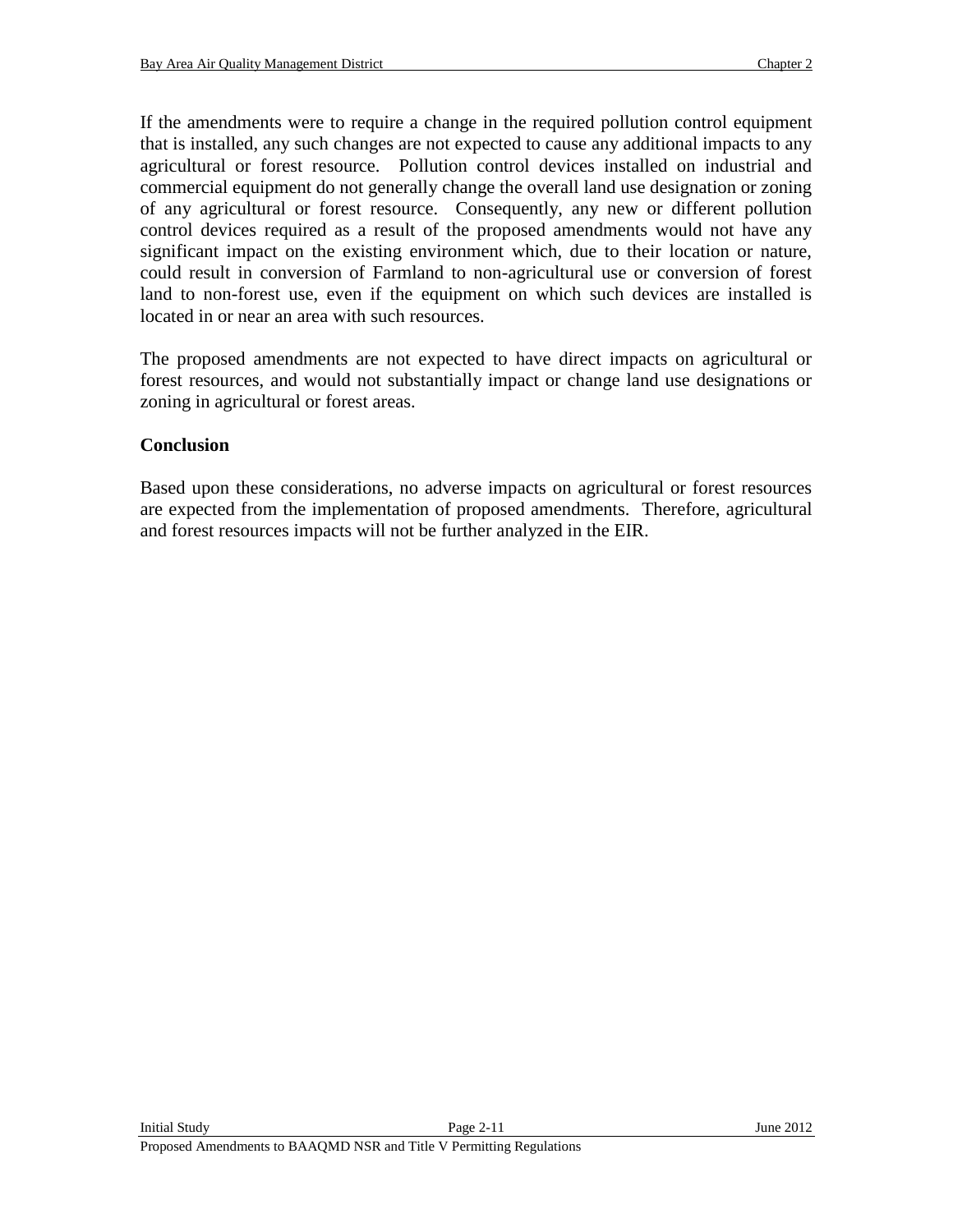If the amendments were to require a change in the required pollution control equipment that is installed, any such changes are not expected to cause any additional impacts to any agricultural or forest resource. Pollution control devices installed on industrial and commercial equipment do not generally change the overall land use designation or zoning of any agricultural or forest resource. Consequently, any new or different pollution control devices required as a result of the proposed amendments would not have any significant impact on the existing environment which, due to their location or nature, could result in conversion of Farmland to non-agricultural use or conversion of forest land to non-forest use, even if the equipment on which such devices are installed is located in or near an area with such resources.

The proposed amendments are not expected to have direct impacts on agricultural or forest resources, and would not substantially impact or change land use designations or zoning in agricultural or forest areas.

**Conclusion**

Based upon these considerations, no adverse impacts on agricultural or forest resources are expected from the implementation of proposed amendments. Therefore, agricultural and forest resources impacts will not be further analyzed in the EIR.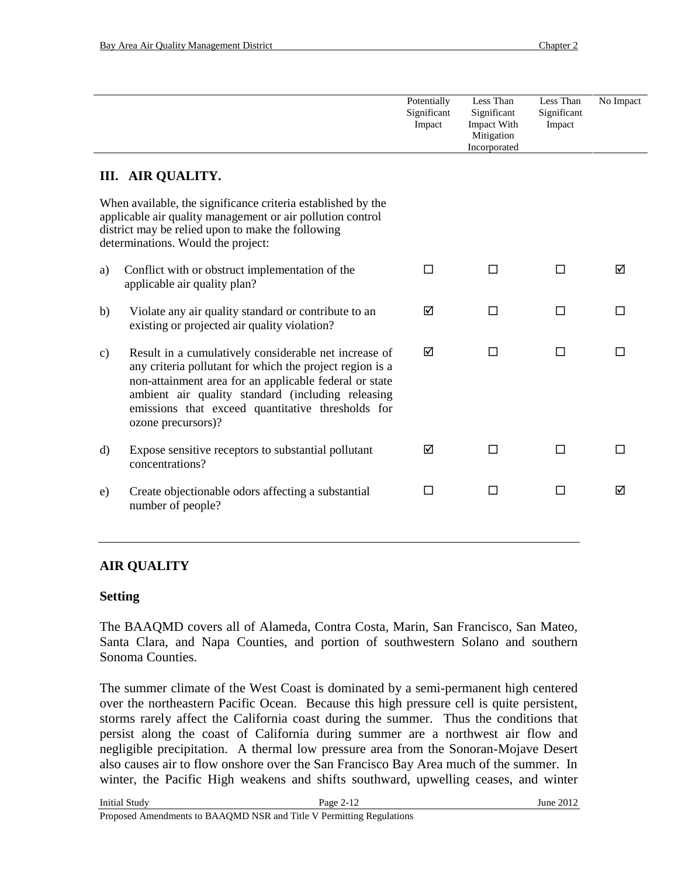| | Potentially Significant Impact | Less Than Significant Impact With Mitigation Incorporated | Less Than Significant Impact | No Impact |
|---|---|---|---|---|
| **III. AIR QUALITY.** | | | | |
| When available, the significance criteria established by the applicable air quality management or air pollution control district may be relied upon to make the following determinations. Would the project: | | | | |
| a) Conflict with or obstruct implementation of the applicable air quality plan? | ☐ | ☐ | ☐ | ☑ |
| b) Violate any air quality standard or contribute to an existing or projected air quality violation? | ☑ | ☐ | ☐ | ☐ |
| c) Result in a cumulatively considerable net increase of any criteria pollutant for which the project region is a non-attainment area for an applicable federal or state ambient air quality standard (including releasing emissions that exceed quantitative thresholds for ozone precursors)? | ☑ | ☐ | ☐ | ☐ |
| d) Expose sensitive receptors to substantial pollutant concentrations? | ☑ | ☐ | ☐ | ☐ |
| e) Create objectionable odors affecting a substantial number of people? | ☐ | ☐ | ☐ | ☑ |

## AIR QUALITY

### Setting

The BAAQMD covers all of Alameda, Contra Costa, Marin, San Francisco, San Mateo, Santa Clara, and Napa Counties, and portion of southwestern Solano and southern Sonoma Counties.

The summer climate of the West Coast is dominated by a semi-permanent high centered over the northeastern Pacific Ocean. Because this high pressure cell is quite persistent, storms rarely affect the California coast during the summer. Thus the conditions that persist along the coast of California during summer are a northwest air flow and negligible precipitation. A thermal low pressure area from the Sonoran-Mojave Desert also causes air to flow onshore over the San Francisco Bay Area much of the summer. In winter, the Pacific High weakens and shifts southward, upwelling ceases, and winter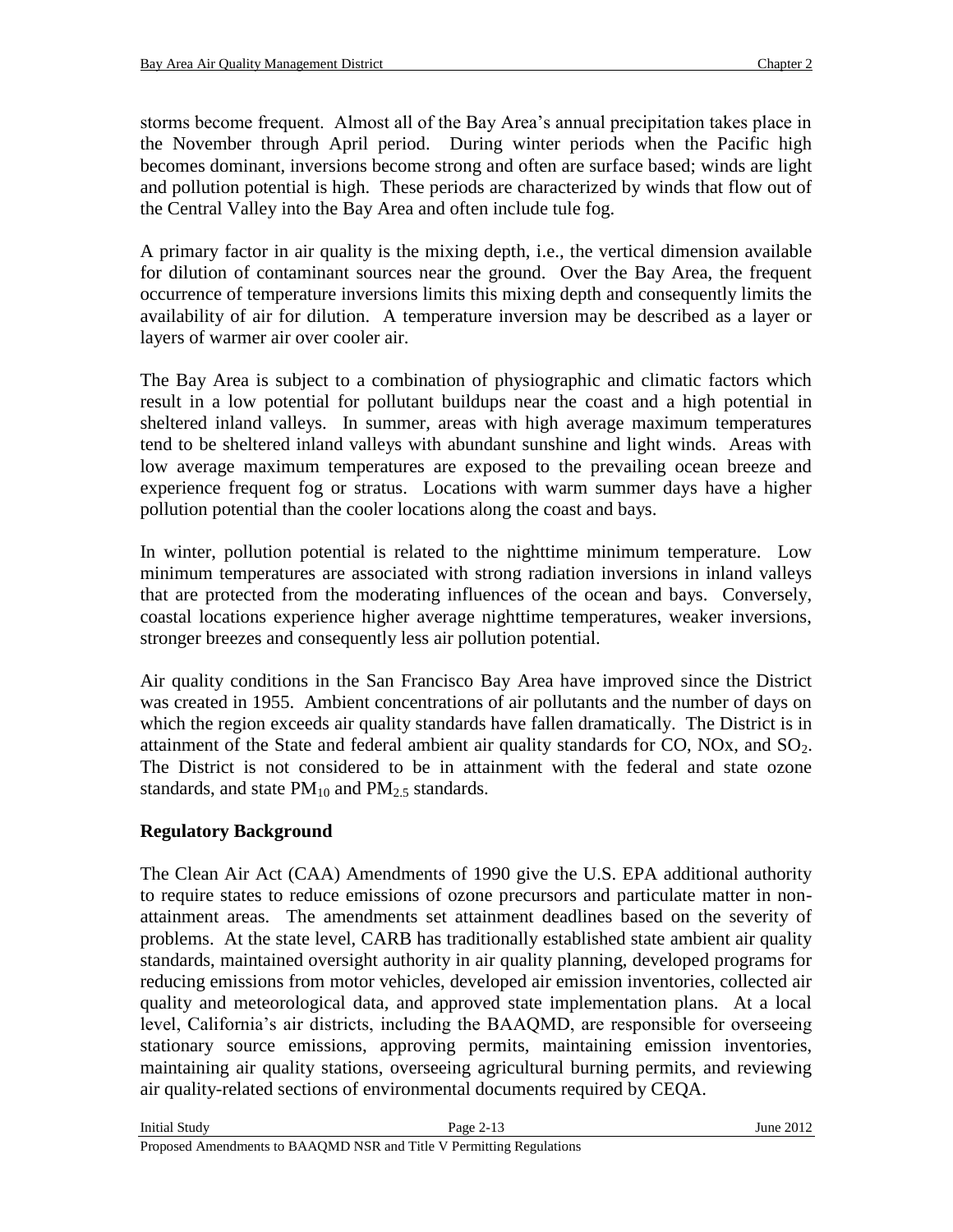storms become frequent. Almost all of the Bay Area's annual precipitation takes place in the November through April period. During winter periods when the Pacific high becomes dominant, inversions become strong and often are surface based; winds are light and pollution potential is high. These periods are characterized by winds that flow out of the Central Valley into the Bay Area and often include tule fog.

A primary factor in air quality is the mixing depth, i.e., the vertical dimension available for dilution of contaminant sources near the ground. Over the Bay Area, the frequent occurrence of temperature inversions limits this mixing depth and consequently limits the availability of air for dilution. A temperature inversion may be described as a layer or layers of warmer air over cooler air.

The Bay Area is subject to a combination of physiographic and climatic factors which result in a low potential for pollutant buildups near the coast and a high potential in sheltered inland valleys. In summer, areas with high average maximum temperatures tend to be sheltered inland valleys with abundant sunshine and light winds. Areas with low average maximum temperatures are exposed to the prevailing ocean breeze and experience frequent fog or stratus. Locations with warm summer days have a higher pollution potential than the cooler locations along the coast and bays.

In winter, pollution potential is related to the nighttime minimum temperature. Low minimum temperatures are associated with strong radiation inversions in inland valleys that are protected from the moderating influences of the ocean and bays. Conversely, coastal locations experience higher average nighttime temperatures, weaker inversions, stronger breezes and consequently less air pollution potential.

Air quality conditions in the San Francisco Bay Area have improved since the District was created in 1955. Ambient concentrations of air pollutants and the number of days on which the region exceeds air quality standards have fallen dramatically. The District is in attainment of the State and federal ambient air quality standards for CO, NOx, and $SO_2$. The District is not considered to be in attainment with the federal and state ozone standards, and state $PM_{10}$ and $PM_{2.5}$ standards.

**Regulatory Background**

The Clean Air Act (CAA) Amendments of 1990 give the U.S. EPA additional authority to require states to reduce emissions of ozone precursors and particulate matter in non-attainment areas. The amendments set attainment deadlines based on the severity of problems. At the state level, CARB has traditionally established state ambient air quality standards, maintained oversight authority in air quality planning, developed programs for reducing emissions from motor vehicles, developed air emission inventories, collected air quality and meteorological data, and approved state implementation plans. At a local level, California's air districts, including the BAAQMD, are responsible for overseeing stationary source emissions, approving permits, maintaining emission inventories, maintaining air quality stations, overseeing agricultural burning permits, and reviewing air quality-related sections of environmental documents required by CEQA.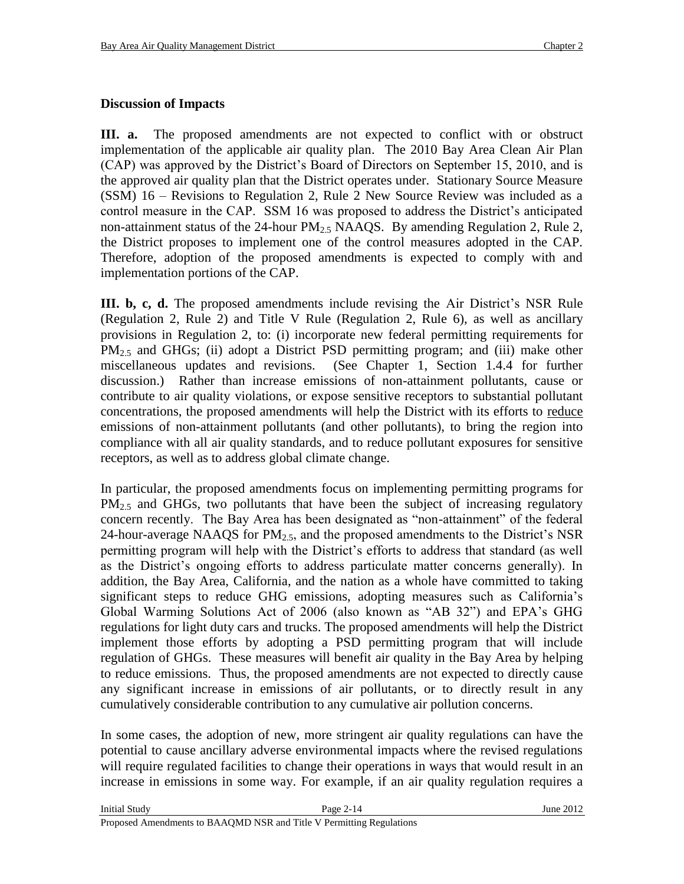**Discussion of Impacts**

**III. a.** The proposed amendments are not expected to conflict with or obstruct implementation of the applicable air quality plan. The 2010 Bay Area Clean Air Plan (CAP) was approved by the District's Board of Directors on September 15, 2010, and is the approved air quality plan that the District operates under. Stationary Source Measure (SSM) 16 – Revisions to Regulation 2, Rule 2 New Source Review was included as a control measure in the CAP. SSM 16 was proposed to address the District's anticipated non-attainment status of the 24-hour $PM_{2.5}$ NAAQS. By amending Regulation 2, Rule 2, the District proposes to implement one of the control measures adopted in the CAP. Therefore, adoption of the proposed amendments is expected to comply with and implementation portions of the CAP.

**III. b, c, d.** The proposed amendments include revising the Air District's NSR Rule (Regulation 2, Rule 2) and Title V Rule (Regulation 2, Rule 6), as well as ancillary provisions in Regulation 2, to: (i) incorporate new federal permitting requirements for $PM_{2.5}$ and GHGs; (ii) adopt a District PSD permitting program; and (iii) make other miscellaneous updates and revisions. (See Chapter 1, Section 1.4.4 for further discussion.) Rather than increase emissions of non-attainment pollutants, cause or contribute to air quality violations, or expose sensitive receptors to substantial pollutant concentrations, the proposed amendments will help the District with its efforts to reduce emissions of non-attainment pollutants (and other pollutants), to bring the region into compliance with all air quality standards, and to reduce pollutant exposures for sensitive receptors, as well as to address global climate change.

In particular, the proposed amendments focus on implementing permitting programs for $PM_{2.5}$ and GHGs, two pollutants that have been the subject of increasing regulatory concern recently. The Bay Area has been designated as "non-attainment" of the federal 24-hour-average NAAQS for $PM_{2.5}$, and the proposed amendments to the District's NSR permitting program will help with the District's efforts to address that standard (as well as the District's ongoing efforts to address particulate matter concerns generally). In addition, the Bay Area, California, and the nation as a whole have committed to taking significant steps to reduce GHG emissions, adopting measures such as California's Global Warming Solutions Act of 2006 (also known as "AB 32") and EPA's GHG regulations for light duty cars and trucks. The proposed amendments will help the District implement those efforts by adopting a PSD permitting program that will include regulation of GHGs. These measures will benefit air quality in the Bay Area by helping to reduce emissions. Thus, the proposed amendments are not expected to directly cause any significant increase in emissions of air pollutants, or to directly result in any cumulatively considerable contribution to any cumulative air pollution concerns.

In some cases, the adoption of new, more stringent air quality regulations can have the potential to cause ancillary adverse environmental impacts where the revised regulations will require regulated facilities to change their operations in ways that would result in an increase in emissions in some way. For example, if an air quality regulation requires a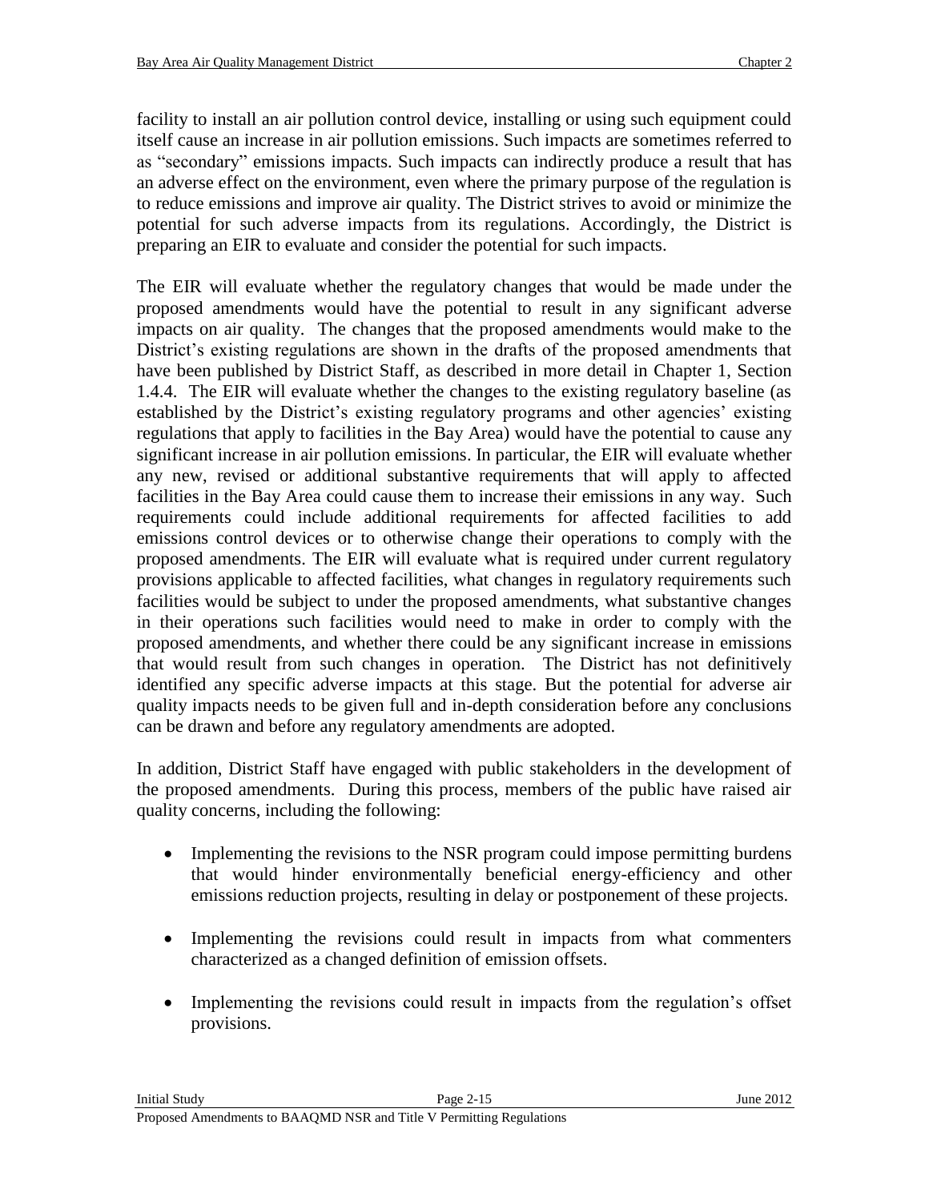facility to install an air pollution control device, installing or using such equipment could itself cause an increase in air pollution emissions. Such impacts are sometimes referred to as "secondary" emissions impacts. Such impacts can indirectly produce a result that has an adverse effect on the environment, even where the primary purpose of the regulation is to reduce emissions and improve air quality. The District strives to avoid or minimize the potential for such adverse impacts from its regulations. Accordingly, the District is preparing an EIR to evaluate and consider the potential for such impacts.

The EIR will evaluate whether the regulatory changes that would be made under the proposed amendments would have the potential to result in any significant adverse impacts on air quality. The changes that the proposed amendments would make to the District's existing regulations are shown in the drafts of the proposed amendments that have been published by District Staff, as described in more detail in Chapter 1, Section 1.4.4. The EIR will evaluate whether the changes to the existing regulatory baseline (as established by the District's existing regulatory programs and other agencies' existing regulations that apply to facilities in the Bay Area) would have the potential to cause any significant increase in air pollution emissions. In particular, the EIR will evaluate whether any new, revised or additional substantive requirements that will apply to affected facilities in the Bay Area could cause them to increase their emissions in any way. Such requirements could include additional requirements for affected facilities to add emissions control devices or to otherwise change their operations to comply with the proposed amendments. The EIR will evaluate what is required under current regulatory provisions applicable to affected facilities, what changes in regulatory requirements such facilities would be subject to under the proposed amendments, what substantive changes in their operations such facilities would need to make in order to comply with the proposed amendments, and whether there could be any significant increase in emissions that would result from such changes in operation. The District has not definitively identified any specific adverse impacts at this stage. But the potential for adverse air quality impacts needs to be given full and in-depth consideration before any conclusions can be drawn and before any regulatory amendments are adopted.

In addition, District Staff have engaged with public stakeholders in the development of the proposed amendments. During this process, members of the public have raised air quality concerns, including the following:

- Implementing the revisions to the NSR program could impose permitting burdens that would hinder environmentally beneficial energy-efficiency and other emissions reduction projects, resulting in delay or postponement of these projects.
- Implementing the revisions could result in impacts from what commenters characterized as a changed definition of emission offsets.
- Implementing the revisions could result in impacts from the regulation's offset provisions.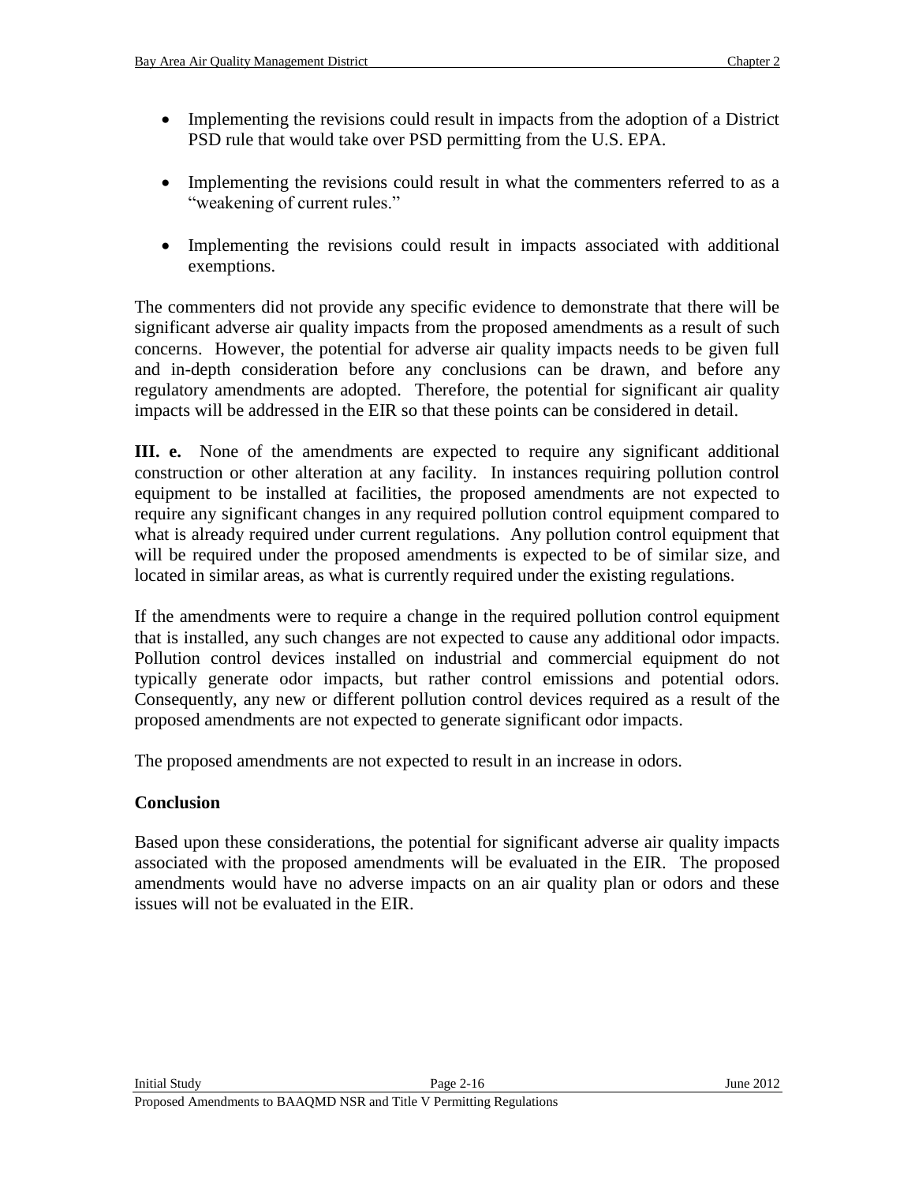- Implementing the revisions could result in impacts from the adoption of a District PSD rule that would take over PSD permitting from the U.S. EPA.
- Implementing the revisions could result in what the commenters referred to as a "weakening of current rules."
- Implementing the revisions could result in impacts associated with additional exemptions.

The commenters did not provide any specific evidence to demonstrate that there will be significant adverse air quality impacts from the proposed amendments as a result of such concerns. However, the potential for adverse air quality impacts needs to be given full and in-depth consideration before any conclusions can be drawn, and before any regulatory amendments are adopted. Therefore, the potential for significant air quality impacts will be addressed in the EIR so that these points can be considered in detail.

**III. e.** None of the amendments are expected to require any significant additional construction or other alteration at any facility. In instances requiring pollution control equipment to be installed at facilities, the proposed amendments are not expected to require any significant changes in any required pollution control equipment compared to what is already required under current regulations. Any pollution control equipment that will be required under the proposed amendments is expected to be of similar size, and located in similar areas, as what is currently required under the existing regulations.

If the amendments were to require a change in the required pollution control equipment that is installed, any such changes are not expected to cause any additional odor impacts. Pollution control devices installed on industrial and commercial equipment do not typically generate odor impacts, but rather control emissions and potential odors. Consequently, any new or different pollution control devices required as a result of the proposed amendments are not expected to generate significant odor impacts.

The proposed amendments are not expected to result in an increase in odors.

**Conclusion**

Based upon these considerations, the potential for significant adverse air quality impacts associated with the proposed amendments will be evaluated in the EIR. The proposed amendments would have no adverse impacts on an air quality plan or odors and these issues will not be evaluated in the EIR.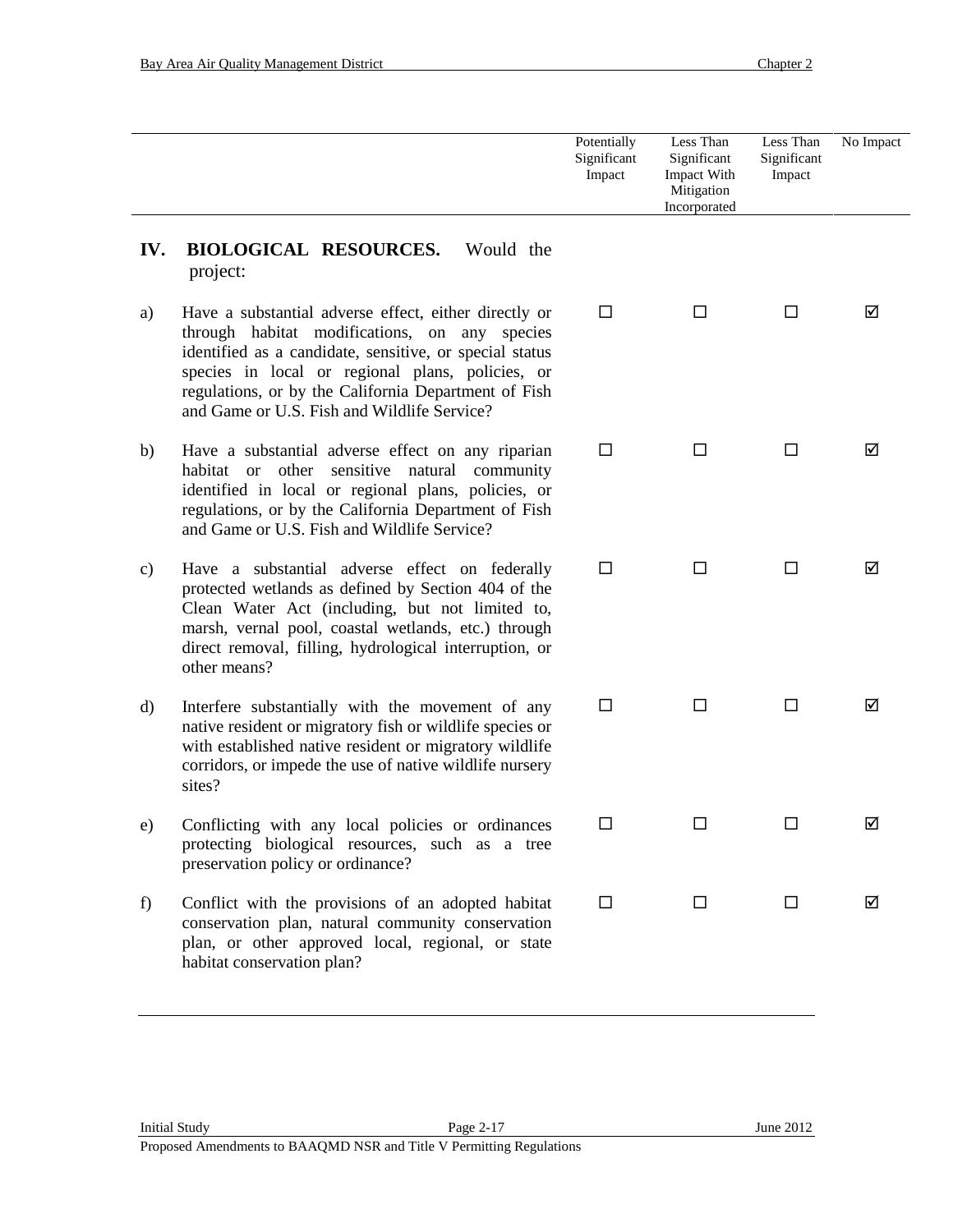| | Potentially Significant Impact | Less Than Significant Impact With Mitigation Incorporated | Less Than Significant Impact | No Impact |
|---|---|---|---|---|
| **IV. BIOLOGICAL RESOURCES.** Would the project: | | | | |
| a) Have a substantial adverse effect, either directly or through habitat modifications, on any species identified as a candidate, sensitive, or special status species in local or regional plans, policies, or regulations, or by the California Department of Fish and Game or U.S. Fish and Wildlife Service? | ☐ | ☐ | ☐ | ☑ |
| b) Have a substantial adverse effect on any riparian habitat or other sensitive natural community identified in local or regional plans, policies, or regulations, or by the California Department of Fish and Game or U.S. Fish and Wildlife Service? | ☐ | ☐ | ☐ | ☑ |
| c) Have a substantial adverse effect on federally protected wetlands as defined by Section 404 of the Clean Water Act (including, but not limited to, marsh, vernal pool, coastal wetlands, etc.) through direct removal, filling, hydrological interruption, or other means? | ☐ | ☐ | ☐ | ☑ |
| d) Interfere substantially with the movement of any native resident or migratory fish or wildlife species or with established native resident or migratory wildlife corridors, or impede the use of native wildlife nursery sites? | ☐ | ☐ | ☐ | ☑ |
| e) Conflicting with any local policies or ordinances protecting biological resources, such as a tree preservation policy or ordinance? | ☐ | ☐ | ☐ | ☑ |
| f) Conflict with the provisions of an adopted habitat conservation plan, natural community conservation plan, or other approved local, regional, or state habitat conservation plan? | ☐ | ☐ | ☐ | ☑ |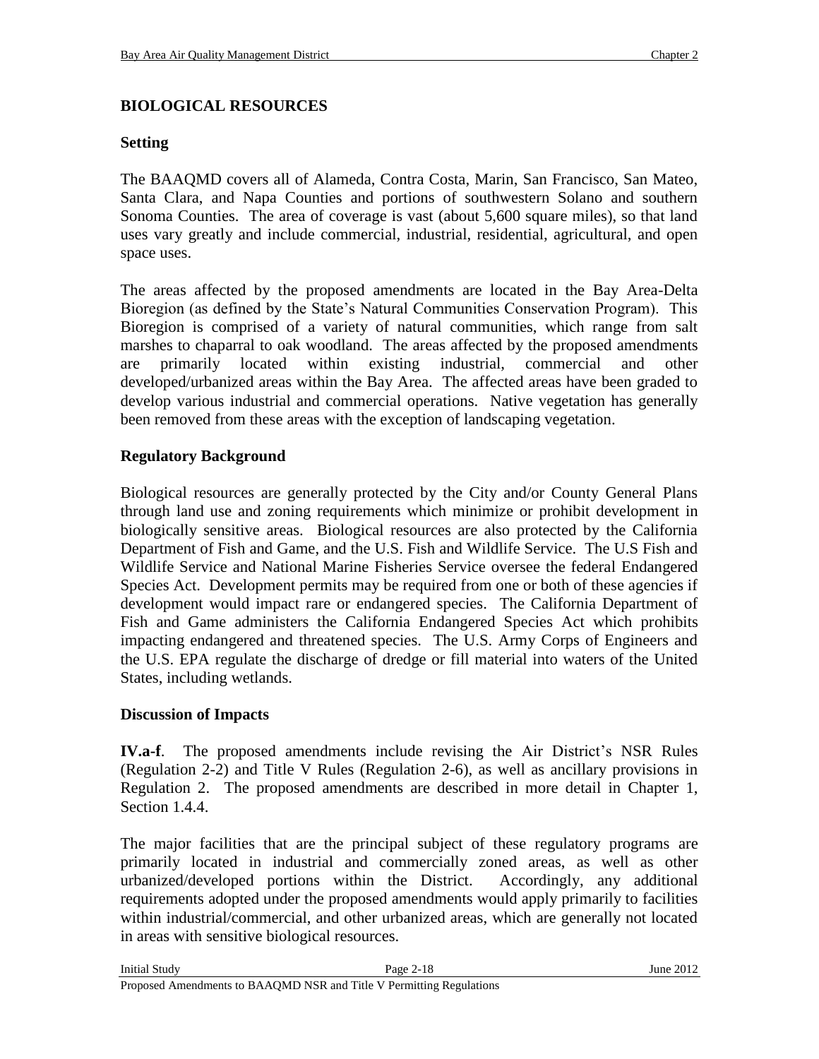## BIOLOGICAL RESOURCES

### Setting

The BAAQMD covers all of Alameda, Contra Costa, Marin, San Francisco, San Mateo, Santa Clara, and Napa Counties and portions of southwestern Solano and southern Sonoma Counties. The area of coverage is vast (about 5,600 square miles), so that land uses vary greatly and include commercial, industrial, residential, agricultural, and open space uses.

The areas affected by the proposed amendments are located in the Bay Area-Delta Bioregion (as defined by the State's Natural Communities Conservation Program). This Bioregion is comprised of a variety of natural communities, which range from salt marshes to chaparral to oak woodland. The areas affected by the proposed amendments are primarily located within existing industrial, commercial and other developed/urbanized areas within the Bay Area. The affected areas have been graded to develop various industrial and commercial operations. Native vegetation has generally been removed from these areas with the exception of landscaping vegetation.

### Regulatory Background

Biological resources are generally protected by the City and/or County General Plans through land use and zoning requirements which minimize or prohibit development in biologically sensitive areas. Biological resources are also protected by the California Department of Fish and Game, and the U.S. Fish and Wildlife Service. The U.S Fish and Wildlife Service and National Marine Fisheries Service oversee the federal Endangered Species Act. Development permits may be required from one or both of these agencies if development would impact rare or endangered species. The California Department of Fish and Game administers the California Endangered Species Act which prohibits impacting endangered and threatened species. The U.S. Army Corps of Engineers and the U.S. EPA regulate the discharge of dredge or fill material into waters of the United States, including wetlands.

### Discussion of Impacts

**IV.a-f**. The proposed amendments include revising the Air District's NSR Rules (Regulation 2-2) and Title V Rules (Regulation 2-6), as well as ancillary provisions in Regulation 2. The proposed amendments are described in more detail in Chapter 1, Section 1.4.4.

The major facilities that are the principal subject of these regulatory programs are primarily located in industrial and commercially zoned areas, as well as other urbanized/developed portions within the District. Accordingly, any additional requirements adopted under the proposed amendments would apply primarily to facilities within industrial/commercial, and other urbanized areas, which are generally not located in areas with sensitive biological resources.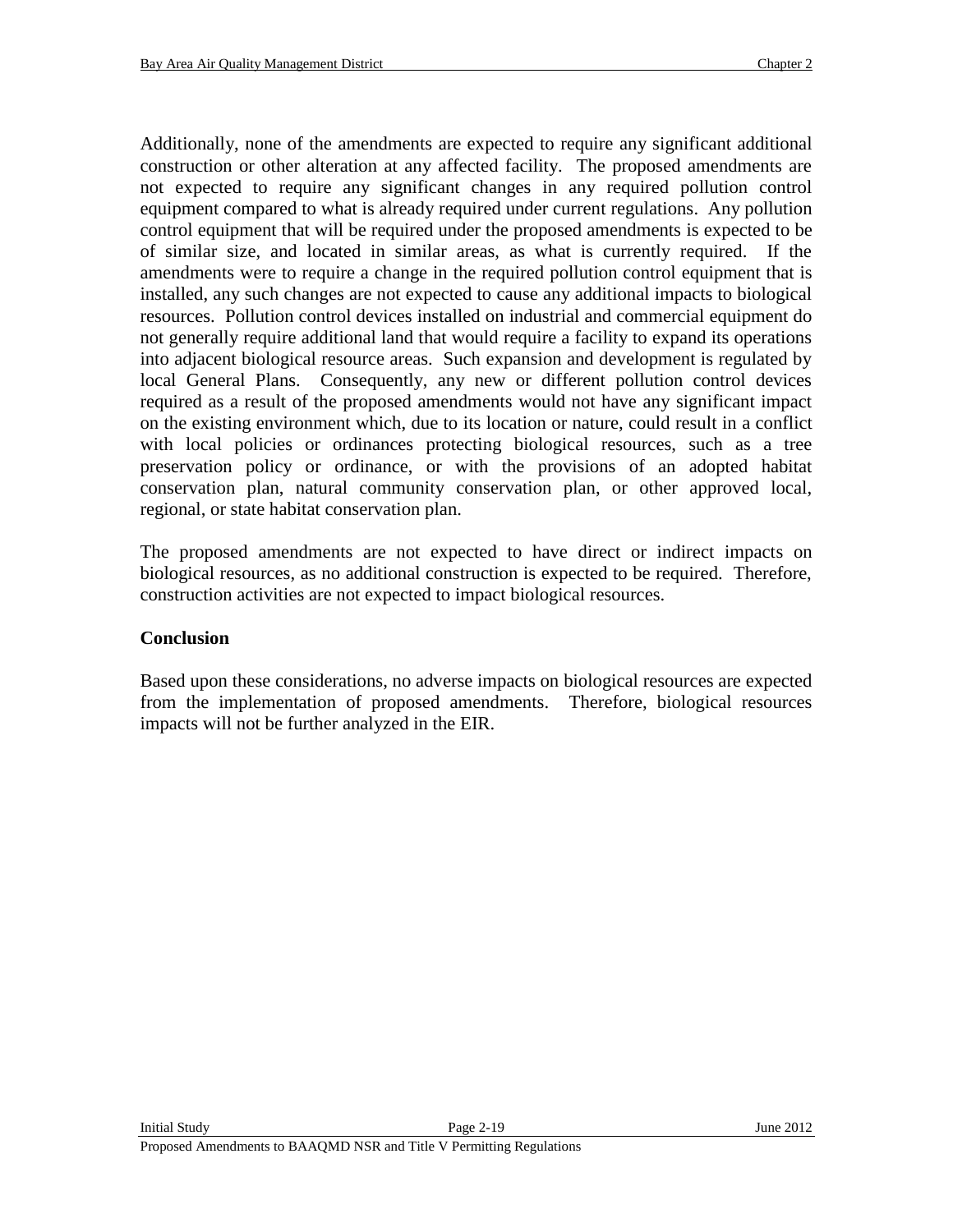Additionally, none of the amendments are expected to require any significant additional construction or other alteration at any affected facility. The proposed amendments are not expected to require any significant changes in any required pollution control equipment compared to what is already required under current regulations. Any pollution control equipment that will be required under the proposed amendments is expected to be of similar size, and located in similar areas, as what is currently required. If the amendments were to require a change in the required pollution control equipment that is installed, any such changes are not expected to cause any additional impacts to biological resources. Pollution control devices installed on industrial and commercial equipment do not generally require additional land that would require a facility to expand its operations into adjacent biological resource areas. Such expansion and development is regulated by local General Plans. Consequently, any new or different pollution control devices required as a result of the proposed amendments would not have any significant impact on the existing environment which, due to its location or nature, could result in a conflict with local policies or ordinances protecting biological resources, such as a tree preservation policy or ordinance, or with the provisions of an adopted habitat conservation plan, natural community conservation plan, or other approved local, regional, or state habitat conservation plan.

The proposed amendments are not expected to have direct or indirect impacts on biological resources, as no additional construction is expected to be required. Therefore, construction activities are not expected to impact biological resources.

**Conclusion**

Based upon these considerations, no adverse impacts on biological resources are expected from the implementation of proposed amendments. Therefore, biological resources impacts will not be further analyzed in the EIR.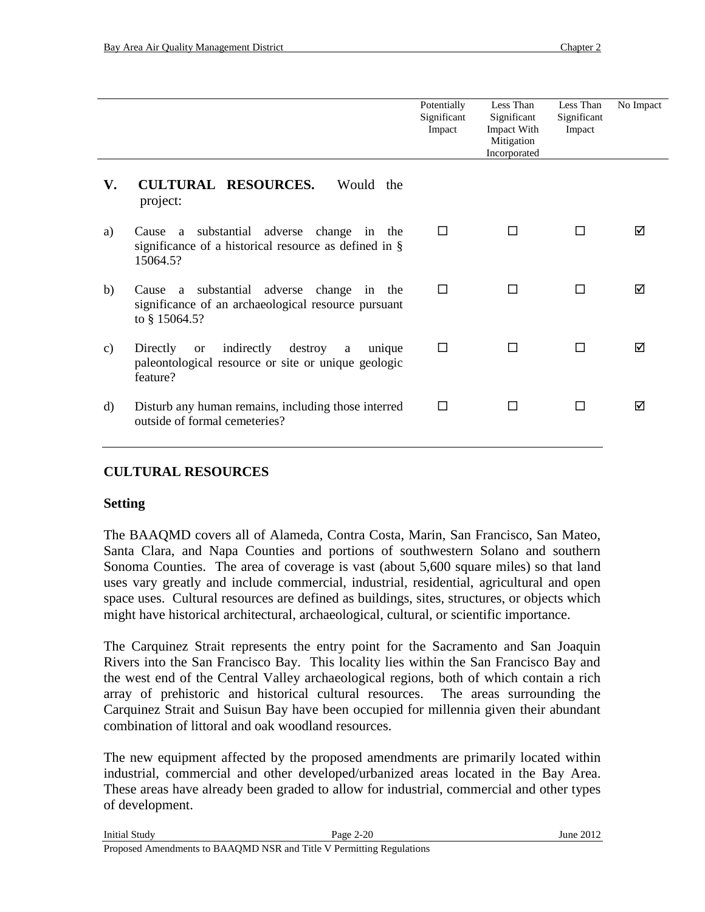| | | Potentially Significant Impact | Less Than Significant Impact With Mitigation Incorporated | Less Than Significant Impact | No Impact |
|---|---|---|---|---|---|
| **V.** | **CULTURAL RESOURCES.** Would the project: | | | | |
| a) | Cause a substantial adverse change in the significance of a historical resource as defined in § 15064.5? | ☐ | ☐ | ☐ | ☑ |
| b) | Cause a substantial adverse change in the significance of an archaeological resource pursuant to § 15064.5? | ☐ | ☐ | ☐ | ☑ |
| c) | Directly or indirectly destroy a unique paleontological resource or site or unique geologic feature? | ☐ | ☐ | ☐ | ☑ |
| d) | Disturb any human remains, including those interred outside of formal cemeteries? | ☐ | ☐ | ☐ | ☑ |

## CULTURAL RESOURCES

### Setting

The BAAQMD covers all of Alameda, Contra Costa, Marin, San Francisco, San Mateo, Santa Clara, and Napa Counties and portions of southwestern Solano and southern Sonoma Counties. The area of coverage is vast (about 5,600 square miles) so that land uses vary greatly and include commercial, industrial, residential, agricultural and open space uses. Cultural resources are defined as buildings, sites, structures, or objects which might have historical architectural, archaeological, cultural, or scientific importance.

The Carquinez Strait represents the entry point for the Sacramento and San Joaquin Rivers into the San Francisco Bay. This locality lies within the San Francisco Bay and the west end of the Central Valley archaeological regions, both of which contain a rich array of prehistoric and historical cultural resources. The areas surrounding the Carquinez Strait and Suisun Bay have been occupied for millennia given their abundant combination of littoral and oak woodland resources.

The new equipment affected by the proposed amendments are primarily located within industrial, commercial and other developed/urbanized areas located in the Bay Area. These areas have already been graded to allow for industrial, commercial and other types of development.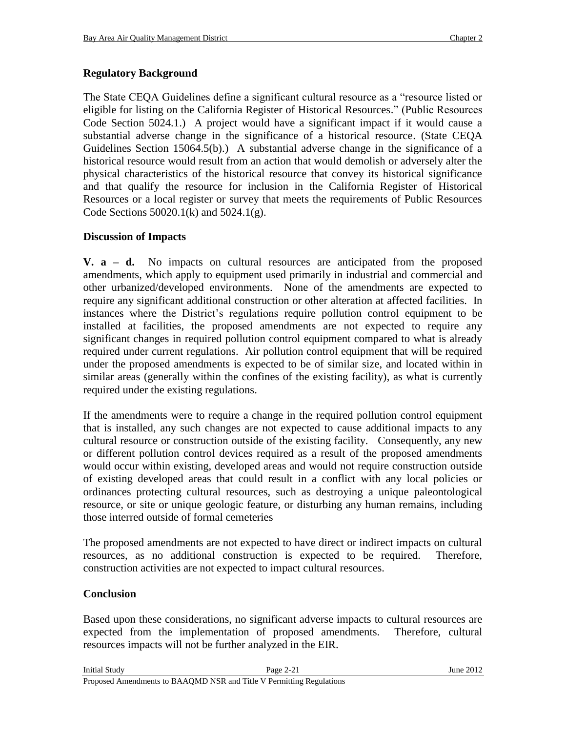**Regulatory Background**

The State CEQA Guidelines define a significant cultural resource as a "resource listed or eligible for listing on the California Register of Historical Resources." (Public Resources Code Section 5024.1.) A project would have a significant impact if it would cause a substantial adverse change in the significance of a historical resource. (State CEQA Guidelines Section 15064.5(b).) A substantial adverse change in the significance of a historical resource would result from an action that would demolish or adversely alter the physical characteristics of the historical resource that convey its historical significance and that qualify the resource for inclusion in the California Register of Historical Resources or a local register or survey that meets the requirements of Public Resources Code Sections 50020.1(k) and 5024.1(g).

**Discussion of Impacts**

**V. a – d.** No impacts on cultural resources are anticipated from the proposed amendments, which apply to equipment used primarily in industrial and commercial and other urbanized/developed environments. None of the amendments are expected to require any significant additional construction or other alteration at affected facilities. In instances where the District's regulations require pollution control equipment to be installed at facilities, the proposed amendments are not expected to require any significant changes in required pollution control equipment compared to what is already required under current regulations. Air pollution control equipment that will be required under the proposed amendments is expected to be of similar size, and located within in similar areas (generally within the confines of the existing facility), as what is currently required under the existing regulations.

If the amendments were to require a change in the required pollution control equipment that is installed, any such changes are not expected to cause additional impacts to any cultural resource or construction outside of the existing facility. Consequently, any new or different pollution control devices required as a result of the proposed amendments would occur within existing, developed areas and would not require construction outside of existing developed areas that could result in a conflict with any local policies or ordinances protecting cultural resources, such as destroying a unique paleontological resource, or site or unique geologic feature, or disturbing any human remains, including those interred outside of formal cemeteries

The proposed amendments are not expected to have direct or indirect impacts on cultural resources, as no additional construction is expected to be required. Therefore, construction activities are not expected to impact cultural resources.

**Conclusion**

Based upon these considerations, no significant adverse impacts to cultural resources are expected from the implementation of proposed amendments. Therefore, cultural resources impacts will not be further analyzed in the EIR.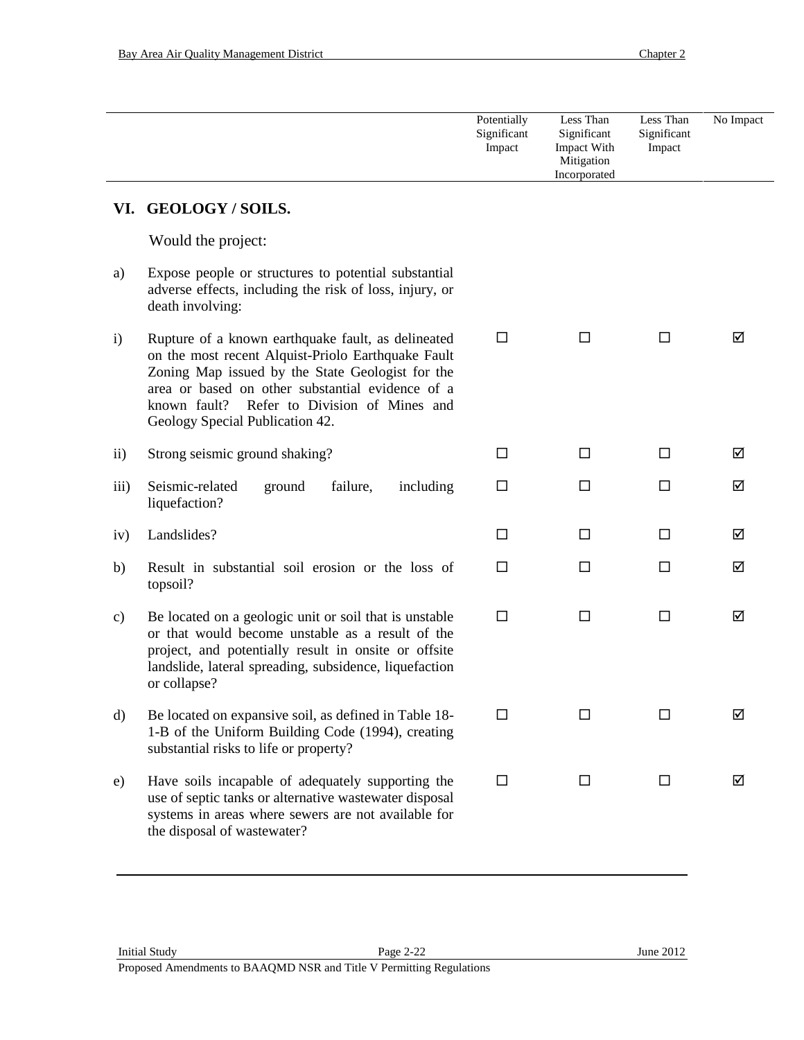| | | Potentially Significant Impact | Less Than Significant Impact With Mitigation Incorporated | Less Than Significant Impact | No Impact |
|---|---|---|---|---|---|
| **VI.** | **GEOLOGY / SOILS.** | | | | |
| | Would the project: | | | | |
| a) | Expose people or structures to potential substantial adverse effects, including the risk of loss, injury, or death involving: | | | | |
| i) | Rupture of a known earthquake fault, as delineated on the most recent Alquist-Priolo Earthquake Fault Zoning Map issued by the State Geologist for the area or based on other substantial evidence of a known fault? Refer to Division of Mines and Geology Special Publication 42. | ☐ | ☐ | ☐ | ☑ |
| ii) | Strong seismic ground shaking? | ☐ | ☐ | ☐ | ☑ |
| iii) | Seismic-related ground failure, including liquefaction? | ☐ | ☐ | ☐ | ☑ |
| iv) | Landslides? | ☐ | ☐ | ☐ | ☑ |
| b) | Result in substantial soil erosion or the loss of topsoil? | ☐ | ☐ | ☐ | ☑ |
| c) | Be located on a geologic unit or soil that is unstable or that would become unstable as a result of the project, and potentially result in onsite or offsite landslide, lateral spreading, subsidence, liquefaction or collapse? | ☐ | ☐ | ☐ | ☑ |
| d) | Be located on expansive soil, as defined in Table 18-1-B of the Uniform Building Code (1994), creating substantial risks to life or property? | ☐ | ☐ | ☐ | ☑ |
| e) | Have soils incapable of adequately supporting the use of septic tanks or alternative wastewater disposal systems in areas where sewers are not available for the disposal of wastewater? | ☐ | ☐ | ☐ | ☑ |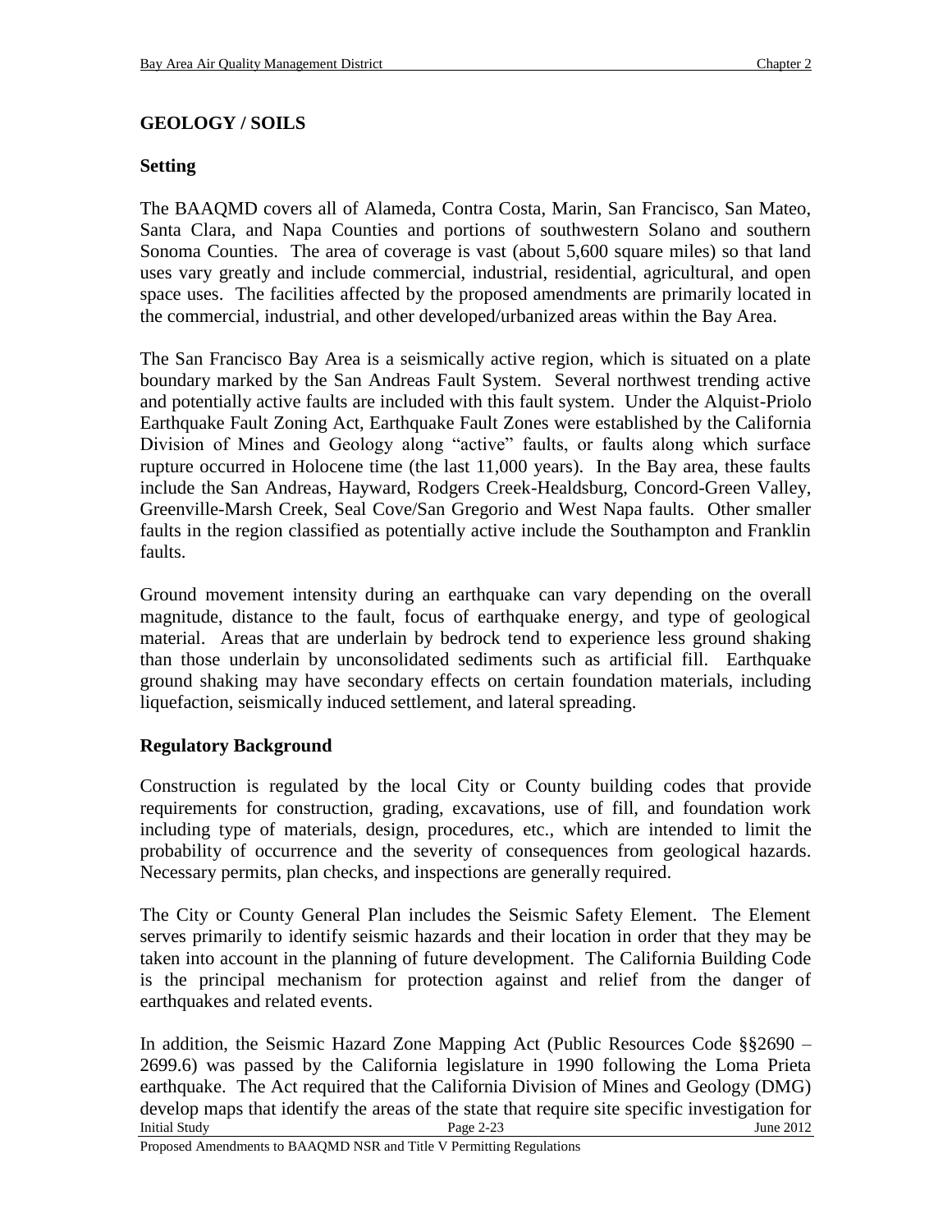## GEOLOGY / SOILS

### Setting

The BAAQMD covers all of Alameda, Contra Costa, Marin, San Francisco, San Mateo, Santa Clara, and Napa Counties and portions of southwestern Solano and southern Sonoma Counties. The area of coverage is vast (about 5,600 square miles) so that land uses vary greatly and include commercial, industrial, residential, agricultural, and open space uses. The facilities affected by the proposed amendments are primarily located in the commercial, industrial, and other developed/urbanized areas within the Bay Area.

The San Francisco Bay Area is a seismically active region, which is situated on a plate boundary marked by the San Andreas Fault System. Several northwest trending active and potentially active faults are included with this fault system. Under the Alquist-Priolo Earthquake Fault Zoning Act, Earthquake Fault Zones were established by the California Division of Mines and Geology along "active" faults, or faults along which surface rupture occurred in Holocene time (the last 11,000 years). In the Bay area, these faults include the San Andreas, Hayward, Rodgers Creek-Healdsburg, Concord-Green Valley, Greenville-Marsh Creek, Seal Cove/San Gregorio and West Napa faults. Other smaller faults in the region classified as potentially active include the Southampton and Franklin faults.

Ground movement intensity during an earthquake can vary depending on the overall magnitude, distance to the fault, focus of earthquake energy, and type of geological material. Areas that are underlain by bedrock tend to experience less ground shaking than those underlain by unconsolidated sediments such as artificial fill. Earthquake ground shaking may have secondary effects on certain foundation materials, including liquefaction, seismically induced settlement, and lateral spreading.

### Regulatory Background

Construction is regulated by the local City or County building codes that provide requirements for construction, grading, excavations, use of fill, and foundation work including type of materials, design, procedures, etc., which are intended to limit the probability of occurrence and the severity of consequences from geological hazards. Necessary permits, plan checks, and inspections are generally required.

The City or County General Plan includes the Seismic Safety Element. The Element serves primarily to identify seismic hazards and their location in order that they may be taken into account in the planning of future development. The California Building Code is the principal mechanism for protection against and relief from the danger of earthquakes and related events.

In addition, the Seismic Hazard Zone Mapping Act (Public Resources Code §§2690 – 2699.6) was passed by the California legislature in 1990 following the Loma Prieta earthquake. The Act required that the California Division of Mines and Geology (DMG) develop maps that identify the areas of the state that require site specific investigation for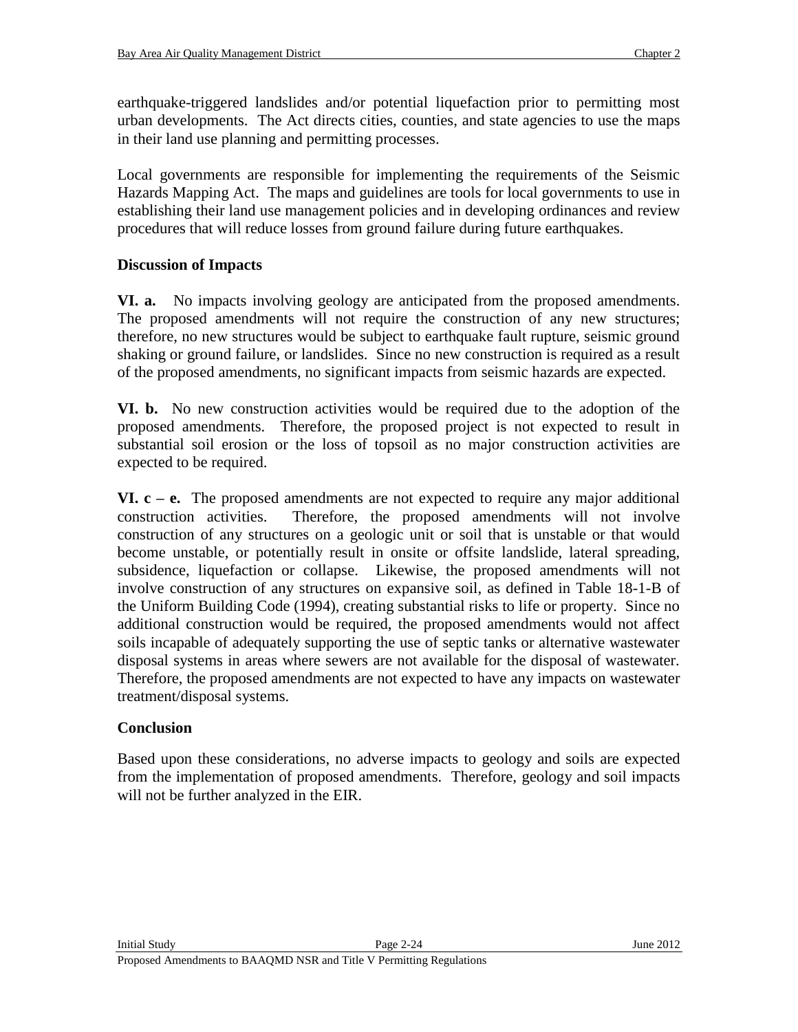earthquake-triggered landslides and/or potential liquefaction prior to permitting most urban developments. The Act directs cities, counties, and state agencies to use the maps in their land use planning and permitting processes.

Local governments are responsible for implementing the requirements of the Seismic Hazards Mapping Act. The maps and guidelines are tools for local governments to use in establishing their land use management policies and in developing ordinances and review procedures that will reduce losses from ground failure during future earthquakes.

### Discussion of Impacts

**VI. a.** No impacts involving geology are anticipated from the proposed amendments. The proposed amendments will not require the construction of any new structures; therefore, no new structures would be subject to earthquake fault rupture, seismic ground shaking or ground failure, or landslides. Since no new construction is required as a result of the proposed amendments, no significant impacts from seismic hazards are expected.

**VI. b.** No new construction activities would be required due to the adoption of the proposed amendments. Therefore, the proposed project is not expected to result in substantial soil erosion or the loss of topsoil as no major construction activities are expected to be required.

**VI. c – e.** The proposed amendments are not expected to require any major additional construction activities. Therefore, the proposed amendments will not involve construction of any structures on a geologic unit or soil that is unstable or that would become unstable, or potentially result in onsite or offsite landslide, lateral spreading, subsidence, liquefaction or collapse. Likewise, the proposed amendments will not involve construction of any structures on expansive soil, as defined in Table 18-1-B of the Uniform Building Code (1994), creating substantial risks to life or property. Since no additional construction would be required, the proposed amendments would not affect soils incapable of adequately supporting the use of septic tanks or alternative wastewater disposal systems in areas where sewers are not available for the disposal of wastewater. Therefore, the proposed amendments are not expected to have any impacts on wastewater treatment/disposal systems.

### Conclusion

Based upon these considerations, no adverse impacts to geology and soils are expected from the implementation of proposed amendments. Therefore, geology and soil impacts will not be further analyzed in the EIR.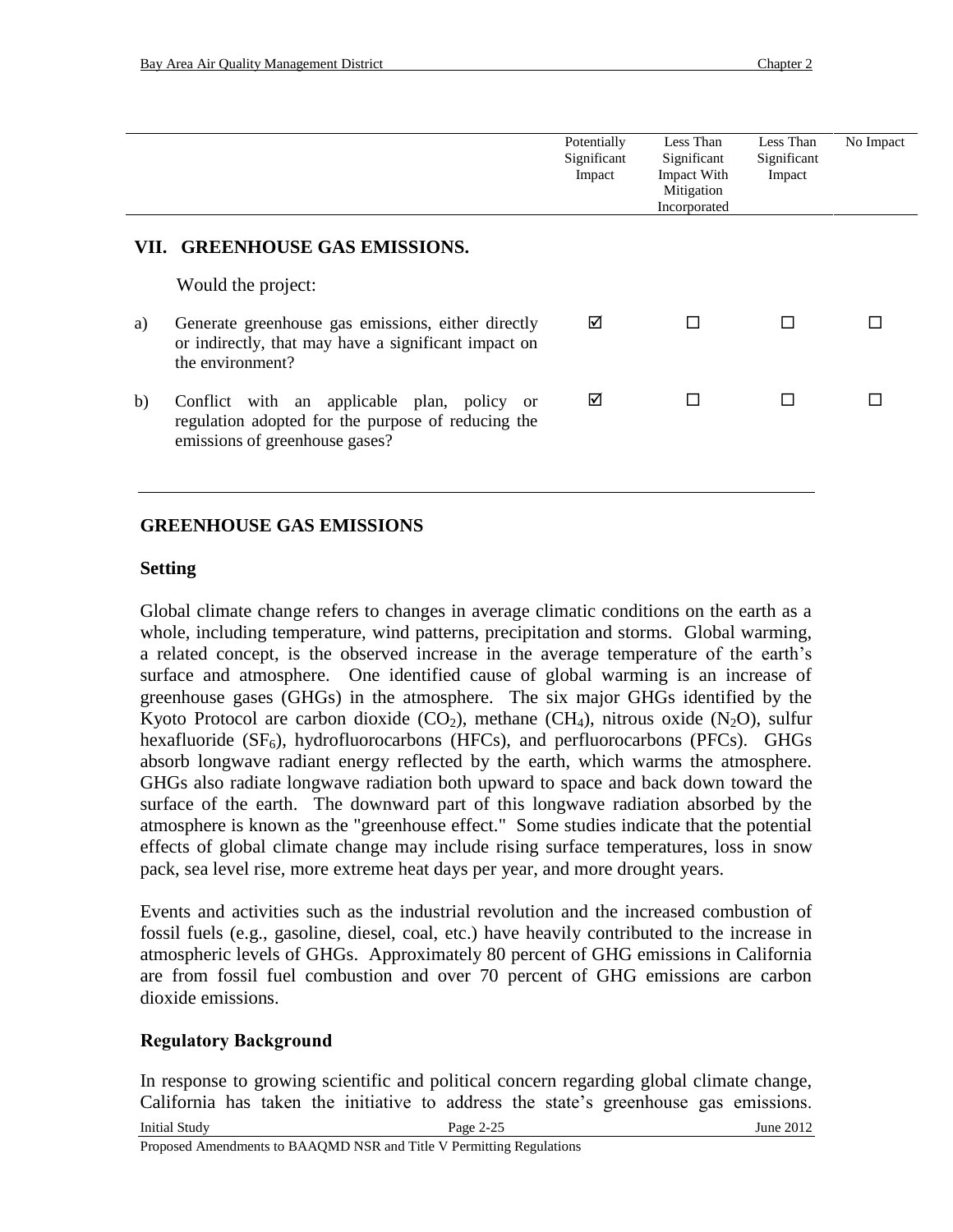| | Potentially Significant Impact | Less Than Significant Impact With Mitigation Incorporated | Less Than Significant Impact | No Impact |
|---|---|---|---|---|
| **VII. GREENHOUSE GAS EMISSIONS.** | | | | |
| Would the project: | | | | |
| a) Generate greenhouse gas emissions, either directly or indirectly, that may have a significant impact on the environment? | ☑ | ☐ | ☐ | ☐ |
| b) Conflict with an applicable plan, policy or regulation adopted for the purpose of reducing the emissions of greenhouse gases? | ☑ | ☐ | ☐ | ☐ |

## GREENHOUSE GAS EMISSIONS

### Setting

Global climate change refers to changes in average climatic conditions on the earth as a whole, including temperature, wind patterns, precipitation and storms. Global warming, a related concept, is the observed increase in the average temperature of the earth's surface and atmosphere. One identified cause of global warming is an increase of greenhouse gases (GHGs) in the atmosphere. The six major GHGs identified by the Kyoto Protocol are carbon dioxide ($CO_2$), methane ($CH_4$), nitrous oxide ($N_2O$), sulfur hexafluoride ($SF_6$), hydrofluorocarbons (HFCs), and perfluorocarbons (PFCs). GHGs absorb longwave radiant energy reflected by the earth, which warms the atmosphere. GHGs also radiate longwave radiation both upward to space and back down toward the surface of the earth. The downward part of this longwave radiation absorbed by the atmosphere is known as the "greenhouse effect." Some studies indicate that the potential effects of global climate change may include rising surface temperatures, loss in snow pack, sea level rise, more extreme heat days per year, and more drought years.

Events and activities such as the industrial revolution and the increased combustion of fossil fuels (e.g., gasoline, diesel, coal, etc.) have heavily contributed to the increase in atmospheric levels of GHGs. Approximately 80 percent of GHG emissions in California are from fossil fuel combustion and over 70 percent of GHG emissions are carbon dioxide emissions.

### Regulatory Background

In response to growing scientific and political concern regarding global climate change, California has taken the initiative to address the state's greenhouse gas emissions.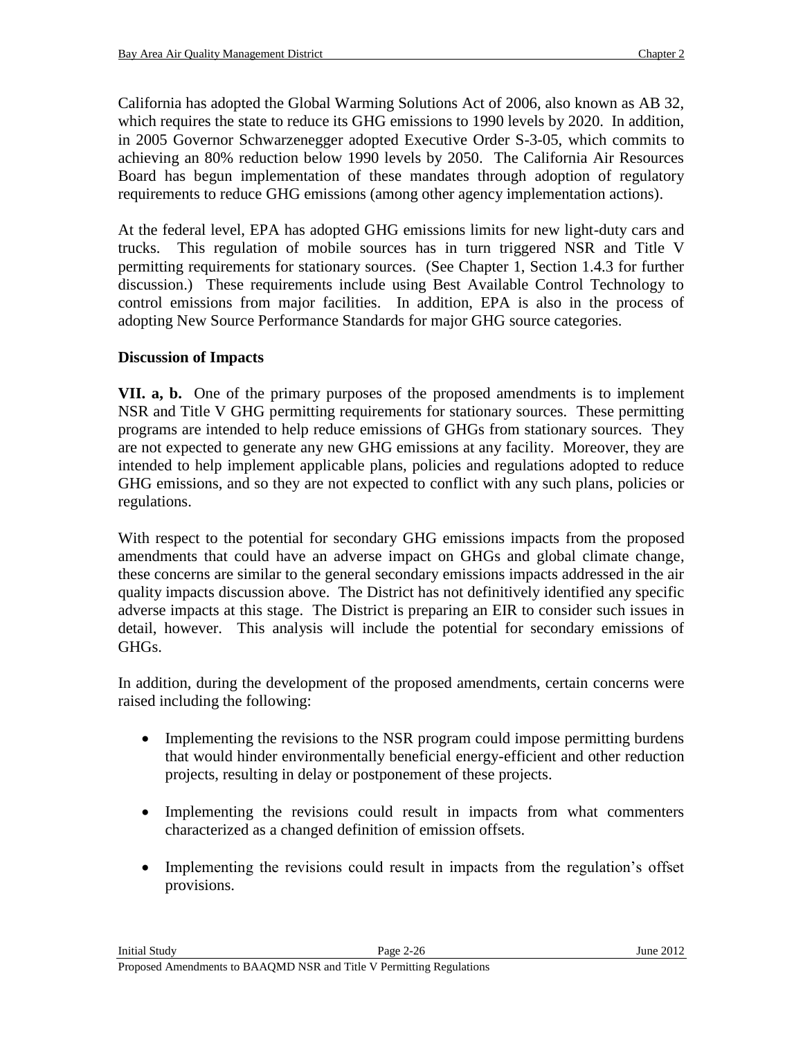California has adopted the Global Warming Solutions Act of 2006, also known as AB 32, which requires the state to reduce its GHG emissions to 1990 levels by 2020. In addition, in 2005 Governor Schwarzenegger adopted Executive Order S-3-05, which commits to achieving an 80% reduction below 1990 levels by 2050. The California Air Resources Board has begun implementation of these mandates through adoption of regulatory requirements to reduce GHG emissions (among other agency implementation actions).

At the federal level, EPA has adopted GHG emissions limits for new light-duty cars and trucks. This regulation of mobile sources has in turn triggered NSR and Title V permitting requirements for stationary sources. (See Chapter 1, Section 1.4.3 for further discussion.) These requirements include using Best Available Control Technology to control emissions from major facilities. In addition, EPA is also in the process of adopting New Source Performance Standards for major GHG source categories.

**Discussion of Impacts**

**VII. a, b.** One of the primary purposes of the proposed amendments is to implement NSR and Title V GHG permitting requirements for stationary sources. These permitting programs are intended to help reduce emissions of GHGs from stationary sources. They are not expected to generate any new GHG emissions at any facility. Moreover, they are intended to help implement applicable plans, policies and regulations adopted to reduce GHG emissions, and so they are not expected to conflict with any such plans, policies or regulations.

With respect to the potential for secondary GHG emissions impacts from the proposed amendments that could have an adverse impact on GHGs and global climate change, these concerns are similar to the general secondary emissions impacts addressed in the air quality impacts discussion above. The District has not definitively identified any specific adverse impacts at this stage. The District is preparing an EIR to consider such issues in detail, however. This analysis will include the potential for secondary emissions of GHGs.

In addition, during the development of the proposed amendments, certain concerns were raised including the following:

- Implementing the revisions to the NSR program could impose permitting burdens that would hinder environmentally beneficial energy-efficient and other reduction projects, resulting in delay or postponement of these projects.

- Implementing the revisions could result in impacts from what commenters characterized as a changed definition of emission offsets.

- Implementing the revisions could result in impacts from the regulation's offset provisions.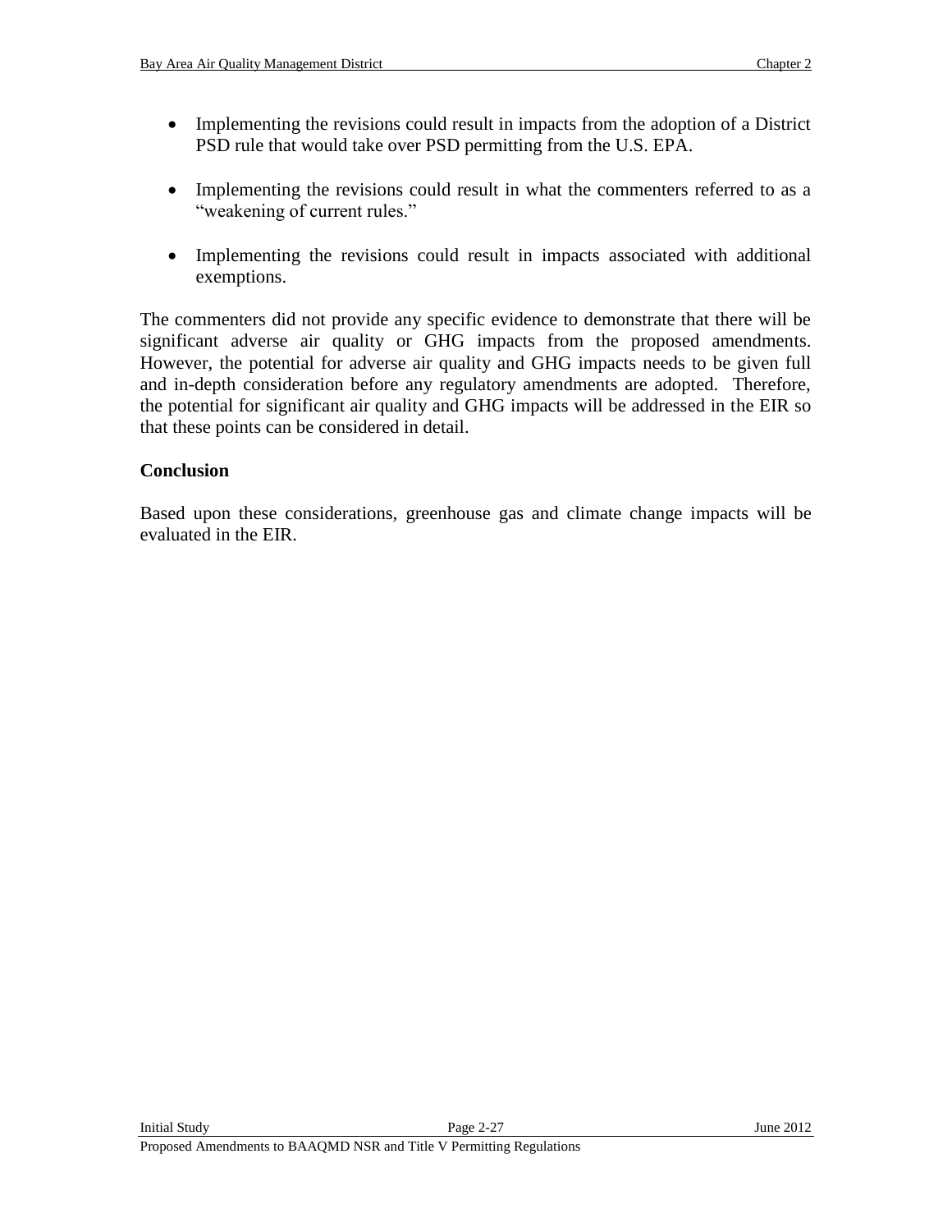- Implementing the revisions could result in impacts from the adoption of a District PSD rule that would take over PSD permitting from the U.S. EPA.
- Implementing the revisions could result in what the commenters referred to as a "weakening of current rules."
- Implementing the revisions could result in impacts associated with additional exemptions.

The commenters did not provide any specific evidence to demonstrate that there will be significant adverse air quality or GHG impacts from the proposed amendments. However, the potential for adverse air quality and GHG impacts needs to be given full and in-depth consideration before any regulatory amendments are adopted. Therefore, the potential for significant air quality and GHG impacts will be addressed in the EIR so that these points can be considered in detail.

**Conclusion**

Based upon these considerations, greenhouse gas and climate change impacts will be evaluated in the EIR.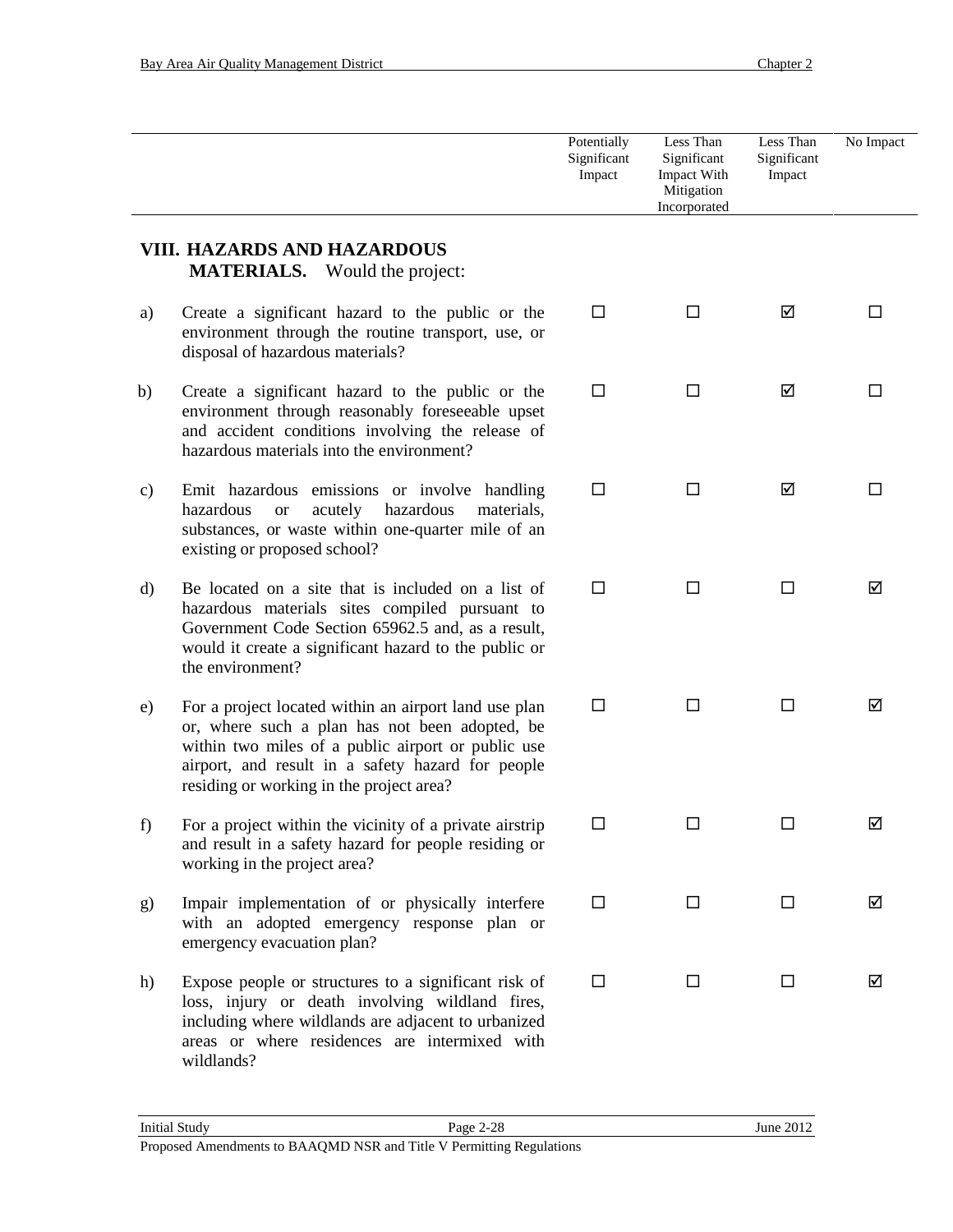| | Potentially Significant Impact | Less Than Significant Impact With Mitigation Incorporated | Less Than Significant Impact | No Impact |
|---|---|---|---|---|
| **VIII. HAZARDS AND HAZARDOUS MATERIALS.** Would the project: | | | | |
| a) Create a significant hazard to the public or the environment through the routine transport, use, or disposal of hazardous materials? | ☐ | ☐ | ☑ | ☐ |
| b) Create a significant hazard to the public or the environment through reasonably foreseeable upset and accident conditions involving the release of hazardous materials into the environment? | ☐ | ☐ | ☑ | ☐ |
| c) Emit hazardous emissions or involve handling hazardous or acutely hazardous materials, substances, or waste within one-quarter mile of an existing or proposed school? | ☐ | ☐ | ☑ | ☐ |
| d) Be located on a site that is included on a list of hazardous materials sites compiled pursuant to Government Code Section 65962.5 and, as a result, would it create a significant hazard to the public or the environment? | ☐ | ☐ | ☐ | ☑ |
| e) For a project located within an airport land use plan or, where such a plan has not been adopted, be within two miles of a public airport or public use airport, and result in a safety hazard for people residing or working in the project area? | ☐ | ☐ | ☐ | ☑ |
| f) For a project within the vicinity of a private airstrip and result in a safety hazard for people residing or working in the project area? | ☐ | ☐ | ☐ | ☑ |
| g) Impair implementation of or physically interfere with an adopted emergency response plan or emergency evacuation plan? | ☐ | ☐ | ☐ | ☑ |
| h) Expose people or structures to a significant risk of loss, injury or death involving wildland fires, including where wildlands are adjacent to urbanized areas or where residences are intermixed with wildlands? | ☐ | ☐ | ☐ | ☑ |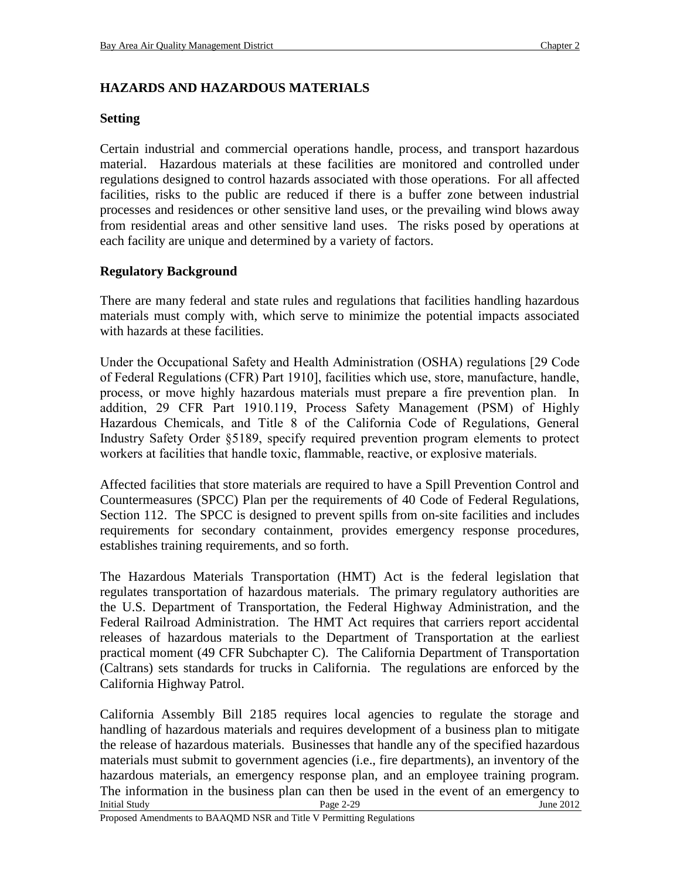## HAZARDS AND HAZARDOUS MATERIALS

### Setting

Certain industrial and commercial operations handle, process, and transport hazardous material. Hazardous materials at these facilities are monitored and controlled under regulations designed to control hazards associated with those operations. For all affected facilities, risks to the public are reduced if there is a buffer zone between industrial processes and residences or other sensitive land uses, or the prevailing wind blows away from residential areas and other sensitive land uses. The risks posed by operations at each facility are unique and determined by a variety of factors.

### Regulatory Background

There are many federal and state rules and regulations that facilities handling hazardous materials must comply with, which serve to minimize the potential impacts associated with hazards at these facilities.

Under the Occupational Safety and Health Administration (OSHA) regulations [29 Code of Federal Regulations (CFR) Part 1910], facilities which use, store, manufacture, handle, process, or move highly hazardous materials must prepare a fire prevention plan. In addition, 29 CFR Part 1910.119, Process Safety Management (PSM) of Highly Hazardous Chemicals, and Title 8 of the California Code of Regulations, General Industry Safety Order §5189, specify required prevention program elements to protect workers at facilities that handle toxic, flammable, reactive, or explosive materials.

Affected facilities that store materials are required to have a Spill Prevention Control and Countermeasures (SPCC) Plan per the requirements of 40 Code of Federal Regulations, Section 112. The SPCC is designed to prevent spills from on-site facilities and includes requirements for secondary containment, provides emergency response procedures, establishes training requirements, and so forth.

The Hazardous Materials Transportation (HMT) Act is the federal legislation that regulates transportation of hazardous materials. The primary regulatory authorities are the U.S. Department of Transportation, the Federal Highway Administration, and the Federal Railroad Administration. The HMT Act requires that carriers report accidental releases of hazardous materials to the Department of Transportation at the earliest practical moment (49 CFR Subchapter C). The California Department of Transportation (Caltrans) sets standards for trucks in California. The regulations are enforced by the California Highway Patrol.

California Assembly Bill 2185 requires local agencies to regulate the storage and handling of hazardous materials and requires development of a business plan to mitigate the release of hazardous materials. Businesses that handle any of the specified hazardous materials must submit to government agencies (i.e., fire departments), an inventory of the hazardous materials, an emergency response plan, and an employee training program. The information in the business plan can then be used in the event of an emergency to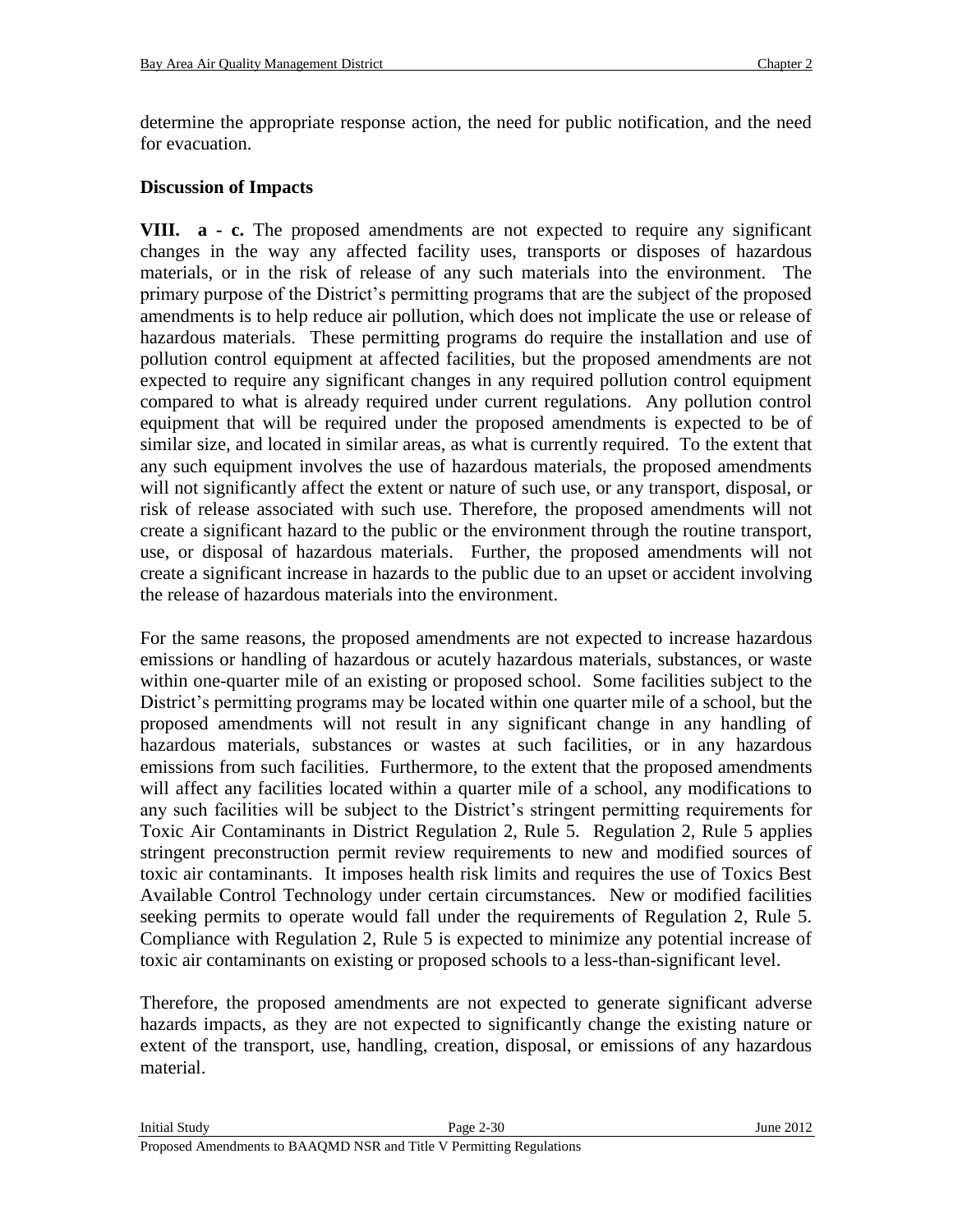determine the appropriate response action, the need for public notification, and the need for evacuation.

**Discussion of Impacts**

**VIII. a - c.** The proposed amendments are not expected to require any significant changes in the way any affected facility uses, transports or disposes of hazardous materials, or in the risk of release of any such materials into the environment. The primary purpose of the District's permitting programs that are the subject of the proposed amendments is to help reduce air pollution, which does not implicate the use or release of hazardous materials. These permitting programs do require the installation and use of pollution control equipment at affected facilities, but the proposed amendments are not expected to require any significant changes in any required pollution control equipment compared to what is already required under current regulations. Any pollution control equipment that will be required under the proposed amendments is expected to be of similar size, and located in similar areas, as what is currently required. To the extent that any such equipment involves the use of hazardous materials, the proposed amendments will not significantly affect the extent or nature of such use, or any transport, disposal, or risk of release associated with such use. Therefore, the proposed amendments will not create a significant hazard to the public or the environment through the routine transport, use, or disposal of hazardous materials. Further, the proposed amendments will not create a significant increase in hazards to the public due to an upset or accident involving the release of hazardous materials into the environment.

For the same reasons, the proposed amendments are not expected to increase hazardous emissions or handling of hazardous or acutely hazardous materials, substances, or waste within one-quarter mile of an existing or proposed school. Some facilities subject to the District's permitting programs may be located within one quarter mile of a school, but the proposed amendments will not result in any significant change in any handling of hazardous materials, substances or wastes at such facilities, or in any hazardous emissions from such facilities. Furthermore, to the extent that the proposed amendments will affect any facilities located within a quarter mile of a school, any modifications to any such facilities will be subject to the District's stringent permitting requirements for Toxic Air Contaminants in District Regulation 2, Rule 5. Regulation 2, Rule 5 applies stringent preconstruction permit review requirements to new and modified sources of toxic air contaminants. It imposes health risk limits and requires the use of Toxics Best Available Control Technology under certain circumstances. New or modified facilities seeking permits to operate would fall under the requirements of Regulation 2, Rule 5. Compliance with Regulation 2, Rule 5 is expected to minimize any potential increase of toxic air contaminants on existing or proposed schools to a less-than-significant level.

Therefore, the proposed amendments are not expected to generate significant adverse hazards impacts, as they are not expected to significantly change the existing nature or extent of the transport, use, handling, creation, disposal, or emissions of any hazardous material.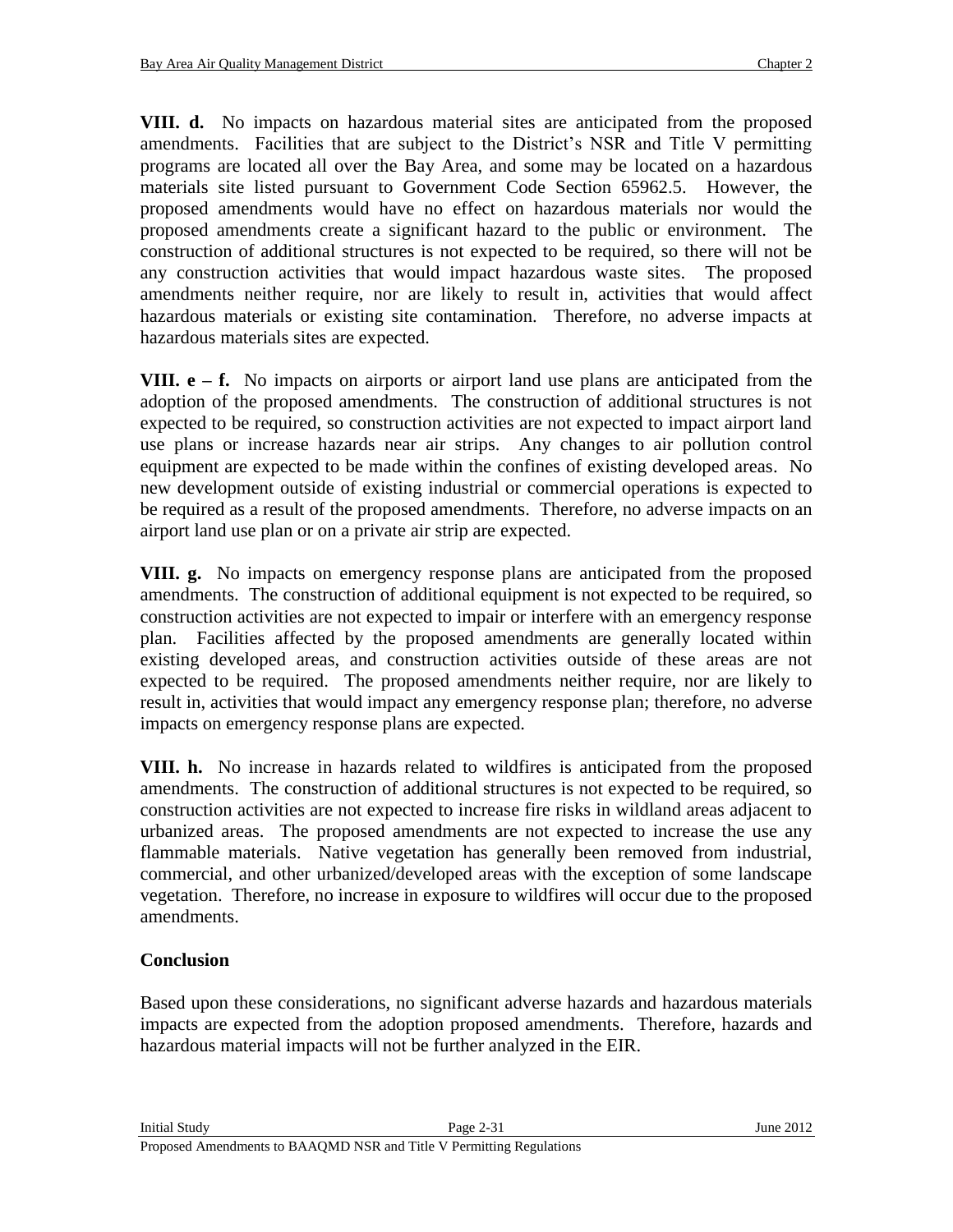**VIII. d.** No impacts on hazardous material sites are anticipated from the proposed amendments. Facilities that are subject to the District's NSR and Title V permitting programs are located all over the Bay Area, and some may be located on a hazardous materials site listed pursuant to Government Code Section 65962.5. However, the proposed amendments would have no effect on hazardous materials nor would the proposed amendments create a significant hazard to the public or environment. The construction of additional structures is not expected to be required, so there will not be any construction activities that would impact hazardous waste sites. The proposed amendments neither require, nor are likely to result in, activities that would affect hazardous materials or existing site contamination. Therefore, no adverse impacts at hazardous materials sites are expected.

**VIII. e – f.** No impacts on airports or airport land use plans are anticipated from the adoption of the proposed amendments. The construction of additional structures is not expected to be required, so construction activities are not expected to impact airport land use plans or increase hazards near air strips. Any changes to air pollution control equipment are expected to be made within the confines of existing developed areas. No new development outside of existing industrial or commercial operations is expected to be required as a result of the proposed amendments. Therefore, no adverse impacts on an airport land use plan or on a private air strip are expected.

**VIII. g.** No impacts on emergency response plans are anticipated from the proposed amendments. The construction of additional equipment is not expected to be required, so construction activities are not expected to impair or interfere with an emergency response plan. Facilities affected by the proposed amendments are generally located within existing developed areas, and construction activities outside of these areas are not expected to be required. The proposed amendments neither require, nor are likely to result in, activities that would impact any emergency response plan; therefore, no adverse impacts on emergency response plans are expected.

**VIII. h.** No increase in hazards related to wildfires is anticipated from the proposed amendments. The construction of additional structures is not expected to be required, so construction activities are not expected to increase fire risks in wildland areas adjacent to urbanized areas. The proposed amendments are not expected to increase the use any flammable materials. Native vegetation has generally been removed from industrial, commercial, and other urbanized/developed areas with the exception of some landscape vegetation. Therefore, no increase in exposure to wildfires will occur due to the proposed amendments.

### Conclusion

Based upon these considerations, no significant adverse hazards and hazardous materials impacts are expected from the adoption proposed amendments. Therefore, hazards and hazardous material impacts will not be further analyzed in the EIR.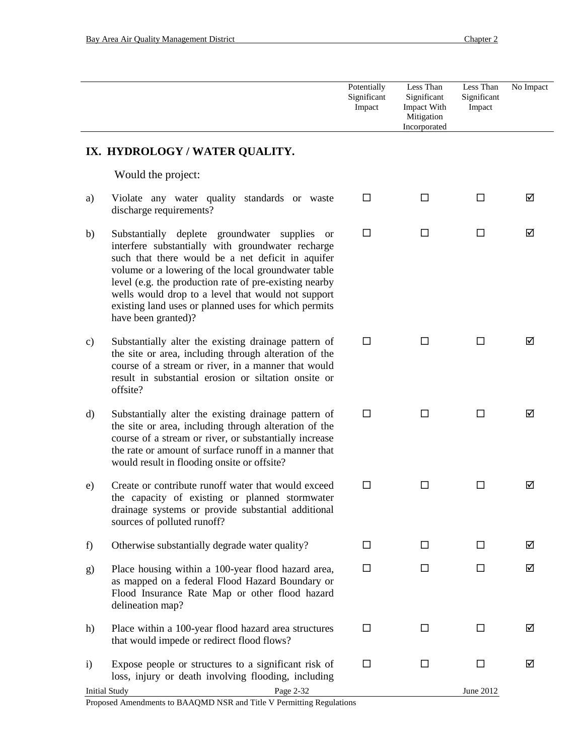| | Potentially Significant Impact | Less Than Significant Impact With Mitigation Incorporated | Less Than Significant Impact | No Impact |
|---|---|---|---|---|

## IX. HYDROLOGY / WATER QUALITY.

Would the project:

| | | Potentially Significant Impact | Less Than Significant Impact With Mitigation Incorporated | Less Than Significant Impact | No Impact |
|---|---|---|---|---|---|
| a) | Violate any water quality standards or waste discharge requirements? | ☐ | ☐ | ☐ | ☑ |
| b) | Substantially deplete groundwater supplies or interfere substantially with groundwater recharge such that there would be a net deficit in aquifer volume or a lowering of the local groundwater table level (e.g. the production rate of pre-existing nearby wells would drop to a level that would not support existing land uses or planned uses for which permits have been granted)? | ☐ | ☐ | ☐ | ☑ |
| c) | Substantially alter the existing drainage pattern of the site or area, including through alteration of the course of a stream or river, in a manner that would result in substantial erosion or siltation onsite or offsite? | ☐ | ☐ | ☐ | ☑ |
| d) | Substantially alter the existing drainage pattern of the site or area, including through alteration of the course of a stream or river, or substantially increase the rate or amount of surface runoff in a manner that would result in flooding onsite or offsite? | ☐ | ☐ | ☐ | ☑ |
| e) | Create or contribute runoff water that would exceed the capacity of existing or planned stormwater drainage systems or provide substantial additional sources of polluted runoff? | ☐ | ☐ | ☐ | ☑ |
| f) | Otherwise substantially degrade water quality? | ☐ | ☐ | ☐ | ☑ |
| g) | Place housing within a 100-year flood hazard area, as mapped on a federal Flood Hazard Boundary or Flood Insurance Rate Map or other flood hazard delineation map? | ☐ | ☐ | ☐ | ☑ |
| h) | Place within a 100-year flood hazard area structures that would impede or redirect flood flows? | ☐ | ☐ | ☐ | ☑ |
| i) | Expose people or structures to a significant risk of loss, injury or death involving flooding, including | ☐ | ☐ | ☐ | ☑ |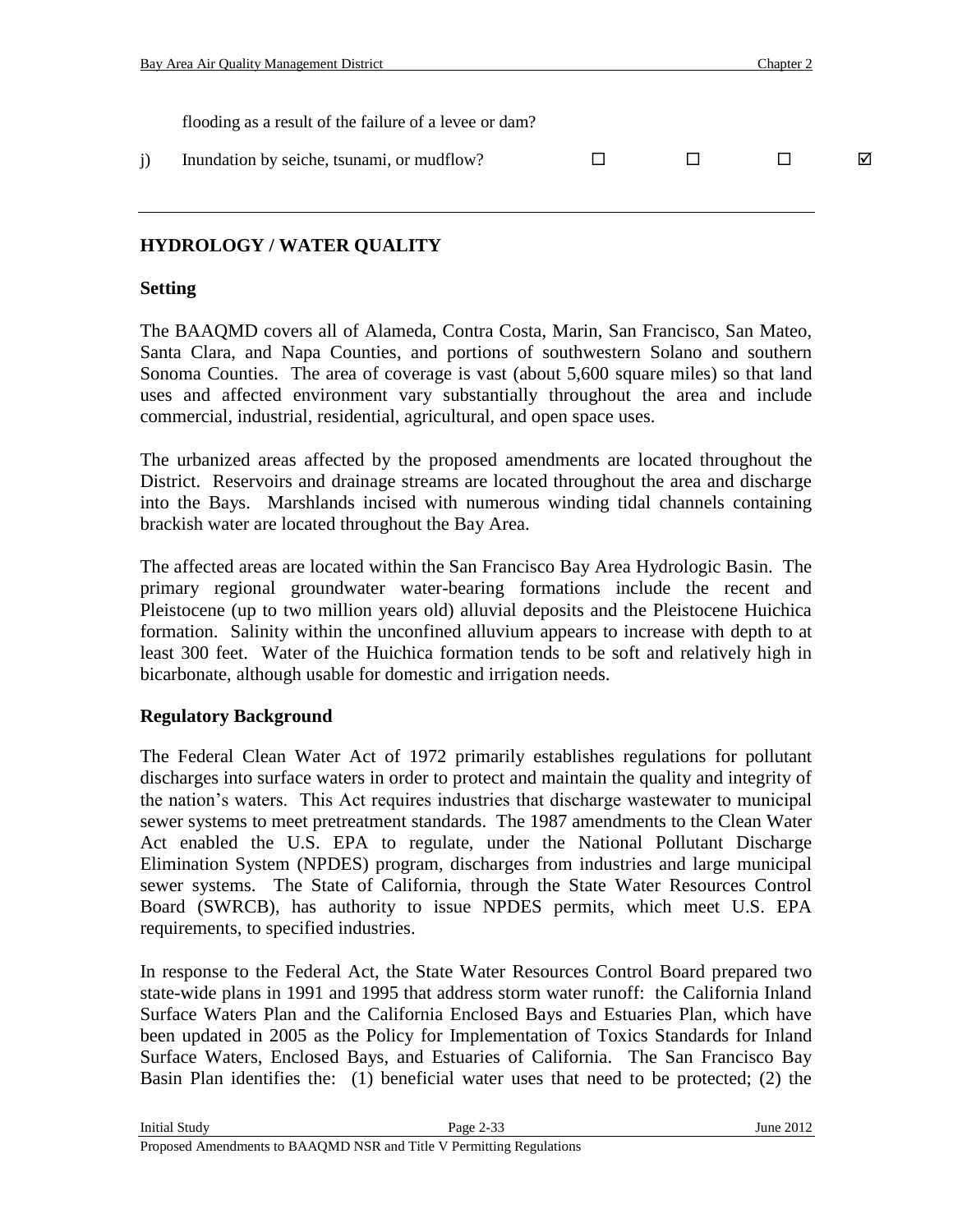| | | | | | |
|---|---|---|---|---|---|
| | flooding as a result of the failure of a levee or dam? | | | | |
| j) | Inundation by seiche, tsunami, or mudflow? | ☐ | ☐ | ☐ | ☑ |

## HYDROLOGY / WATER QUALITY

### Setting

The BAAQMD covers all of Alameda, Contra Costa, Marin, San Francisco, San Mateo, Santa Clara, and Napa Counties, and portions of southwestern Solano and southern Sonoma Counties. The area of coverage is vast (about 5,600 square miles) so that land uses and affected environment vary substantially throughout the area and include commercial, industrial, residential, agricultural, and open space uses.

The urbanized areas affected by the proposed amendments are located throughout the District. Reservoirs and drainage streams are located throughout the area and discharge into the Bays. Marshlands incised with numerous winding tidal channels containing brackish water are located throughout the Bay Area.

The affected areas are located within the San Francisco Bay Area Hydrologic Basin. The primary regional groundwater water-bearing formations include the recent and Pleistocene (up to two million years old) alluvial deposits and the Pleistocene Huichica formation. Salinity within the unconfined alluvium appears to increase with depth to at least 300 feet. Water of the Huichica formation tends to be soft and relatively high in bicarbonate, although usable for domestic and irrigation needs.

### Regulatory Background

The Federal Clean Water Act of 1972 primarily establishes regulations for pollutant discharges into surface waters in order to protect and maintain the quality and integrity of the nation's waters. This Act requires industries that discharge wastewater to municipal sewer systems to meet pretreatment standards. The 1987 amendments to the Clean Water Act enabled the U.S. EPA to regulate, under the National Pollutant Discharge Elimination System (NPDES) program, discharges from industries and large municipal sewer systems. The State of California, through the State Water Resources Control Board (SWRCB), has authority to issue NPDES permits, which meet U.S. EPA requirements, to specified industries.

In response to the Federal Act, the State Water Resources Control Board prepared two state-wide plans in 1991 and 1995 that address storm water runoff: the California Inland Surface Waters Plan and the California Enclosed Bays and Estuaries Plan, which have been updated in 2005 as the Policy for Implementation of Toxics Standards for Inland Surface Waters, Enclosed Bays, and Estuaries of California. The San Francisco Bay Basin Plan identifies the: (1) beneficial water uses that need to be protected; (2) the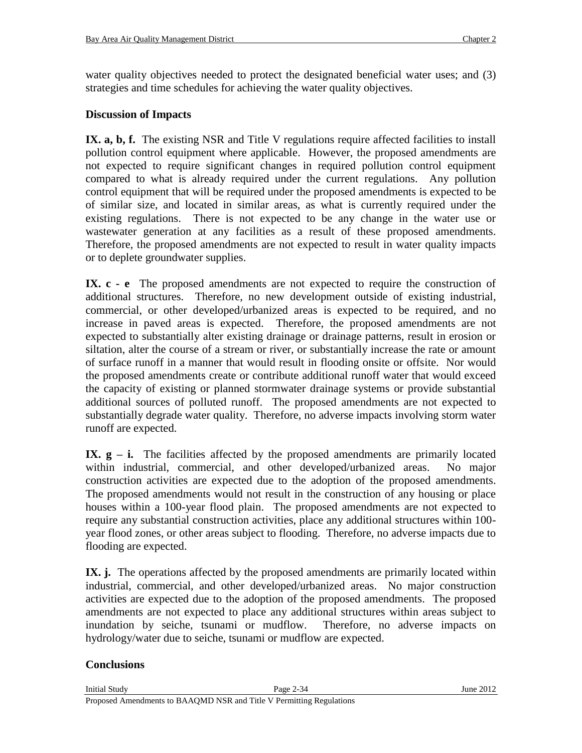water quality objectives needed to protect the designated beneficial water uses; and (3) strategies and time schedules for achieving the water quality objectives.

**Discussion of Impacts**

**IX. a, b, f.** The existing NSR and Title V regulations require affected facilities to install pollution control equipment where applicable. However, the proposed amendments are not expected to require significant changes in required pollution control equipment compared to what is already required under the current regulations. Any pollution control equipment that will be required under the proposed amendments is expected to be of similar size, and located in similar areas, as what is currently required under the existing regulations. There is not expected to be any change in the water use or wastewater generation at any facilities as a result of these proposed amendments. Therefore, the proposed amendments are not expected to result in water quality impacts or to deplete groundwater supplies.

**IX. c - e** The proposed amendments are not expected to require the construction of additional structures. Therefore, no new development outside of existing industrial, commercial, or other developed/urbanized areas is expected to be required, and no increase in paved areas is expected. Therefore, the proposed amendments are not expected to substantially alter existing drainage or drainage patterns, result in erosion or siltation, alter the course of a stream or river, or substantially increase the rate or amount of surface runoff in a manner that would result in flooding onsite or offsite. Nor would the proposed amendments create or contribute additional runoff water that would exceed the capacity of existing or planned stormwater drainage systems or provide substantial additional sources of polluted runoff. The proposed amendments are not expected to substantially degrade water quality. Therefore, no adverse impacts involving storm water runoff are expected.

**IX. g – i.** The facilities affected by the proposed amendments are primarily located within industrial, commercial, and other developed/urbanized areas. No major construction activities are expected due to the adoption of the proposed amendments. The proposed amendments would not result in the construction of any housing or place houses within a 100-year flood plain. The proposed amendments are not expected to require any substantial construction activities, place any additional structures within 100-year flood zones, or other areas subject to flooding. Therefore, no adverse impacts due to flooding are expected.

**IX. j.** The operations affected by the proposed amendments are primarily located within industrial, commercial, and other developed/urbanized areas. No major construction activities are expected due to the adoption of the proposed amendments. The proposed amendments are not expected to place any additional structures within areas subject to inundation by seiche, tsunami or mudflow. Therefore, no adverse impacts on hydrology/water due to seiche, tsunami or mudflow are expected.

**Conclusions**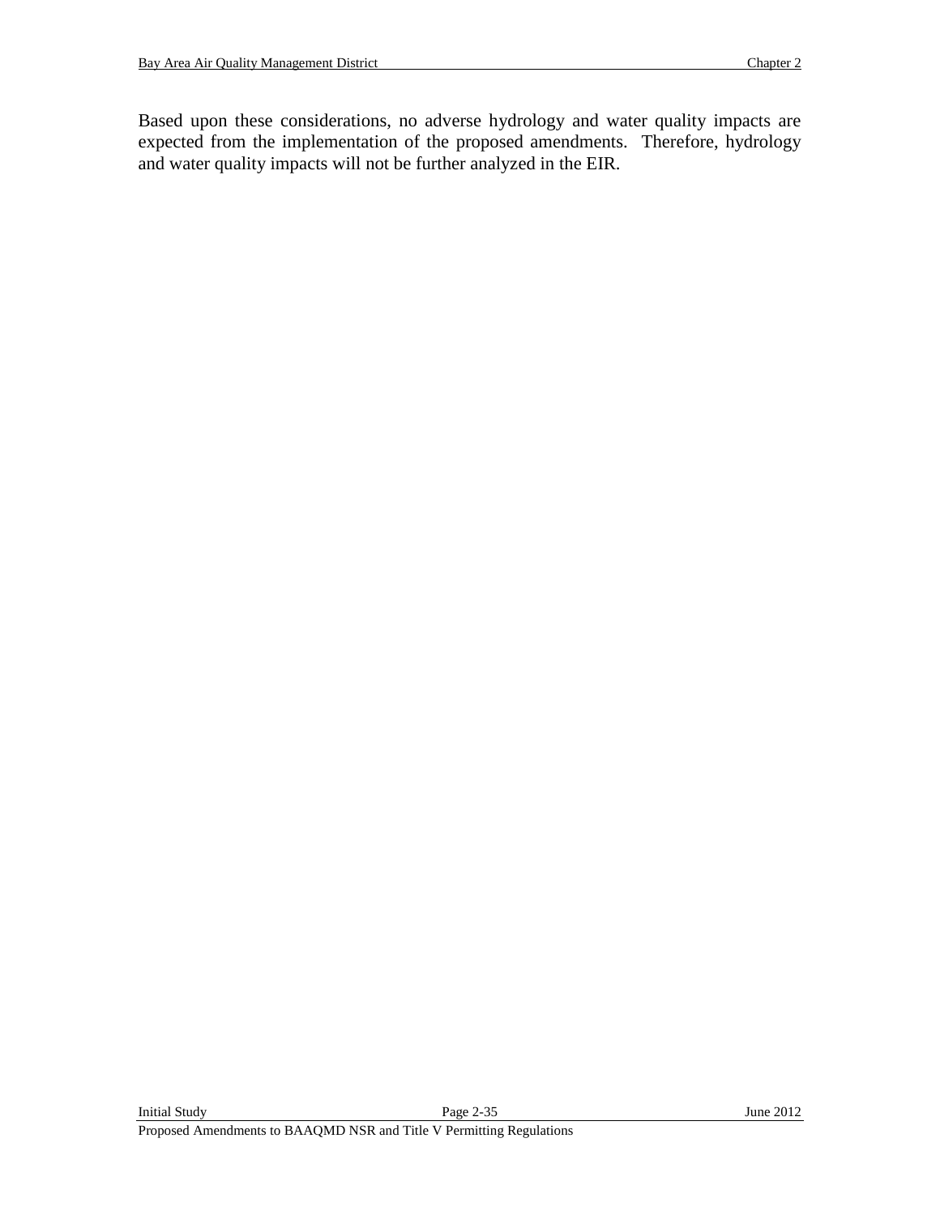Based upon these considerations, no adverse hydrology and water quality impacts are expected from the implementation of the proposed amendments. Therefore, hydrology and water quality impacts will not be further analyzed in the EIR.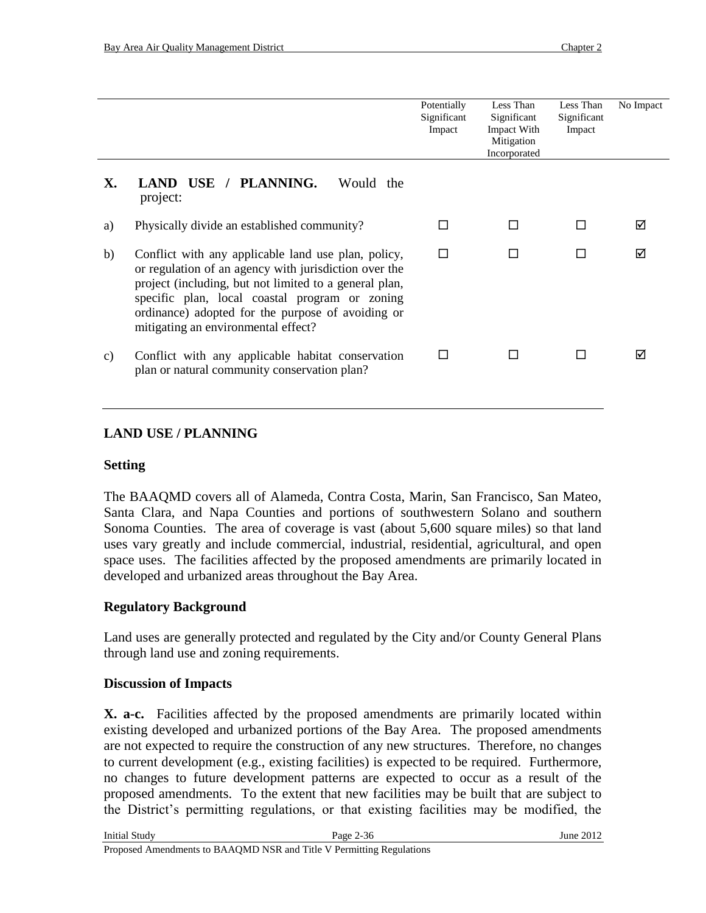| | | Potentially Significant Impact | Less Than Significant Impact With Mitigation Incorporated | Less Than Significant Impact | No Impact |
|---|---|---|---|---|---|
| **X.** | **LAND USE / PLANNING.** Would the project: | | | | |
| a) | Physically divide an established community? | ☐ | ☐ | ☐ | ☑ |
| b) | Conflict with any applicable land use plan, policy, or regulation of an agency with jurisdiction over the project (including, but not limited to a general plan, specific plan, local coastal program or zoning ordinance) adopted for the purpose of avoiding or mitigating an environmental effect? | ☐ | ☐ | ☐ | ☑ |
| c) | Conflict with any applicable habitat conservation plan or natural community conservation plan? | ☐ | ☐ | ☐ | ☑ |

## LAND USE / PLANNING

### Setting

The BAAQMD covers all of Alameda, Contra Costa, Marin, San Francisco, San Mateo, Santa Clara, and Napa Counties and portions of southwestern Solano and southern Sonoma Counties. The area of coverage is vast (about 5,600 square miles) so that land uses vary greatly and include commercial, industrial, residential, agricultural, and open space uses. The facilities affected by the proposed amendments are primarily located in developed and urbanized areas throughout the Bay Area.

### Regulatory Background

Land uses are generally protected and regulated by the City and/or County General Plans through land use and zoning requirements.

### Discussion of Impacts

**X. a-c.** Facilities affected by the proposed amendments are primarily located within existing developed and urbanized portions of the Bay Area. The proposed amendments are not expected to require the construction of any new structures. Therefore, no changes to current development (e.g., existing facilities) is expected to be required. Furthermore, no changes to future development patterns are expected to occur as a result of the proposed amendments. To the extent that new facilities may be built that are subject to the District's permitting regulations, or that existing facilities may be modified, the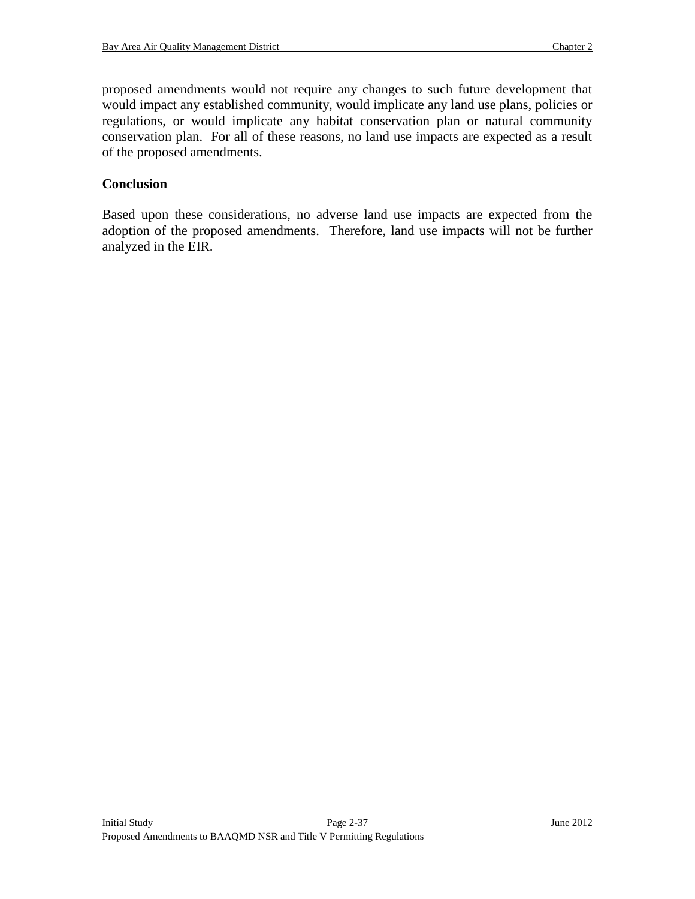proposed amendments would not require any changes to such future development that would impact any established community, would implicate any land use plans, policies or regulations, or would implicate any habitat conservation plan or natural community conservation plan. For all of these reasons, no land use impacts are expected as a result of the proposed amendments.

**Conclusion**

Based upon these considerations, no adverse land use impacts are expected from the adoption of the proposed amendments. Therefore, land use impacts will not be further analyzed in the EIR.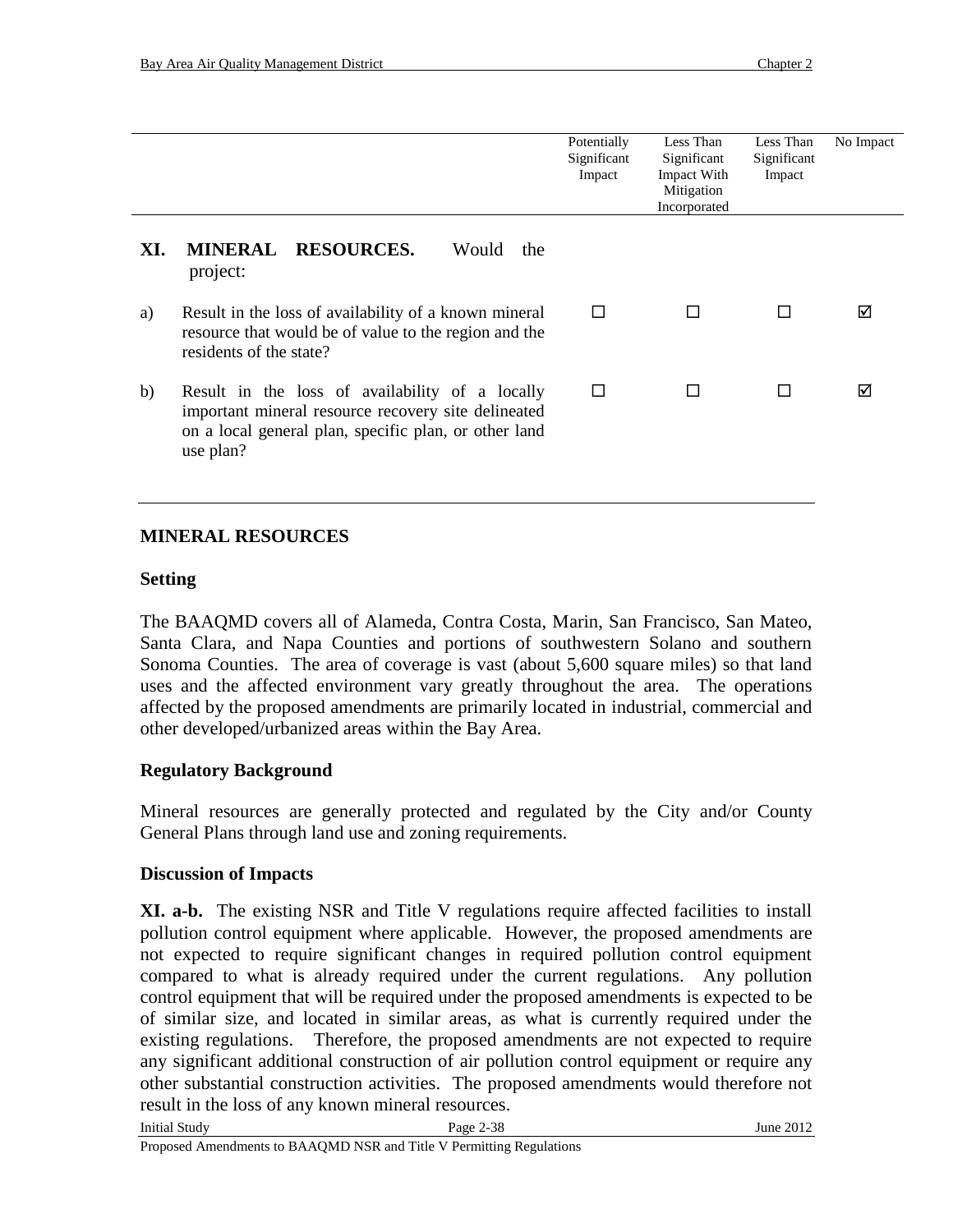| | | Potentially Significant Impact | Less Than Significant Impact With Mitigation Incorporated | Less Than Significant Impact | No Impact |
|---|---|---|---|---|---|
| **XI.** | **MINERAL RESOURCES.** Would the project: | | | | |
| a) | Result in the loss of availability of a known mineral resource that would be of value to the region and the residents of the state? | ☐ | ☐ | ☐ | ☑ |
| b) | Result in the loss of availability of a locally important mineral resource recovery site delineated on a local general plan, specific plan, or other land use plan? | ☐ | ☐ | ☐ | ☑ |

## MINERAL RESOURCES

### Setting

The BAAQMD covers all of Alameda, Contra Costa, Marin, San Francisco, San Mateo, Santa Clara, and Napa Counties and portions of southwestern Solano and southern Sonoma Counties. The area of coverage is vast (about 5,600 square miles) so that land uses and the affected environment vary greatly throughout the area. The operations affected by the proposed amendments are primarily located in industrial, commercial and other developed/urbanized areas within the Bay Area.

### Regulatory Background

Mineral resources are generally protected and regulated by the City and/or County General Plans through land use and zoning requirements.

### Discussion of Impacts

**XI. a-b.** The existing NSR and Title V regulations require affected facilities to install pollution control equipment where applicable. However, the proposed amendments are not expected to require significant changes in required pollution control equipment compared to what is already required under the current regulations. Any pollution control equipment that will be required under the proposed amendments is expected to be of similar size, and located in similar areas, as what is currently required under the existing regulations. Therefore, the proposed amendments are not expected to require any significant additional construction of air pollution control equipment or require any other substantial construction activities. The proposed amendments would therefore not result in the loss of any known mineral resources.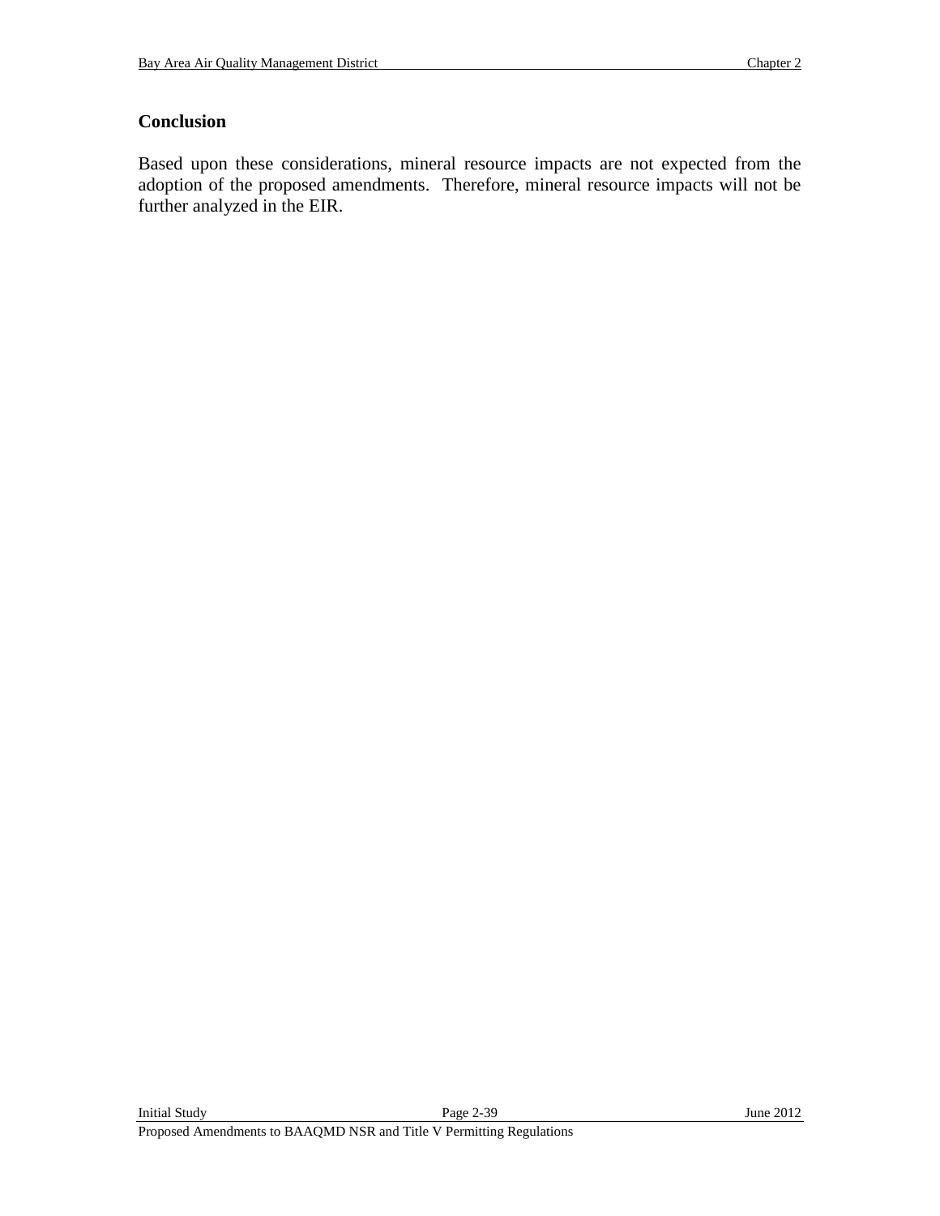**Conclusion**

Based upon these considerations, mineral resource impacts are not expected from the adoption of the proposed amendments. Therefore, mineral resource impacts will not be further analyzed in the EIR.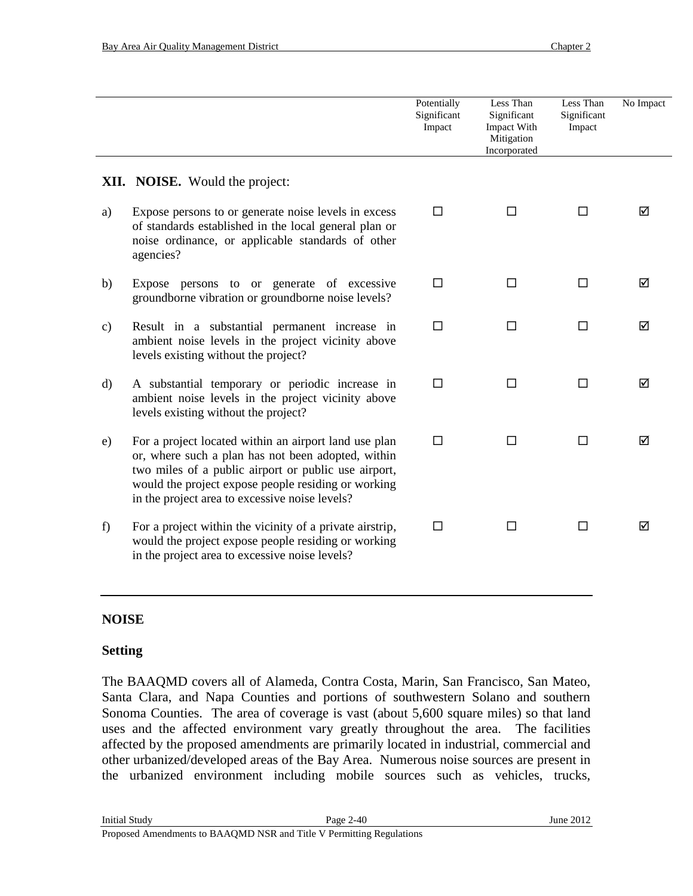| | | Potentially Significant Impact | Less Than Significant Impact With Mitigation Incorporated | Less Than Significant Impact | No Impact |
|---|---|---|---|---|---|
| **XII.** | **NOISE.** Would the project: | | | | |
| a) | Expose persons to or generate noise levels in excess of standards established in the local general plan or noise ordinance, or applicable standards of other agencies? | ☐ | ☐ | ☐ | ☑ |
| b) | Expose persons to or generate of excessive groundborne vibration or groundborne noise levels? | ☐ | ☐ | ☐ | ☑ |
| c) | Result in a substantial permanent increase in ambient noise levels in the project vicinity above levels existing without the project? | ☐ | ☐ | ☐ | ☑ |
| d) | A substantial temporary or periodic increase in ambient noise levels in the project vicinity above levels existing without the project? | ☐ | ☐ | ☐ | ☑ |
| e) | For a project located within an airport land use plan or, where such a plan has not been adopted, within two miles of a public airport or public use airport, would the project expose people residing or working in the project area to excessive noise levels? | ☐ | ☐ | ☐ | ☑ |
| f) | For a project within the vicinity of a private airstrip, would the project expose people residing or working in the project area to excessive noise levels? | ☐ | ☐ | ☐ | ☑ |

## NOISE

### Setting

The BAAQMD covers all of Alameda, Contra Costa, Marin, San Francisco, San Mateo, Santa Clara, and Napa Counties and portions of southwestern Solano and southern Sonoma Counties. The area of coverage is vast (about 5,600 square miles) so that land uses and the affected environment vary greatly throughout the area. The facilities affected by the proposed amendments are primarily located in industrial, commercial and other urbanized/developed areas of the Bay Area. Numerous noise sources are present in the urbanized environment including mobile sources such as vehicles, trucks,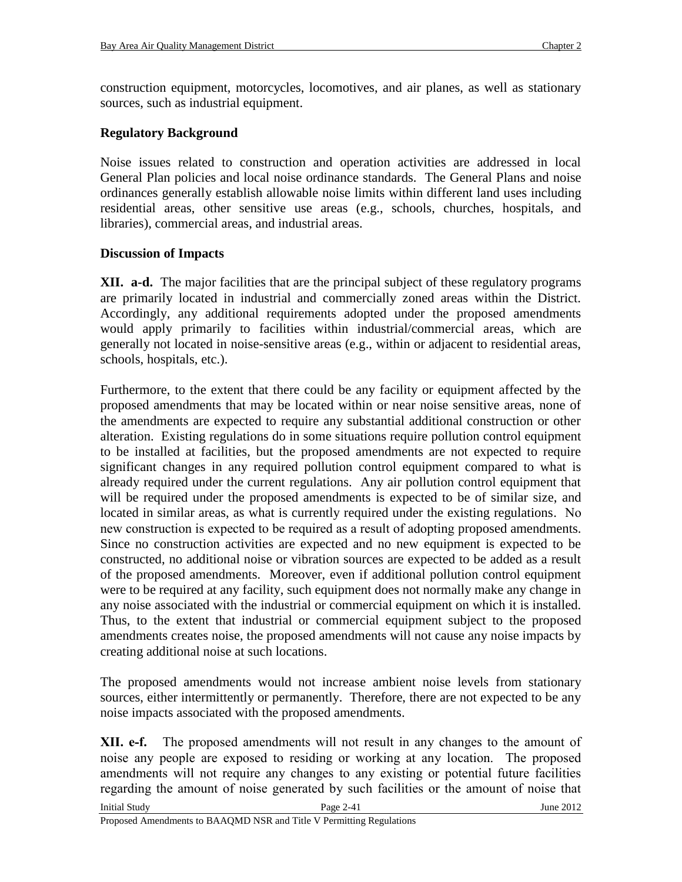construction equipment, motorcycles, locomotives, and air planes, as well as stationary sources, such as industrial equipment.

**Regulatory Background**

Noise issues related to construction and operation activities are addressed in local General Plan policies and local noise ordinance standards. The General Plans and noise ordinances generally establish allowable noise limits within different land uses including residential areas, other sensitive use areas (e.g., schools, churches, hospitals, and libraries), commercial areas, and industrial areas.

**Discussion of Impacts**

**XII. a-d.** The major facilities that are the principal subject of these regulatory programs are primarily located in industrial and commercially zoned areas within the District. Accordingly, any additional requirements adopted under the proposed amendments would apply primarily to facilities within industrial/commercial areas, which are generally not located in noise-sensitive areas (e.g., within or adjacent to residential areas, schools, hospitals, etc.).

Furthermore, to the extent that there could be any facility or equipment affected by the proposed amendments that may be located within or near noise sensitive areas, none of the amendments are expected to require any substantial additional construction or other alteration. Existing regulations do in some situations require pollution control equipment to be installed at facilities, but the proposed amendments are not expected to require significant changes in any required pollution control equipment compared to what is already required under the current regulations. Any air pollution control equipment that will be required under the proposed amendments is expected to be of similar size, and located in similar areas, as what is currently required under the existing regulations. No new construction is expected to be required as a result of adopting proposed amendments. Since no construction activities are expected and no new equipment is expected to be constructed, no additional noise or vibration sources are expected to be added as a result of the proposed amendments. Moreover, even if additional pollution control equipment were to be required at any facility, such equipment does not normally make any change in any noise associated with the industrial or commercial equipment on which it is installed. Thus, to the extent that industrial or commercial equipment subject to the proposed amendments creates noise, the proposed amendments will not cause any noise impacts by creating additional noise at such locations.

The proposed amendments would not increase ambient noise levels from stationary sources, either intermittently or permanently. Therefore, there are not expected to be any noise impacts associated with the proposed amendments.

**XII. e-f.** The proposed amendments will not result in any changes to the amount of noise any people are exposed to residing or working at any location. The proposed amendments will not require any changes to any existing or potential future facilities regarding the amount of noise generated by such facilities or the amount of noise that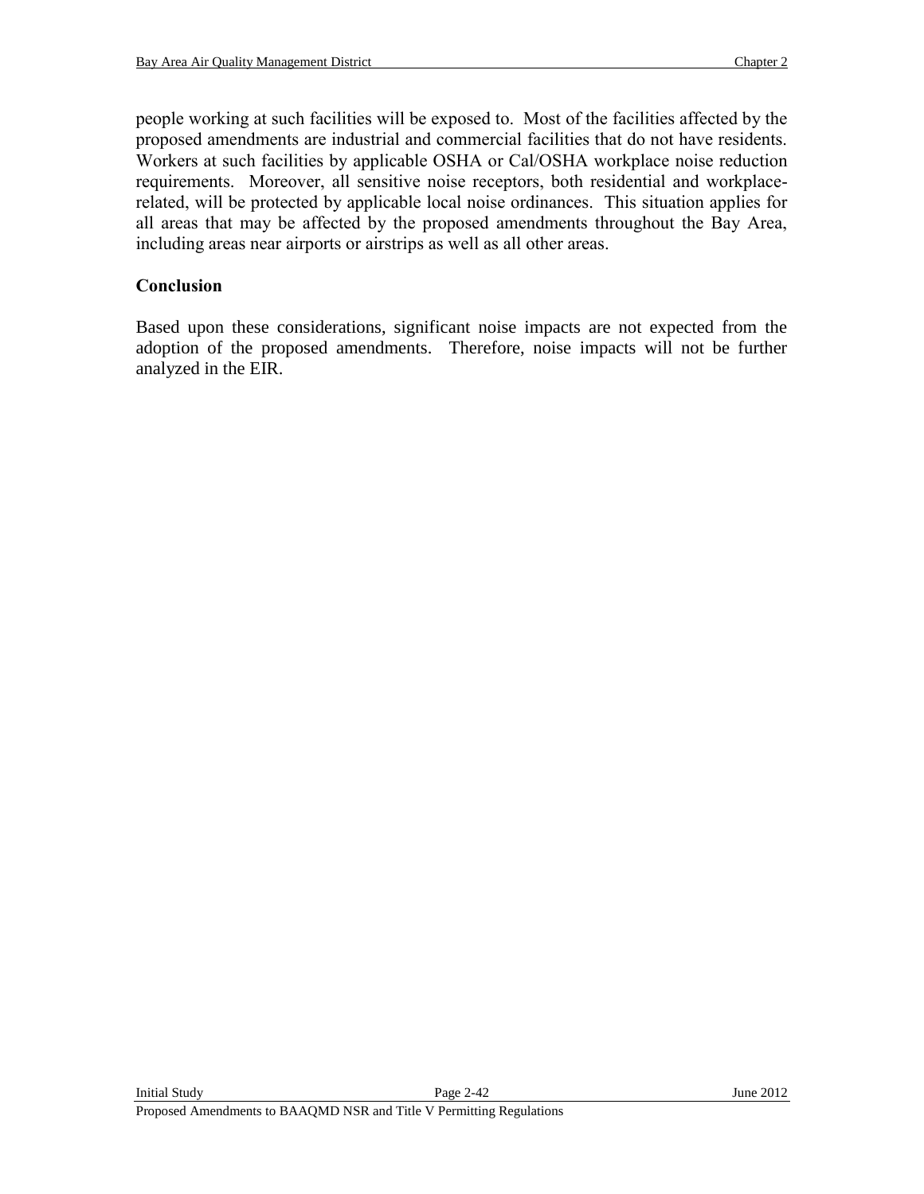people working at such facilities will be exposed to. Most of the facilities affected by the proposed amendments are industrial and commercial facilities that do not have residents. Workers at such facilities by applicable OSHA or Cal/OSHA workplace noise reduction requirements. Moreover, all sensitive noise receptors, both residential and workplace-related, will be protected by applicable local noise ordinances. This situation applies for all areas that may be affected by the proposed amendments throughout the Bay Area, including areas near airports or airstrips as well as all other areas.

### Conclusion

Based upon these considerations, significant noise impacts are not expected from the adoption of the proposed amendments. Therefore, noise impacts will not be further analyzed in the EIR.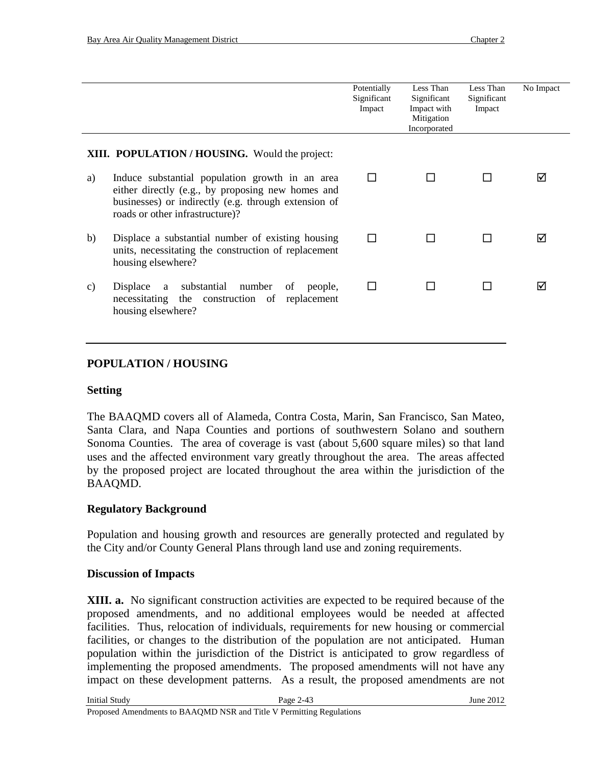| | Potentially Significant Impact | Less Than Significant Impact with Mitigation Incorporated | Less Than Significant Impact | No Impact |
|---|---|---|---|---|
| **XIII. POPULATION / HOUSING.** Would the project: | | | | |
| a) Induce substantial population growth in an area either directly (e.g., by proposing new homes and businesses) or indirectly (e.g. through extension of roads or other infrastructure)? | ☐ | ☐ | ☐ | ☑ |
| b) Displace a substantial number of existing housing units, necessitating the construction of replacement housing elsewhere? | ☐ | ☐ | ☐ | ☑ |
| c) Displace a substantial number of people, necessitating the construction of replacement housing elsewhere? | ☐ | ☐ | ☐ | ☑ |

## POPULATION / HOUSING

### Setting

The BAAQMD covers all of Alameda, Contra Costa, Marin, San Francisco, San Mateo, Santa Clara, and Napa Counties and portions of southwestern Solano and southern Sonoma Counties. The area of coverage is vast (about 5,600 square miles) so that land uses and the affected environment vary greatly throughout the area. The areas affected by the proposed project are located throughout the area within the jurisdiction of the BAAQMD.

### Regulatory Background

Population and housing growth and resources are generally protected and regulated by the City and/or County General Plans through land use and zoning requirements.

### Discussion of Impacts

**XIII. a.** No significant construction activities are expected to be required because of the proposed amendments, and no additional employees would be needed at affected facilities. Thus, relocation of individuals, requirements for new housing or commercial facilities, or changes to the distribution of the population are not anticipated. Human population within the jurisdiction of the District is anticipated to grow regardless of implementing the proposed amendments. The proposed amendments will not have any impact on these development patterns. As a result, the proposed amendments are not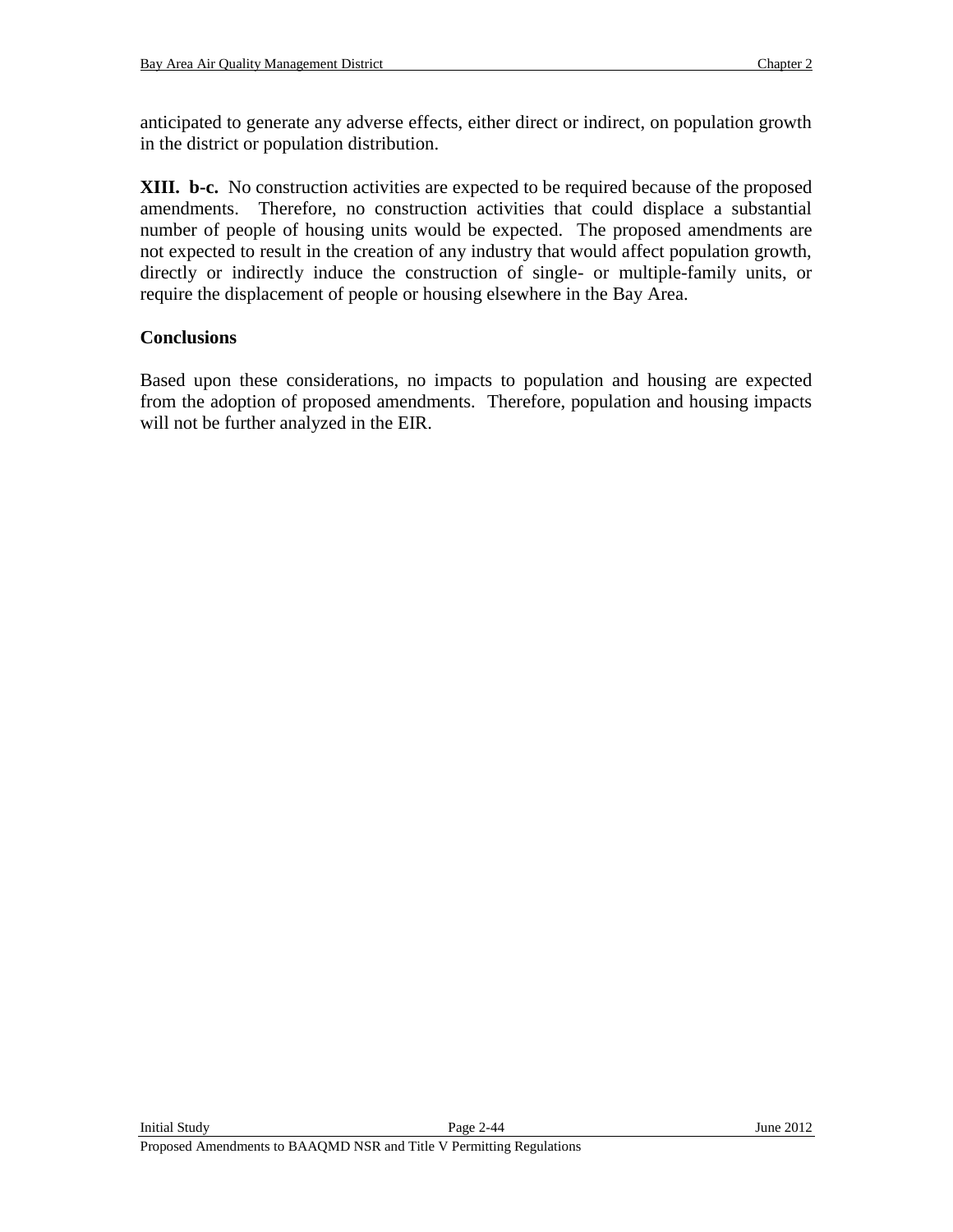anticipated to generate any adverse effects, either direct or indirect, on population growth in the district or population distribution.

**XIII. b-c.** No construction activities are expected to be required because of the proposed amendments. Therefore, no construction activities that could displace a substantial number of people of housing units would be expected. The proposed amendments are not expected to result in the creation of any industry that would affect population growth, directly or indirectly induce the construction of single- or multiple-family units, or require the displacement of people or housing elsewhere in the Bay Area.

**Conclusions**

Based upon these considerations, no impacts to population and housing are expected from the adoption of proposed amendments. Therefore, population and housing impacts will not be further analyzed in the EIR.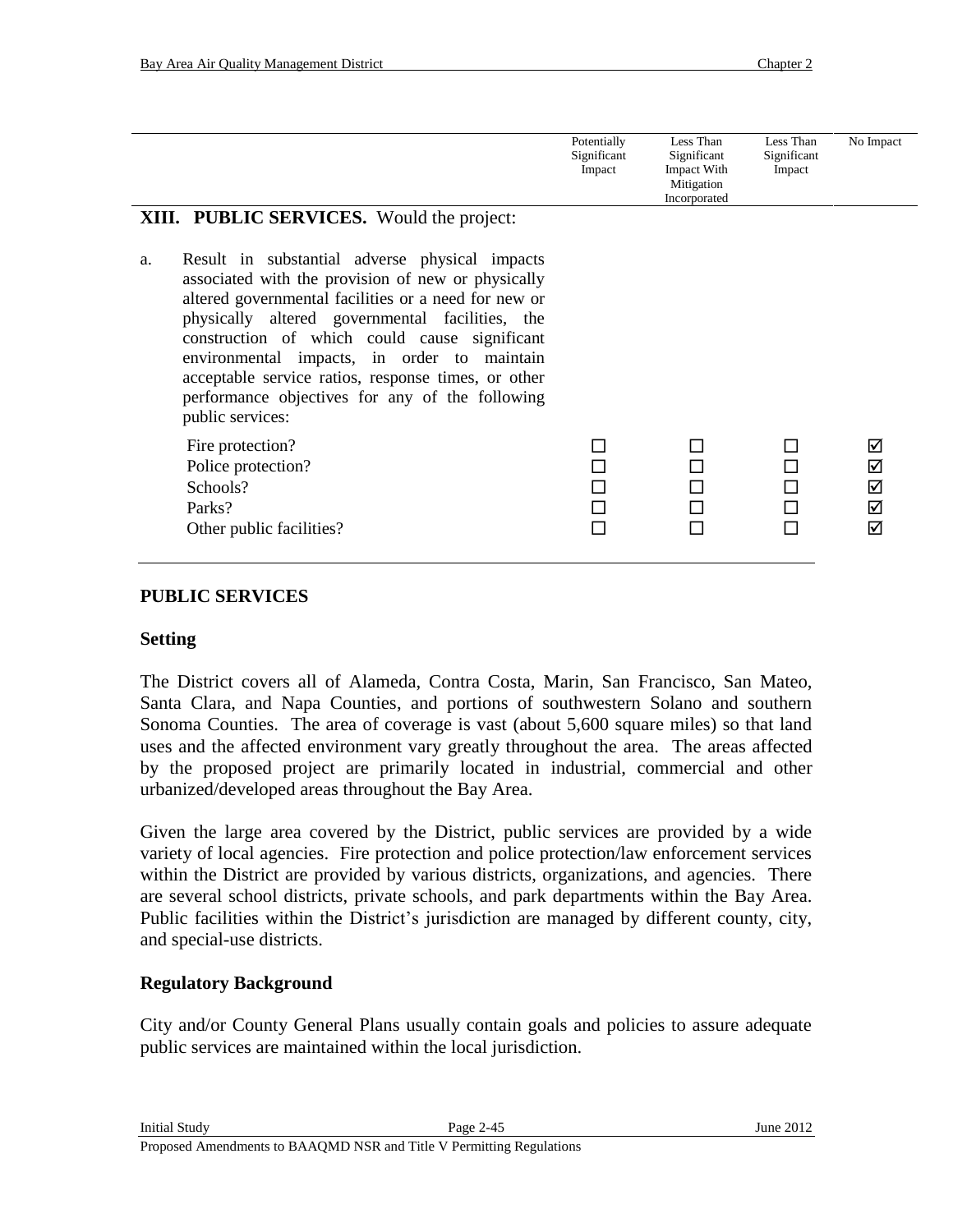| | Potentially Significant Impact | Less Than Significant Impact With Mitigation Incorporated | Less Than Significant Impact | No Impact |
|---|---|---|---|---|
| **XIII. PUBLIC SERVICES.** Would the project: | | | | |
| a. Result in substantial adverse physical impacts associated with the provision of new or physically altered governmental facilities or a need for new or physically altered governmental facilities, the construction of which could cause significant environmental impacts, in order to maintain acceptable service ratios, response times, or other performance objectives for any of the following public services: | | | | |
| Fire protection? | ☐ | ☐ | ☐ | ☑ |
| Police protection? | ☐ | ☐ | ☐ | ☑ |
| Schools? | ☐ | ☐ | ☐ | ☑ |
| Parks? | ☐ | ☐ | ☐ | ☑ |
| Other public facilities? | ☐ | ☐ | ☐ | ☑ |

## PUBLIC SERVICES

### Setting

The District covers all of Alameda, Contra Costa, Marin, San Francisco, San Mateo, Santa Clara, and Napa Counties, and portions of southwestern Solano and southern Sonoma Counties. The area of coverage is vast (about 5,600 square miles) so that land uses and the affected environment vary greatly throughout the area. The areas affected by the proposed project are primarily located in industrial, commercial and other urbanized/developed areas throughout the Bay Area.

Given the large area covered by the District, public services are provided by a wide variety of local agencies. Fire protection and police protection/law enforcement services within the District are provided by various districts, organizations, and agencies. There are several school districts, private schools, and park departments within the Bay Area. Public facilities within the District's jurisdiction are managed by different county, city, and special-use districts.

### Regulatory Background

City and/or County General Plans usually contain goals and policies to assure adequate public services are maintained within the local jurisdiction.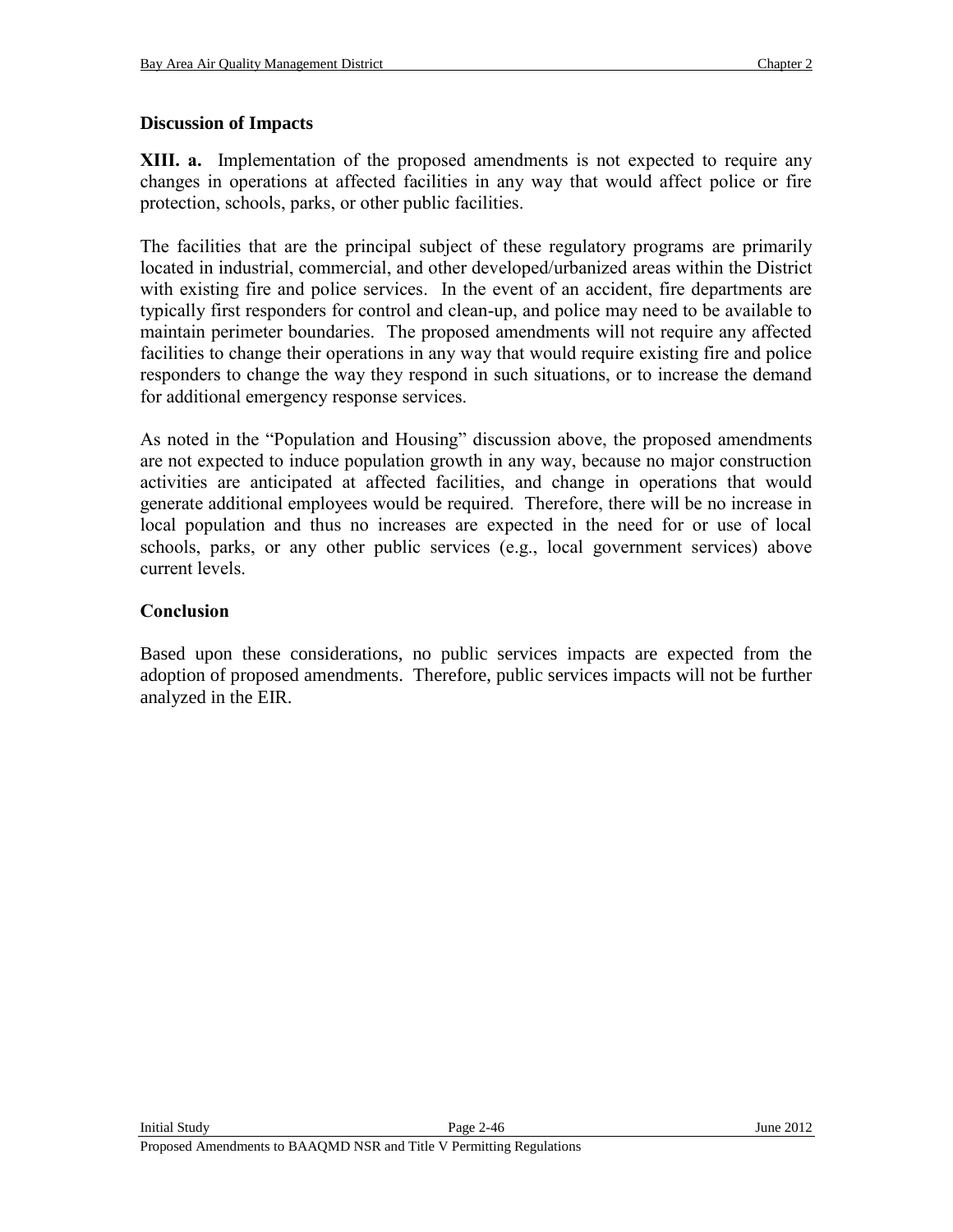### Discussion of Impacts

**XIII. a.** Implementation of the proposed amendments is not expected to require any changes in operations at affected facilities in any way that would affect police or fire protection, schools, parks, or other public facilities.

The facilities that are the principal subject of these regulatory programs are primarily located in industrial, commercial, and other developed/urbanized areas within the District with existing fire and police services. In the event of an accident, fire departments are typically first responders for control and clean-up, and police may need to be available to maintain perimeter boundaries. The proposed amendments will not require any affected facilities to change their operations in any way that would require existing fire and police responders to change the way they respond in such situations, or to increase the demand for additional emergency response services.

As noted in the "Population and Housing" discussion above, the proposed amendments are not expected to induce population growth in any way, because no major construction activities are anticipated at affected facilities, and change in operations that would generate additional employees would be required. Therefore, there will be no increase in local population and thus no increases are expected in the need for or use of local schools, parks, or any other public services (e.g., local government services) above current levels.

### Conclusion

Based upon these considerations, no public services impacts are expected from the adoption of proposed amendments. Therefore, public services impacts will not be further analyzed in the EIR.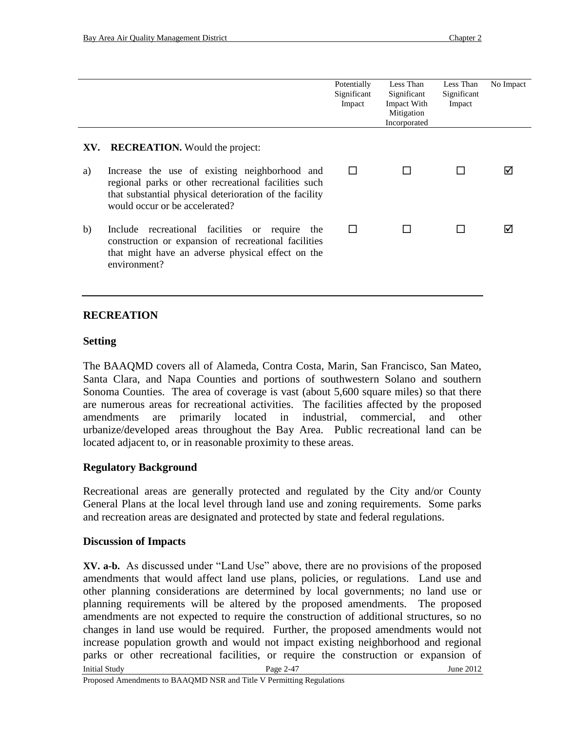| | Potentially Significant Impact | Less Than Significant Impact With Mitigation Incorporated | Less Than Significant Impact | No Impact |
|---|---|---|---|---|
| **XV. RECREATION.** Would the project: | | | | |
| a) Increase the use of existing neighborhood and regional parks or other recreational facilities such that substantial physical deterioration of the facility would occur or be accelerated? | ☐ | ☐ | ☐ | ☑ |
| b) Include recreational facilities or require the construction or expansion of recreational facilities that might have an adverse physical effect on the environment? | ☐ | ☐ | ☐ | ☑ |

## RECREATION

### Setting

The BAAQMD covers all of Alameda, Contra Costa, Marin, San Francisco, San Mateo, Santa Clara, and Napa Counties and portions of southwestern Solano and southern Sonoma Counties. The area of coverage is vast (about 5,600 square miles) so that there are numerous areas for recreational activities. The facilities affected by the proposed amendments are primarily located in industrial, commercial, and other urbanize/developed areas throughout the Bay Area. Public recreational land can be located adjacent to, or in reasonable proximity to these areas.

### Regulatory Background

Recreational areas are generally protected and regulated by the City and/or County General Plans at the local level through land use and zoning requirements. Some parks and recreation areas are designated and protected by state and federal regulations.

### Discussion of Impacts

**XV. a-b.** As discussed under "Land Use" above, there are no provisions of the proposed amendments that would affect land use plans, policies, or regulations. Land use and other planning considerations are determined by local governments; no land use or planning requirements will be altered by the proposed amendments. The proposed amendments are not expected to require the construction of additional structures, so no changes in land use would be required. Further, the proposed amendments would not increase population growth and would not impact existing neighborhood and regional parks or other recreational facilities, or require the construction or expansion of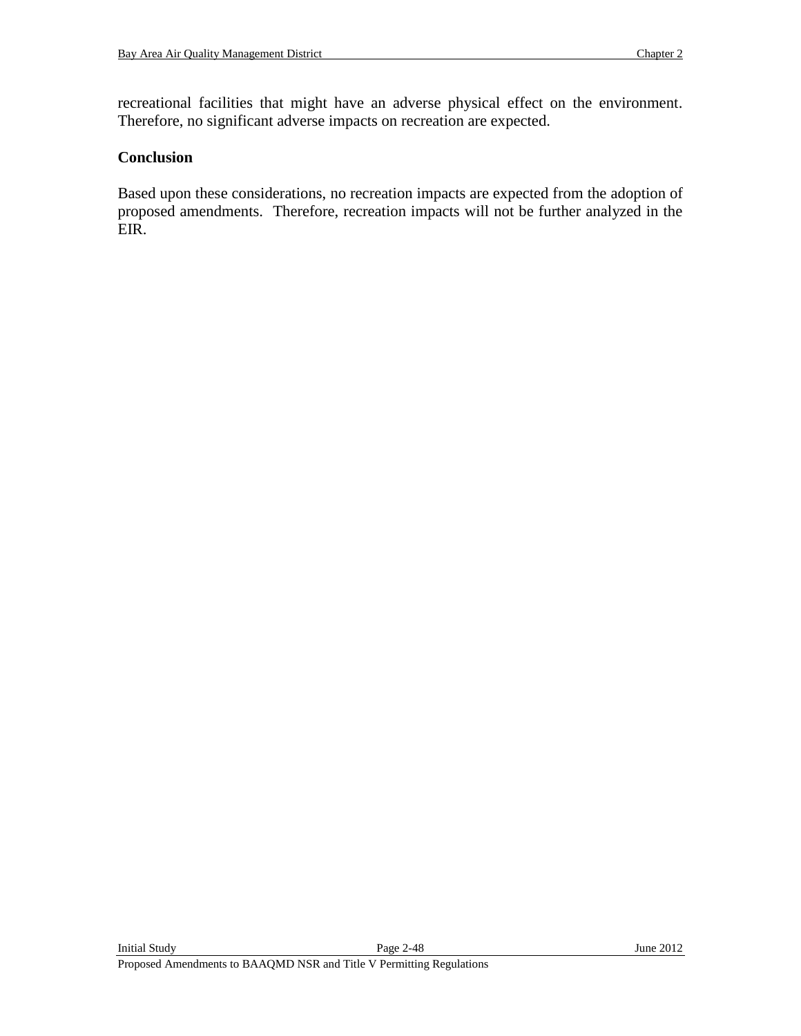recreational facilities that might have an adverse physical effect on the environment. Therefore, no significant adverse impacts on recreation are expected.

**Conclusion**

Based upon these considerations, no recreation impacts are expected from the adoption of proposed amendments. Therefore, recreation impacts will not be further analyzed in the EIR.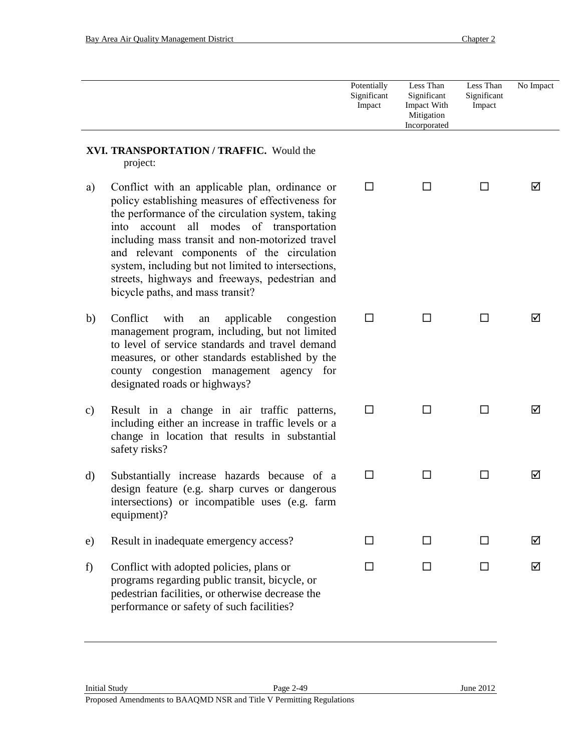| | Potentially Significant Impact | Less Than Significant Impact With Mitigation Incorporated | Less Than Significant Impact | No Impact |
|---|---|---|---|---|
| **XVI. TRANSPORTATION / TRAFFIC.** Would the project: | | | | |
| a) Conflict with an applicable plan, ordinance or policy establishing measures of effectiveness for the performance of the circulation system, taking into account all modes of transportation including mass transit and non-motorized travel and relevant components of the circulation system, including but not limited to intersections, streets, highways and freeways, pedestrian and bicycle paths, and mass transit? | ☐ | ☐ | ☐ | ☑ |
| b) Conflict with an applicable congestion management program, including, but not limited to level of service standards and travel demand measures, or other standards established by the county congestion management agency for designated roads or highways? | ☐ | ☐ | ☐ | ☑ |
| c) Result in a change in air traffic patterns, including either an increase in traffic levels or a change in location that results in substantial safety risks? | ☐ | ☐ | ☐ | ☑ |
| d) Substantially increase hazards because of a design feature (e.g. sharp curves or dangerous intersections) or incompatible uses (e.g. farm equipment)? | ☐ | ☐ | ☐ | ☑ |
| e) Result in inadequate emergency access? | ☐ | ☐ | ☐ | ☑ |
| f) Conflict with adopted policies, plans or programs regarding public transit, bicycle, or pedestrian facilities, or otherwise decrease the performance or safety of such facilities? | ☐ | ☐ | ☐ | ☑ |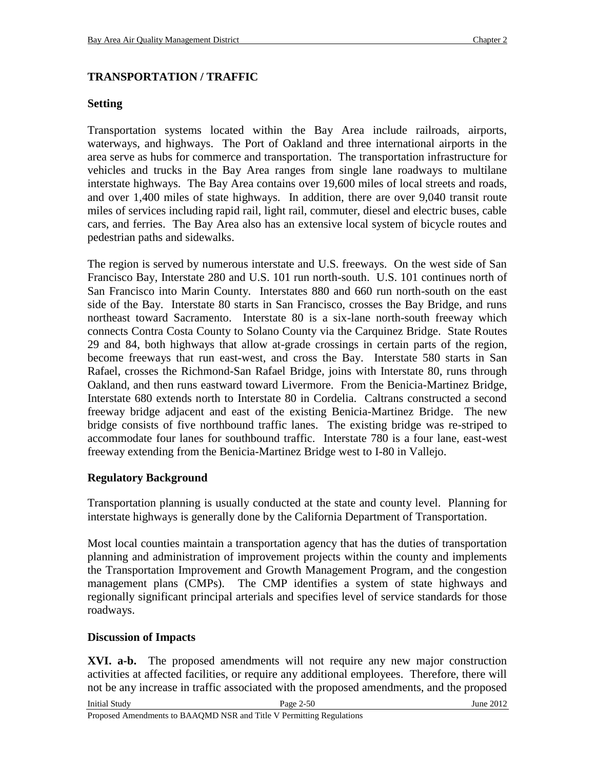## TRANSPORTATION / TRAFFIC

### Setting

Transportation systems located within the Bay Area include railroads, airports, waterways, and highways. The Port of Oakland and three international airports in the area serve as hubs for commerce and transportation. The transportation infrastructure for vehicles and trucks in the Bay Area ranges from single lane roadways to multilane interstate highways. The Bay Area contains over 19,600 miles of local streets and roads, and over 1,400 miles of state highways. In addition, there are over 9,040 transit route miles of services including rapid rail, light rail, commuter, diesel and electric buses, cable cars, and ferries. The Bay Area also has an extensive local system of bicycle routes and pedestrian paths and sidewalks.

The region is served by numerous interstate and U.S. freeways. On the west side of San Francisco Bay, Interstate 280 and U.S. 101 run north-south. U.S. 101 continues north of San Francisco into Marin County. Interstates 880 and 660 run north-south on the east side of the Bay. Interstate 80 starts in San Francisco, crosses the Bay Bridge, and runs northeast toward Sacramento. Interstate 80 is a six-lane north-south freeway which connects Contra Costa County to Solano County via the Carquinez Bridge. State Routes 29 and 84, both highways that allow at-grade crossings in certain parts of the region, become freeways that run east-west, and cross the Bay. Interstate 580 starts in San Rafael, crosses the Richmond-San Rafael Bridge, joins with Interstate 80, runs through Oakland, and then runs eastward toward Livermore. From the Benicia-Martinez Bridge, Interstate 680 extends north to Interstate 80 in Cordelia. Caltrans constructed a second freeway bridge adjacent and east of the existing Benicia-Martinez Bridge. The new bridge consists of five northbound traffic lanes. The existing bridge was re-striped to accommodate four lanes for southbound traffic. Interstate 780 is a four lane, east-west freeway extending from the Benicia-Martinez Bridge west to I-80 in Vallejo.

### Regulatory Background

Transportation planning is usually conducted at the state and county level. Planning for interstate highways is generally done by the California Department of Transportation.

Most local counties maintain a transportation agency that has the duties of transportation planning and administration of improvement projects within the county and implements the Transportation Improvement and Growth Management Program, and the congestion management plans (CMPs). The CMP identifies a system of state highways and regionally significant principal arterials and specifies level of service standards for those roadways.

### Discussion of Impacts

**XVI. a-b.** The proposed amendments will not require any new major construction activities at affected facilities, or require any additional employees. Therefore, there will not be any increase in traffic associated with the proposed amendments, and the proposed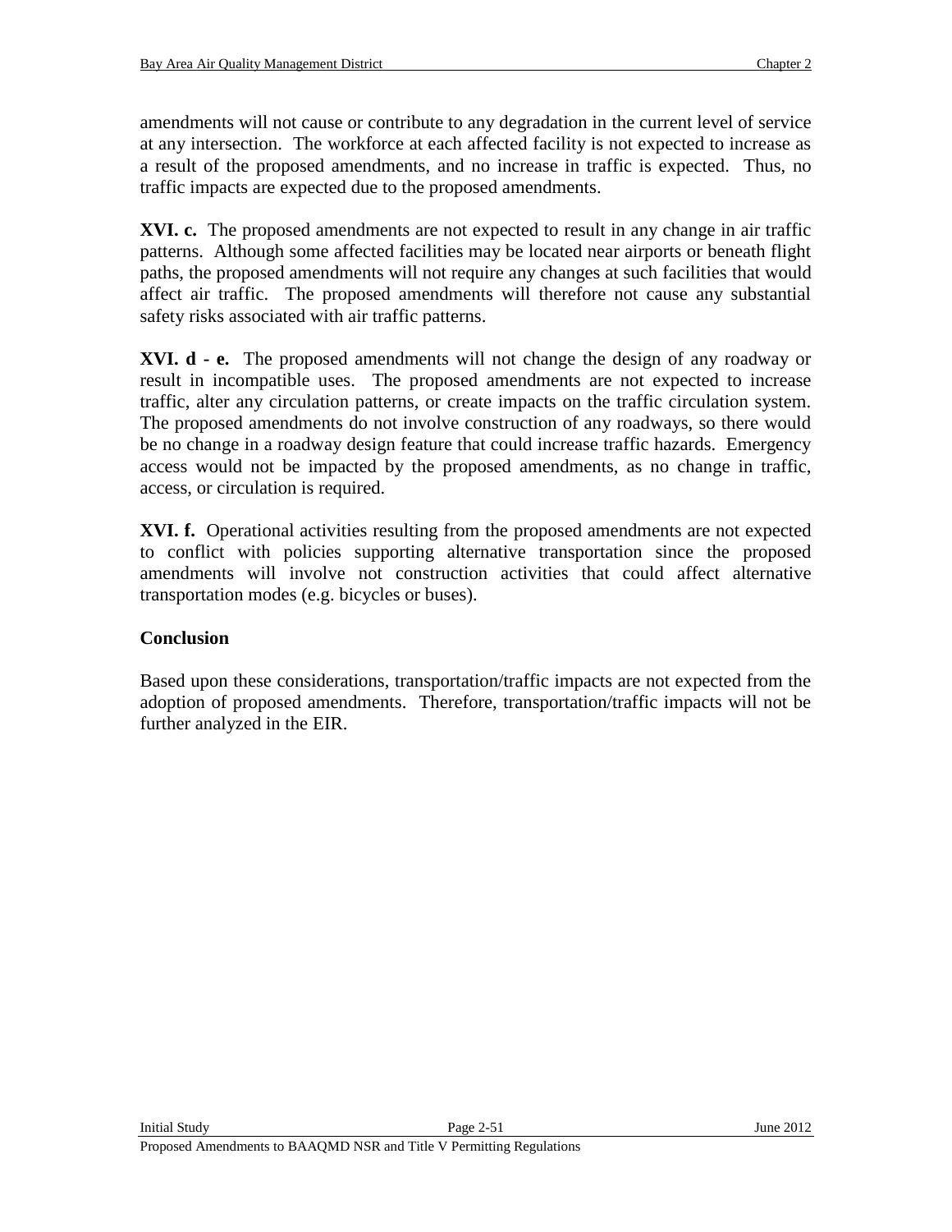amendments will not cause or contribute to any degradation in the current level of service at any intersection. The workforce at each affected facility is not expected to increase as a result of the proposed amendments, and no increase in traffic is expected. Thus, no traffic impacts are expected due to the proposed amendments.

**XVI. c.** The proposed amendments are not expected to result in any change in air traffic patterns. Although some affected facilities may be located near airports or beneath flight paths, the proposed amendments will not require any changes at such facilities that would affect air traffic. The proposed amendments will therefore not cause any substantial safety risks associated with air traffic patterns.

**XVI. d - e.** The proposed amendments will not change the design of any roadway or result in incompatible uses. The proposed amendments are not expected to increase traffic, alter any circulation patterns, or create impacts on the traffic circulation system. The proposed amendments do not involve construction of any roadways, so there would be no change in a roadway design feature that could increase traffic hazards. Emergency access would not be impacted by the proposed amendments, as no change in traffic, access, or circulation is required.

**XVI. f.** Operational activities resulting from the proposed amendments are not expected to conflict with policies supporting alternative transportation since the proposed amendments will involve not construction activities that could affect alternative transportation modes (e.g. bicycles or buses).

**Conclusion**

Based upon these considerations, transportation/traffic impacts are not expected from the adoption of proposed amendments. Therefore, transportation/traffic impacts will not be further analyzed in the EIR.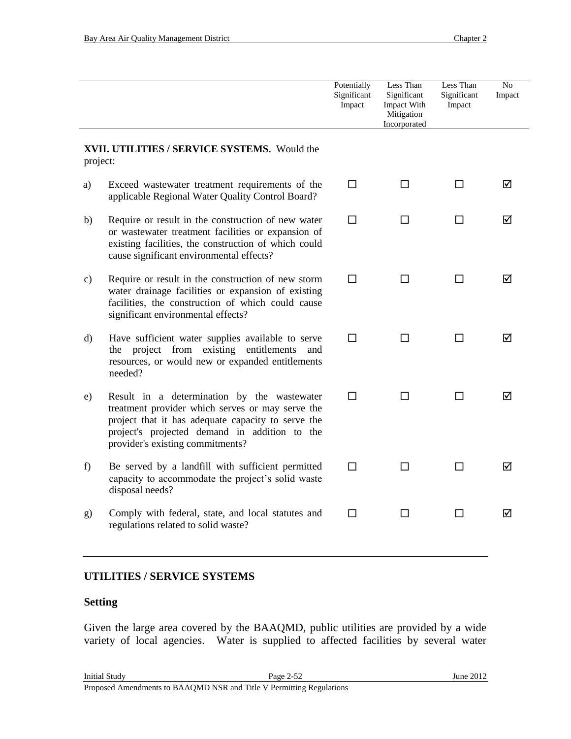| | Potentially Significant Impact | Less Than Significant Impact With Mitigation Incorporated | Less Than Significant Impact | No Impact |
|---|---|---|---|---|
| **XVII. UTILITIES / SERVICE SYSTEMS.** Would the project: | | | | |
| a) Exceed wastewater treatment requirements of the applicable Regional Water Quality Control Board? | ☐ | ☐ | ☐ | ☑ |
| b) Require or result in the construction of new water or wastewater treatment facilities or expansion of existing facilities, the construction of which could cause significant environmental effects? | ☐ | ☐ | ☐ | ☑ |
| c) Require or result in the construction of new storm water drainage facilities or expansion of existing facilities, the construction of which could cause significant environmental effects? | ☐ | ☐ | ☐ | ☑ |
| d) Have sufficient water supplies available to serve the project from existing entitlements and resources, or would new or expanded entitlements needed? | ☐ | ☐ | ☐ | ☑ |
| e) Result in a determination by the wastewater treatment provider which serves or may serve the project that it has adequate capacity to serve the project's projected demand in addition to the provider's existing commitments? | ☐ | ☐ | ☐ | ☑ |
| f) Be served by a landfill with sufficient permitted capacity to accommodate the project's solid waste disposal needs? | ☐ | ☐ | ☐ | ☑ |
| g) Comply with federal, state, and local statutes and regulations related to solid waste? | ☐ | ☐ | ☐ | ☑ |

## UTILITIES / SERVICE SYSTEMS

### Setting

Given the large area covered by the BAAQMD, public utilities are provided by a wide variety of local agencies. Water is supplied to affected facilities by several water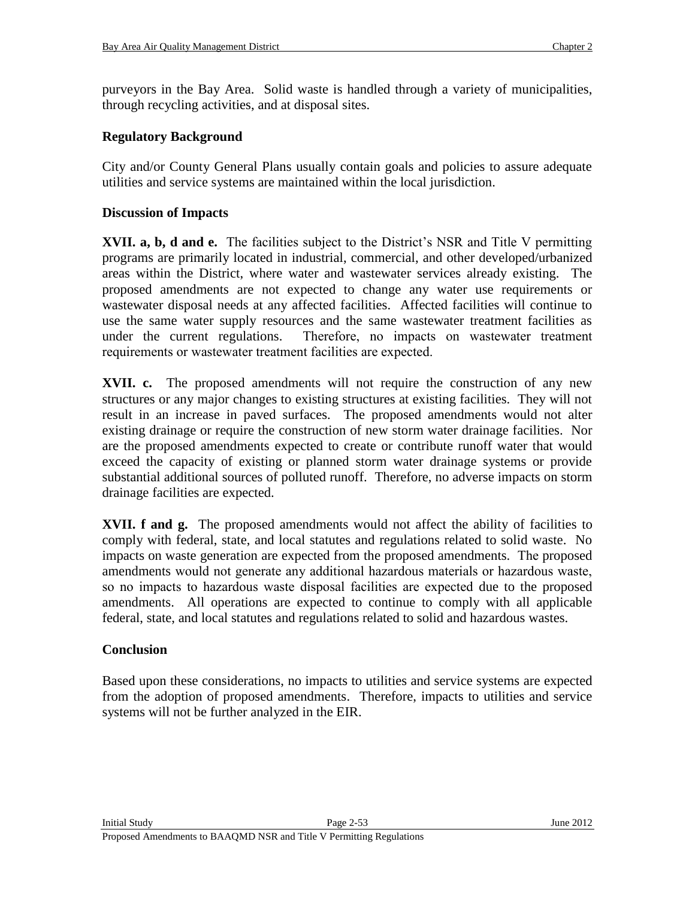purveyors in the Bay Area. Solid waste is handled through a variety of municipalities, through recycling activities, and at disposal sites.

### Regulatory Background

City and/or County General Plans usually contain goals and policies to assure adequate utilities and service systems are maintained within the local jurisdiction.

### Discussion of Impacts

**XVII. a, b, d and e.** The facilities subject to the District's NSR and Title V permitting programs are primarily located in industrial, commercial, and other developed/urbanized areas within the District, where water and wastewater services already existing. The proposed amendments are not expected to change any water use requirements or wastewater disposal needs at any affected facilities. Affected facilities will continue to use the same water supply resources and the same wastewater treatment facilities as under the current regulations. Therefore, no impacts on wastewater treatment requirements or wastewater treatment facilities are expected.

**XVII. c.** The proposed amendments will not require the construction of any new structures or any major changes to existing structures at existing facilities. They will not result in an increase in paved surfaces. The proposed amendments would not alter existing drainage or require the construction of new storm water drainage facilities. Nor are the proposed amendments expected to create or contribute runoff water that would exceed the capacity of existing or planned storm water drainage systems or provide substantial additional sources of polluted runoff. Therefore, no adverse impacts on storm drainage facilities are expected.

**XVII. f and g.** The proposed amendments would not affect the ability of facilities to comply with federal, state, and local statutes and regulations related to solid waste. No impacts on waste generation are expected from the proposed amendments. The proposed amendments would not generate any additional hazardous materials or hazardous waste, so no impacts to hazardous waste disposal facilities are expected due to the proposed amendments. All operations are expected to continue to comply with all applicable federal, state, and local statutes and regulations related to solid and hazardous wastes.

### Conclusion

Based upon these considerations, no impacts to utilities and service systems are expected from the adoption of proposed amendments. Therefore, impacts to utilities and service systems will not be further analyzed in the EIR.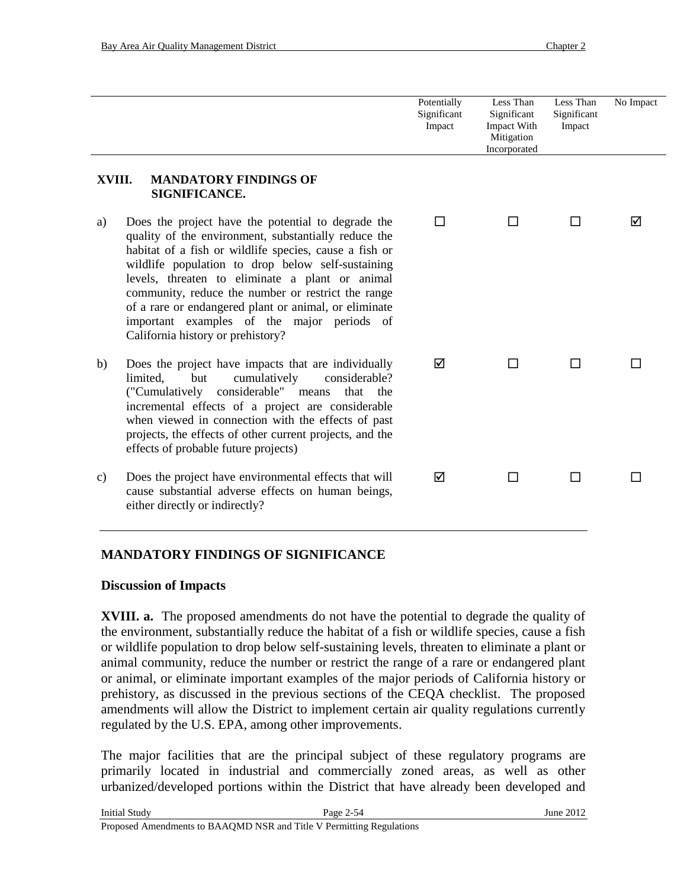| | | Potentially Significant Impact | Less Than Significant Impact With Mitigation Incorporated | Less Than Significant Impact | No Impact |
|---|---|---|---|---|---|
| **XVIII.** | **MANDATORY FINDINGS OF SIGNIFICANCE.** | | | | |
| a) | Does the project have the potential to degrade the quality of the environment, substantially reduce the habitat of a fish or wildlife species, cause a fish or wildlife population to drop below self-sustaining levels, threaten to eliminate a plant or animal community, reduce the number or restrict the range of a rare or endangered plant or animal, or eliminate important examples of the major periods of California history or prehistory? | ☐ | ☐ | ☐ | ☑ |
| b) | Does the project have impacts that are individually limited, but cumulatively considerable? ("Cumulatively considerable" means that the incremental effects of a project are considerable when viewed in connection with the effects of past projects, the effects of other current projects, and the effects of probable future projects) | ☑ | ☐ | ☐ | ☐ |
| c) | Does the project have environmental effects that will cause substantial adverse effects on human beings, either directly or indirectly? | ☑ | ☐ | ☐ | ☐ |

## MANDATORY FINDINGS OF SIGNIFICANCE

### Discussion of Impacts

**XVIII. a.** The proposed amendments do not have the potential to degrade the quality of the environment, substantially reduce the habitat of a fish or wildlife species, cause a fish or wildlife population to drop below self-sustaining levels, threaten to eliminate a plant or animal community, reduce the number or restrict the range of a rare or endangered plant or animal, or eliminate important examples of the major periods of California history or prehistory, as discussed in the previous sections of the CEQA checklist. The proposed amendments will allow the District to implement certain air quality regulations currently regulated by the U.S. EPA, among other improvements.

The major facilities that are the principal subject of these regulatory programs are primarily located in industrial and commercially zoned areas, as well as other urbanized/developed portions within the District that have already been developed and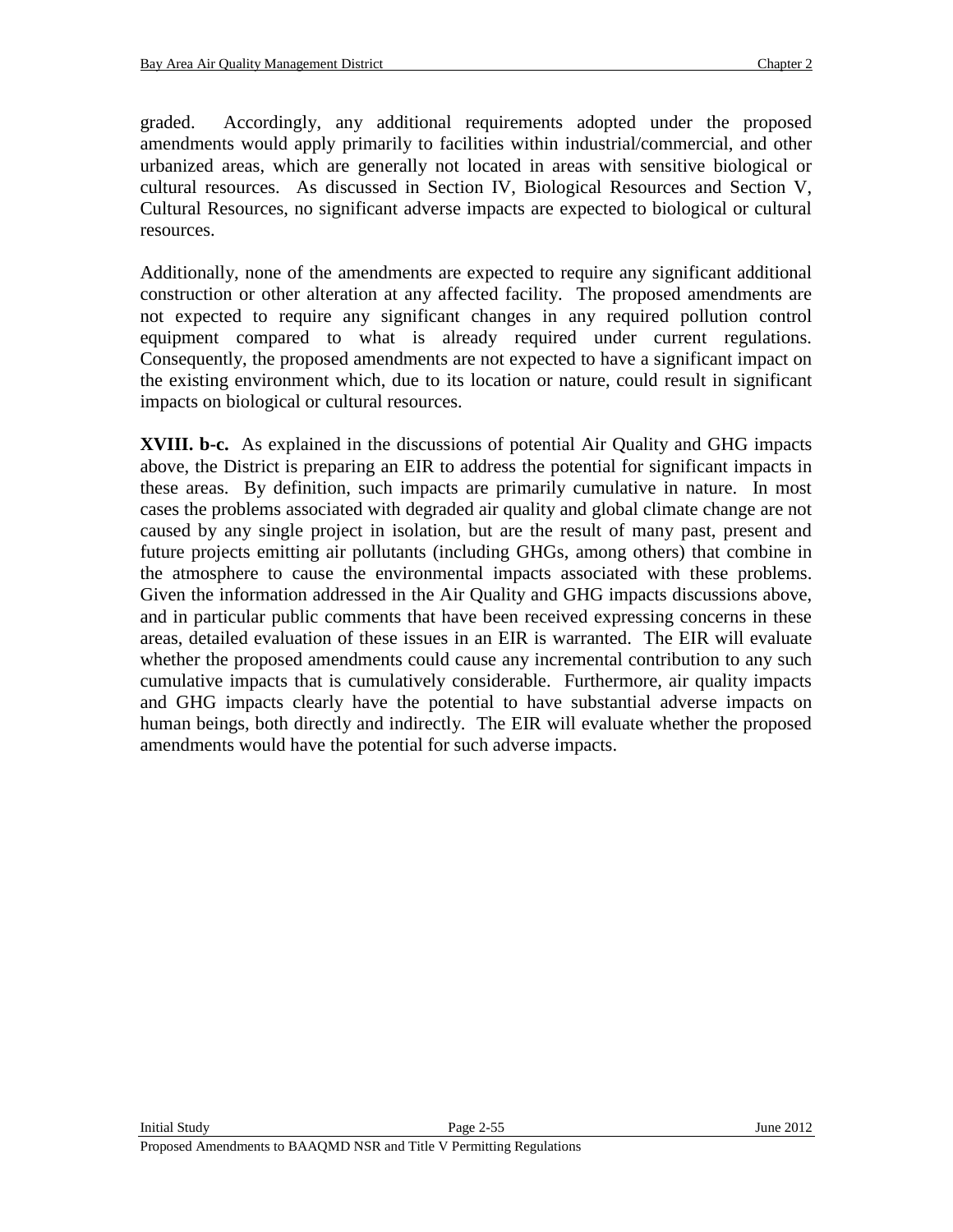graded. Accordingly, any additional requirements adopted under the proposed amendments would apply primarily to facilities within industrial/commercial, and other urbanized areas, which are generally not located in areas with sensitive biological or cultural resources. As discussed in Section IV, Biological Resources and Section V, Cultural Resources, no significant adverse impacts are expected to biological or cultural resources.

Additionally, none of the amendments are expected to require any significant additional construction or other alteration at any affected facility. The proposed amendments are not expected to require any significant changes in any required pollution control equipment compared to what is already required under current regulations. Consequently, the proposed amendments are not expected to have a significant impact on the existing environment which, due to its location or nature, could result in significant impacts on biological or cultural resources.

**XVIII. b-c.** As explained in the discussions of potential Air Quality and GHG impacts above, the District is preparing an EIR to address the potential for significant impacts in these areas. By definition, such impacts are primarily cumulative in nature. In most cases the problems associated with degraded air quality and global climate change are not caused by any single project in isolation, but are the result of many past, present and future projects emitting air pollutants (including GHGs, among others) that combine in the atmosphere to cause the environmental impacts associated with these problems. Given the information addressed in the Air Quality and GHG impacts discussions above, and in particular public comments that have been received expressing concerns in these areas, detailed evaluation of these issues in an EIR is warranted. The EIR will evaluate whether the proposed amendments could cause any incremental contribution to any such cumulative impacts that is cumulatively considerable. Furthermore, air quality impacts and GHG impacts clearly have the potential to have substantial adverse impacts on human beings, both directly and indirectly. The EIR will evaluate whether the proposed amendments would have the potential for such adverse impacts.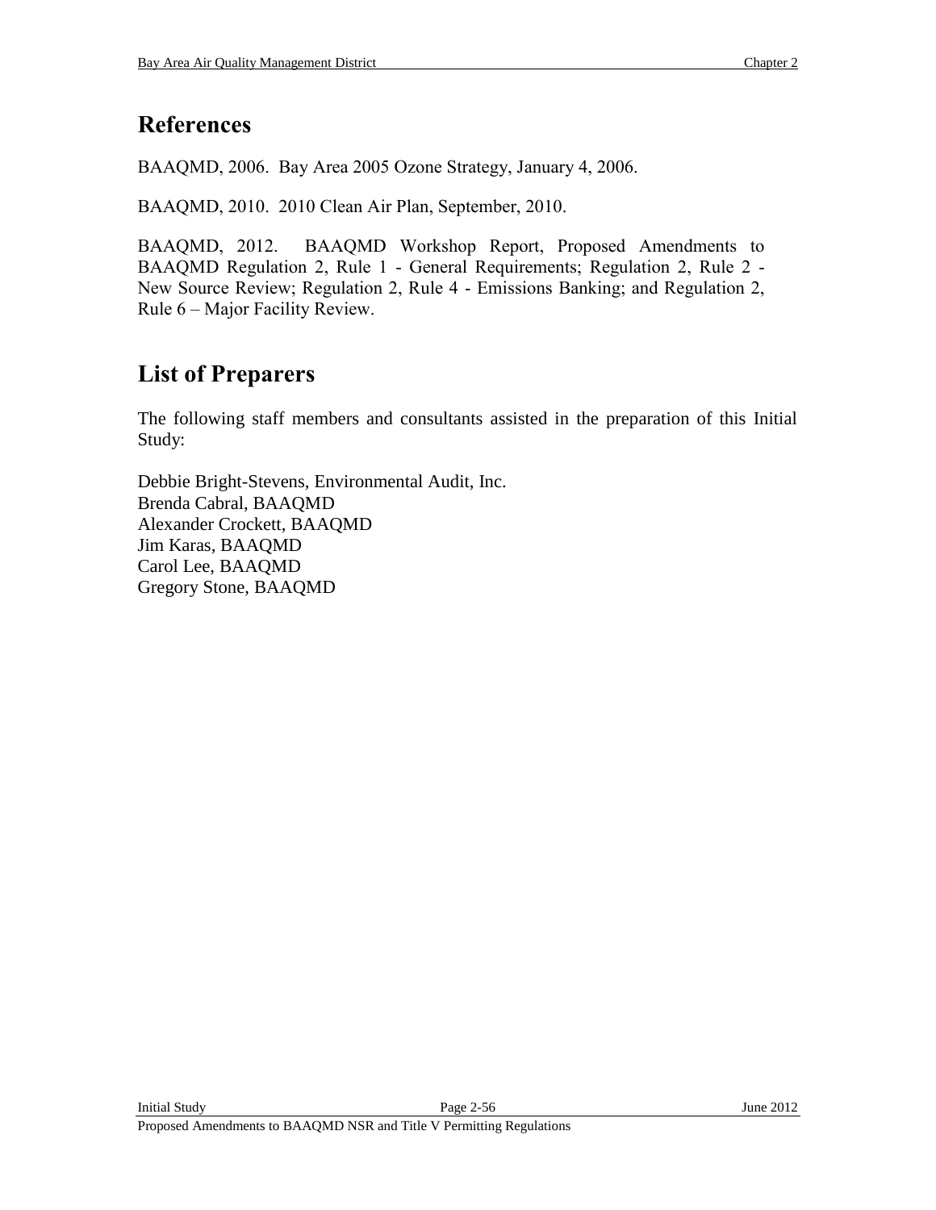## References

BAAQMD, 2006. Bay Area 2005 Ozone Strategy, January 4, 2006.

BAAQMD, 2010. 2010 Clean Air Plan, September, 2010.

BAAQMD, 2012. BAAQMD Workshop Report, Proposed Amendments to BAAQMD Regulation 2, Rule 1 - General Requirements; Regulation 2, Rule 2 - New Source Review; Regulation 2, Rule 4 - Emissions Banking; and Regulation 2, Rule 6 – Major Facility Review.

## List of Preparers

The following staff members and consultants assisted in the preparation of this Initial Study:

Debbie Bright-Stevens, Environmental Audit, Inc.  
Brenda Cabral, BAAQMD  
Alexander Crockett, BAAQMD  
Jim Karas, BAAQMD  
Carol Lee, BAAQMD  
Gregory Stone, BAAQMD